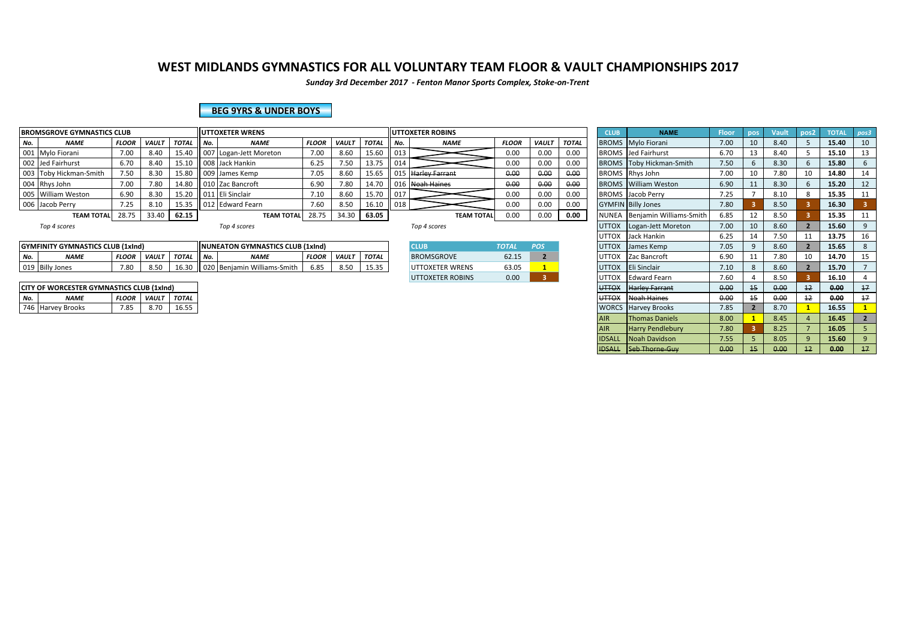# WEST MIDLANDS GYMNASTICS FOR ALL VOLUNTARY TEAM FLOOR & VAULT CHAMPIONSHIPS 2017

*Sunday 3rd December 2017 - Fenton Manor Sports Complex, Stoke-on-Trent*

## BEG 9YRS & UNDER BOYS

| BROMSGROVE GYMNASTICS CLUB | | | | |
|---|---|---|---|---|
| No. | NAME | FLOOR | VAULT | TOTAL |
| 001 | Mylo Fiorani | 7.00 | 8.40 | 15.40 |
| 002 | Jed Fairhurst | 6.70 | 8.40 | 15.10 |
| 003 | Toby Hickman-Smith | 7.50 | 8.30 | 15.80 |
| 004 | Rhys John | 7.00 | 7.80 | 14.80 |
| 005 | William Weston | 6.90 | 8.30 | 15.20 |
| 006 | Jacob Perry | 7.25 | 8.10 | 15.35 |
| | TEAM TOTAL | 28.75 | 33.40 | **62.15** |

*Top 4 scores*

| UTTOXETER WRENS | | | | |
|---|---|---|---|---|
| No. | NAME | FLOOR | VAULT | TOTAL |
| 007 | Logan-Jett Moreton | 7.00 | 8.60 | 15.60 |
| 008 | Jack Hankin | 6.25 | 7.50 | 13.75 |
| 009 | James Kemp | 7.05 | 8.60 | 15.65 |
| 010 | Zac Bancroft | 6.90 | 7.80 | 14.70 |
| 011 | Eli Sinclair | 7.10 | 8.60 | 15.70 |
| 012 | Edward Fearn | 7.60 | 8.50 | 16.10 |
| | TEAM TOTAL | 28.75 | 34.30 | **63.05** |

*Top 4 scores*

| UTTOXETER ROBINS | | | | |
|---|---|---|---|---|
| No. | NAME | FLOOR | VAULT | TOTAL |
| 013 | | 0.00 | 0.00 | 0.00 |
| 014 | | 0.00 | 0.00 | 0.00 |
| 015 | ~~Harley Farrant~~ | ~~0.00~~ | ~~0.00~~ | ~~0.00~~ |
| 016 | ~~Noah Haines~~ | ~~0.00~~ | ~~0.00~~ | ~~0.00~~ |
| 017 | | 0.00 | 0.00 | 0.00 |
| 018 | | 0.00 | 0.00 | 0.00 |
| | TEAM TOTAL | 0.00 | 0.00 | **0.00** |

*Top 4 scores*

| GYMFINITY GYMNASTICS CLUB (1xInd) | | | | |
|---|---|---|---|---|
| No. | NAME | FLOOR | VAULT | TOTAL |
| 019 | Billy Jones | 7.80 | 8.50 | 16.30 |

| NUNEATON GYMNASTICS CLUB (1xInd) | | | | |
|---|---|---|---|---|
| No. | NAME | FLOOR | VAULT | TOTAL |
| 020 | Benjamin Williams-Smith | 6.85 | 8.50 | 15.35 |

| CITY OF WORCESTER GYMNASTICS CLUB (1xInd) | | | | |
|---|---|---|---|---|
| No. | NAME | FLOOR | VAULT | TOTAL |
| 746 | Harvey Brooks | 7.85 | 8.70 | 16.55 |

| CLUB | TOTAL | POS |
|---|---|---|
| BROMSGROVE | 62.15 | 2 |
| UTTOXETER WRENS | 63.05 | 1 |
| UTTOXETER ROBINS | 0.00 | 3 |

| CLUB | NAME | Floor | pos | Vault | pos2 | TOTAL | pos3 |
|---|---|---|---|---|---|---|---|
| BROMS | Mylo Fiorani | 7.00 | 10 | 8.40 | 5 | 15.40 | 10 |
| BROMS | Jed Fairhurst | 6.70 | 13 | 8.40 | 5 | 15.10 | 13 |
| BROMS | Toby Hickman-Smith | 7.50 | 6 | 8.30 | 6 | 15.80 | 6 |
| BROMS | Rhys John | 7.00 | 10 | 7.80 | 10 | 14.80 | 14 |
| BROMS | William Weston | 6.90 | 11 | 8.30 | 6 | 15.20 | 12 |
| BROMS | Jacob Perry | 7.25 | 7 | 8.10 | 8 | 15.35 | 11 |
| GYMFIN | Billy Jones | 7.80 | 3 | 8.50 | 3 | 16.30 | 3 |
| NUNEA | Benjamin Williams-Smith | 6.85 | 12 | 8.50 | 3 | 15.35 | 11 |
| UTTOX | Logan-Jett Moreton | 7.00 | 10 | 8.60 | 2 | 15.60 | 9 |
| UTTOX | Jack Hankin | 6.25 | 14 | 7.50 | 11 | 13.75 | 16 |
| UTTOX | James Kemp | 7.05 | 9 | 8.60 | 2 | 15.65 | 8 |
| UTTOX | Zac Bancroft | 6.90 | 11 | 7.80 | 10 | 14.70 | 15 |
| UTTOX | Eli Sinclair | 7.10 | 8 | 8.60 | 2 | 15.70 | 7 |
| UTTOX | Edward Fearn | 7.60 | 4 | 8.50 | 3 | 16.10 | 4 |
| ~~UTTOX~~ | ~~Harley Farrant~~ | ~~0.00~~ | ~~15~~ | ~~0.00~~ | ~~12~~ | ~~0.00~~ | ~~17~~ |
| ~~UTTOX~~ | ~~Noah Haines~~ | ~~0.00~~ | ~~15~~ | ~~0.00~~ | ~~12~~ | ~~0.00~~ | ~~17~~ |
| WORCS | Harvey Brooks | 7.85 | 2 | 8.70 | 1 | 16.55 | 1 |
| AIR | Thomas Daniels | 8.00 | 1 | 8.45 | 4 | 16.45 | 2 |
| AIR | Harry Pendlebury | 7.80 | 3 | 8.25 | 7 | 16.05 | 5 |
| IDSALL | Noah Davidson | 7.55 | 5 | 8.05 | 9 | 15.60 | 9 |
| ~~IDSALL~~ | ~~Seb Thorne-Guy~~ | ~~0.00~~ | ~~15~~ | ~~0.00~~ | ~~12~~ | ~~0.00~~ | ~~17~~ |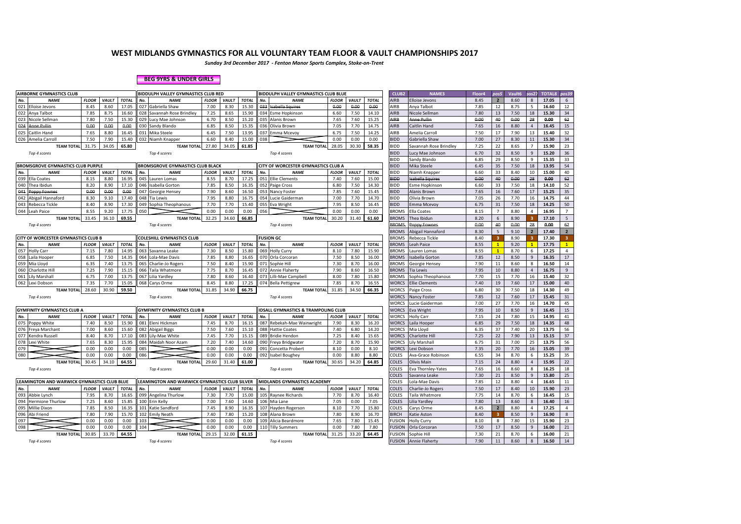# WEST MIDLANDS GYMNASTICS FOR ALL VOLUNTARY TEAM FLOOR & VAULT CHAMPIONSHIPS 2017

*Sunday 3rd December 2017 - Fenton Manor Sports Complex, Stoke-on-Trent*

**BEG 9YRS & UNDER GIRLS**

### AIRBORNE GYMNASTICS CLUB

| No. | NAME | FLOOR | VAULT | TOTAL |
|---|---|---|---|---|
| 021 | Elloise Jevons | 8.45 | 8.60 | 17.05 |
| 022 | Anya Talbot | 7.85 | 8.75 | 16.60 |
| 023 | Nicole Sellman | 7.80 | 7.50 | 15.30 |
| 024 | ~~Anne Pullin~~ | ~~0.00~~ | ~~0.00~~ | ~~0.00~~ |
| 025 | Caitlin Hand | 7.65 | 8.80 | 16.45 |
| 026 | Amelia Carroll | 7.50 | 7.90 | 15.40 |
| | TEAM TOTAL | 31.75 | 34.05 | 65.80 |

*Top 4 scores*

### BIDDULPH VALLEY GYMNASTICS CLUB RED

| No. | NAME | FLOOR | VAULT | TOTAL |
|---|---|---|---|---|
| 027 | Gabriella Shaw | 7.00 | 8.30 | 15.30 |
| 028 | Savannah Rose Brindley | 7.25 | 8.65 | 15.90 |
| 029 | Lucy Mae Johnson | 6.70 | 8.50 | 15.20 |
| 030 | Sandy Blando | 6.85 | 8.50 | 15.35 |
| 031 | Mika Steele | 6.45 | 7.50 | 13.95 |
| 032 | Niamh Knapper | 6.60 | 8.40 | 15.00 |
| | TEAM TOTAL | 27.80 | 34.05 | 61.85 |

*Top 4 scores*

### BIDDULPH VALLEY GYMNASTICS CLUB BLUE

| No. | NAME | FLOOR | VAULT | TOTAL |
|---|---|---|---|---|
| ~~033~~ | ~~Isabella Squires~~ | ~~0.00~~ | ~~0.00~~ | ~~0.00~~ |
| 034 | Esme Hopkinson | 6.60 | 7.50 | 14.10 |
| 035 | Alanis Brown | 7.65 | 7.60 | 15.25 |
| 036 | Olivia Brown | 7.05 | 7.70 | 14.75 |
| 037 | Emma Mcevoy | 6.75 | 7.50 | 14.25 |
| 038 | | 0.00 | 0.00 | 0.00 |
| | TEAM TOTAL | 28.05 | 30.30 | 58.35 |

*Top 4 scores*

### BROMSGROVE GYMNASTICS CLUB PURPLE

| No. | NAME | FLOOR | VAULT | TOTAL |
|---|---|---|---|---|
| 039 | Ella Coates | 8.15 | 8.80 | 16.95 |
| 040 | Thea Ibidun | 8.20 | 8.90 | 17.10 |
| ~~041~~ | ~~Poppy Fownes~~ | ~~0.00~~ | ~~0.00~~ | ~~0.00~~ |
| 042 | Abigail Hannaford | 8.30 | 9.10 | 17.40 |
| 043 | Rebecca Tickle | 8.40 | 8.90 | 17.30 |
| 044 | Leah Paice | 8.55 | 9.20 | 17.75 |
| | TEAM TOTAL | 33.45 | 36.10 | 69.55 |

*Top 4 scores*

### BROMSGROVE GYMNASTICS CLUB BLACK

| No. | NAME | FLOOR | VAULT | TOTAL |
|---|---|---|---|---|
| 045 | Lauren Lomas | 8.55 | 8.70 | 17.25 |
| 046 | Isabella Gorton | 7.85 | 8.50 | 16.35 |
| 047 | Georgie Hensey | 7.90 | 8.60 | 16.50 |
| 048 | Tia Lewis | 7.95 | 8.80 | 16.75 |
| 049 | Sophia Theophanous | 7.70 | 7.70 | 15.40 |
| 050 | | 0.00 | 0.00 | 0.00 |
| | TEAM TOTAL | 32.25 | 34.60 | 66.85 |

*Top 4 scores*

### CITY OF WORCESTER GYMNASTICS CLUB A

| No. | NAME | FLOOR | VAULT | TOTAL |
|---|---|---|---|---|
| 051 | Ellie Clements | 7.40 | 7.60 | 15.00 |
| 052 | Paige Cross | 6.80 | 7.50 | 14.30 |
| 053 | Nancy Foster | 7.85 | 7.60 | 15.45 |
| 054 | Lucie Gaiderman | 7.00 | 7.70 | 14.70 |
| 055 | Eva Wright | 7.95 | 8.50 | 16.45 |
| 056 | | 0.00 | 0.00 | 0.00 |
| | TEAM TOTAL | 30.20 | 31.40 | 61.60 |

*Top 4 scores*

### CITY OF WORCESTER GYMNASTICS CLUB B

| No. | NAME | FLOOR | VAULT | TOTAL |
|---|---|---|---|---|
| 057 | Holly Carr | 7.15 | 7.80 | 14.95 |
| 058 | Laila Hooper | 6.85 | 7.50 | 14.35 |
| 059 | Mia Lloyd | 6.35 | 7.40 | 13.75 |
| 060 | Charlotte Hill | 7.25 | 7.90 | 15.15 |
| 061 | Lily Marshall | 6.75 | 7.00 | 13.75 |
| 062 | Lexi Dobson | 7.35 | 7.70 | 15.05 |
| | TEAM TOTAL | 28.60 | 30.90 | 59.50 |

*Top 4 scores*

### COLESHILL GYMNASTICS CLUB

| No. | NAME | FLOOR | VAULT | TOTAL |
|---|---|---|---|---|
| 063 | Savanna Leake | 7.30 | 8.50 | 15.80 |
| 064 | Lola-Mae Davis | 7.85 | 8.80 | 16.65 |
| 065 | Charlie-Jo Rogers | 7.50 | 8.40 | 15.90 |
| 066 | Taila Whatmore | 7.75 | 8.70 | 16.45 |
| 067 | Lilia Yardley | 7.80 | 8.60 | 16.40 |
| 068 | Carys Orme | 8.45 | 8.80 | 17.25 |
| | TEAM TOTAL | 31.85 | 34.90 | 66.75 |

*Top 4 scores*

### FUSION GC

| No. | NAME | FLOOR | VAULT | TOTAL |
|---|---|---|---|---|
| 069 | Holly Curry | 8.10 | 7.80 | 15.90 |
| 070 | Orla Corcoran | 7.50 | 8.50 | 16.00 |
| 071 | Sophie Hill | 7.30 | 8.70 | 16.00 |
| 072 | Annie Flaherty | 7.90 | 8.60 | 16.50 |
| 073 | Lilli-Mae Campbell | 8.00 | 7.80 | 15.80 |
| 074 | Bella Pettigrew | 7.85 | 8.70 | 16.55 |
| | TEAM TOTAL | 31.85 | 34.50 | 66.35 |

*Top 4 scores*

### GYMFINITY GYMNASTICS CLUB A

| No. | NAME | FLOOR | VAULT | TOTAL |
|---|---|---|---|---|
| 075 | Poppy White | 7.40 | 8.50 | 15.90 |
| 076 | Freya Marchant | 7.00 | 8.60 | 15.60 |
| 077 | Kendra Russell | 8.40 | 8.70 | 17.10 |
| 078 | Lexi White | 7.65 | 8.30 | 15.95 |
| 079 | | 0.00 | 0.00 | 0.00 |
| 080 | | 0.00 | 0.00 | 0.00 |
| | TEAM TOTAL | 30.45 | 34.10 | 64.55 |

*Top 4 scores*

### GYMFINITY GYMNASTICS CLUB B

| No. | NAME | FLOOR | VAULT | TOTAL |
|---|---|---|---|---|
| 081 | Eleni Hickman | 7.45 | 8.70 | 16.15 |
| 082 | Abigail Biggs | 7.50 | 7.60 | 15.10 |
| 083 | Lily-Mae White | 7.45 | 7.70 | 15.15 |
| 084 | Maidah Noor Azam | 7.20 | 7.40 | 14.60 |
| 085 | | 0.00 | 0.00 | 0.00 |
| 086 | | 0.00 | 0.00 | 0.00 |
| | TEAM TOTAL | 29.60 | 31.40 | 61.00 |

*Top 4 scores*

### IDSALL GYMNASTICS & TRAMPOLING CLUB

| No. | NAME | FLOOR | VAULT | TOTAL |
|---|---|---|---|---|
| 087 | Rebekah-Mae Wainwright | 7.90 | 8.30 | 16.20 |
| 088 | Hattie Coates | 7.40 | 6.80 | 14.20 |
| 089 | Bridie Hendon | 7.25 | 8.40 | 15.65 |
| 090 | Freya Bridgwater | 7.20 | 8.70 | 15.90 |
| 091 | Concetta Probert | 8.10 | 0.00 | 8.10 |
| 092 | Isabel Boughey | 0.00 | 8.80 | 8.80 |
| | TEAM TOTAL | 30.65 | 34.20 | 64.85 |

*Top 4 scores*

### LEAMINGTON AND WARWICK GYMNASTICS CLUB BLUE

| No. | NAME | FLOOR | VAULT | TOTAL |
|---|---|---|---|---|
| 093 | Abbie Lynch | 7.95 | 8.70 | 16.65 |
| 094 | Hermione Thurlow | 7.25 | 8.60 | 15.85 |
| 095 | Millie Dixon | 7.85 | 8.50 | 16.35 |
| 096 | Abi Friend | 7.80 | 7.90 | 15.70 |
| 097 | | 0.00 | 0.00 | 0.00 |
| 098 | | 0.00 | 0.00 | 0.00 |
| | TEAM TOTAL | 30.85 | 33.70 | 64.55 |

*Top 4 scores*

### LEAMINGTON AND WARWICK GYMNASTICS CLUB SILVER

| No. | NAME | FLOOR | VAULT | TOTAL |
|---|---|---|---|---|
| 099 | Angelina Thurlow | 7.30 | 7.70 | 15.00 |
| 100 | Erin Kelly | 7.00 | 7.60 | 14.60 |
| 101 | Katie Sandford | 7.45 | 8.90 | 16.35 |
| 102 | Emily Neath | 7.40 | 7.80 | 15.20 |
| 103 | | 0.00 | 0.00 | 0.00 |
| 104 | | 0.00 | 0.00 | 0.00 |
| | TEAM TOTAL | 29.15 | 32.00 | 61.15 |

*Top 4 scores*

### MIDLANDS GYMNASTICS ACADEMY

| No. | NAME | FLOOR | VAULT | TOTAL |
|---|---|---|---|---|
| 105 | Raynee Richards | 7.70 | 8.70 | 16.40 |
| 106 | Mia Lane | 7.05 | 0.00 | 7.05 |
| 107 | Hayden Rogerson | 8.10 | 7.70 | 15.80 |
| 108 | Alana Brown | 7.80 | 8.90 | 16.70 |
| 109 | Alicia Beardmore | 7.65 | 7.80 | 15.45 |
| 110 | Tilly Summers | 0.00 | 7.80 | 7.80 |
| | TEAM TOTAL | 31.25 | 33.20 | 64.45 |

*Top 4 scores*

### Individual Results

| CLUB2 | NAME3 | Floor4 | pos5 | Vault6 | pos27 | TOTAL8 | pos39 |
|---|---|---|---|---|---|---|---|
| AIRB | Elloise Jevons | 8.45 | 2 | 8.60 | 8 | 17.05 | 6 |
| AIRB | Anya Talbot | 7.85 | 12 | 8.75 | 5 | 16.60 | 12 |
| AIRB | Nicole Sellman | 7.80 | 13 | 7.50 | 18 | 15.30 | 34 |
| ~~AIRB~~ | ~~Anne Pullin~~ | ~~0.00~~ | ~~40~~ | ~~0.00~~ | ~~28~~ | ~~0.00~~ | ~~62~~ |
| AIRB | Caitlin Hand | 7.65 | 16 | 8.80 | 4 | 16.45 | 15 |
| AIRB | Amelia Carroll | 7.50 | 17 | 7.90 | 13 | 15.40 | 32 |
| BIDD | Gabriella Shaw | 7.00 | 27 | 8.30 | 11 | 15.30 | 34 |
| BIDD | Savannah Rose Brindley | 7.25 | 22 | 8.65 | 7 | 15.90 | 23 |
| BIDD | Lucy Mae Johnson | 6.70 | 32 | 8.50 | 9 | 15.20 | 36 |
| BIDD | Sandy Blando | 6.85 | 29 | 8.50 | 9 | 15.35 | 33 |
| BIDD | Mika Steele | 6.45 | 35 | 7.50 | 18 | 13.95 | 54 |
| BIDD | Niamh Knapper | 6.60 | 33 | 8.40 | 10 | 15.00 | 40 |
| ~~BIDD~~ | ~~Isabella Squires~~ | ~~0.00~~ | ~~40~~ | ~~0.00~~ | ~~28~~ | ~~0.00~~ | ~~62~~ |
| BIDD | Esme Hopkinson | 6.60 | 33 | 7.50 | 18 | 14.10 | 52 |
| BIDD | Alanis Brown | 7.65 | 16 | 7.60 | 17 | 15.25 | 35 |
| BIDD | Olivia Brown | 7.05 | 26 | 7.70 | 16 | 14.75 | 44 |
| BIDD | Emma Mcevoy | 6.75 | 31 | 7.50 | 18 | 14.25 | 50 |
| BROMS | Ella Coates | 8.15 | 7 | 8.80 | 4 | 16.95 | 7 |
| BROMS | Thea Ibidun | 8.20 | 6 | 8.90 | 3 | 17.10 | 5 |
| ~~BROMS~~ | ~~Poppy Fownes~~ | ~~0.00~~ | ~~40~~ | ~~0.00~~ | ~~28~~ | ~~0.00~~ | ~~62~~ |
| BROMS | Abigail Hannaford | 8.30 | 5 | 9.10 | 2 | 17.40 | 2 |
| BROMS | Rebecca Tickle | 8.40 | 3 | 8.90 | 3 | 17.30 | 3 |
| BROMS | Leah Paice | 8.55 | 1 | 9.20 | 1 | 17.75 | 1 |
| BROMS | Lauren Lomas | 8.55 | 1 | 8.70 | 6 | 17.25 | 4 |
| BROMS | Isabella Gorton | 7.85 | 12 | 8.50 | 9 | 16.35 | 17 |
| BROMS | Georgie Hensey | 7.90 | 11 | 8.60 | 8 | 16.50 | 14 |
| BROMS | Tia Lewis | 7.95 | 10 | 8.80 | 4 | 16.75 | 9 |
| BROMS | Sophia Theophanous | 7.70 | 15 | 7.70 | 16 | 15.40 | 32 |
| WORCS | Ellie Clements | 7.40 | 19 | 7.60 | 17 | 15.00 | 40 |
| WORCS | Paige Cross | 6.80 | 30 | 7.50 | 18 | 14.30 | 49 |
| WORCS | Nancy Foster | 7.85 | 12 | 7.60 | 17 | 15.45 | 31 |
| WORCS | Lucie Gaiderman | 7.00 | 27 | 7.70 | 16 | 14.70 | 45 |
| WORCS | Eva Wright | 7.95 | 10 | 8.50 | 9 | 16.45 | 15 |
| WORCS | Holly Carr | 7.15 | 24 | 7.80 | 15 | 14.95 | 41 |
| WORCS | Laila Hooper | 6.85 | 29 | 7.50 | 18 | 14.35 | 48 |
| WORCS | Mia Lloyd | 6.35 | 37 | 7.40 | 20 | 13.75 | 56 |
| WORCS | Charlotte Hill | 7.25 | 22 | 7.90 | 13 | 15.15 | 37 |
| WORCS | Lily Marshall | 6.75 | 31 | 7.00 | 25 | 13.75 | 56 |
| WORCS | Lexi Dobson | 7.35 | 20 | 7.70 | 16 | 15.05 | 39 |
| COLES | Ava-Grace Robinson | 6.55 | 34 | 8.70 | 6 | 15.25 | 35 |
| COLES | Olivis Main | 7.15 | 24 | 8.80 | 4 | 15.95 | 22 |
| COLES | Eva Thornley-Yates | 7.65 | 16 | 8.60 | 8 | 16.25 | 18 |
| COLES | Savanna Leake | 7.30 | 21 | 8.50 | 9 | 15.80 | 25 |
| COLES | Lola-Mae Davis | 7.85 | 12 | 8.80 | 4 | 16.65 | 11 |
| COLES | Charlie-Jo Rogers | 7.50 | 17 | 8.40 | 10 | 15.90 | 23 |
| COLES | Taila Whatmore | 7.75 | 14 | 8.70 | 6 | 16.45 | 15 |
| COLES | Lilia Yardley | 7.80 | 13 | 8.60 | 8 | 16.40 | 16 |
| COLES | Carys Orme | 8.45 | 2 | 8.80 | 4 | 17.25 | 4 |
| BIRCH | Katie Aston | 8.40 | 3 | 8.50 | 9 | 16.90 | 8 |
| FUSION | Holly Curry | 8.10 | 8 | 7.80 | 15 | 15.90 | 23 |
| FUSION | Orla Corcoran | 7.50 | 17 | 8.50 | 9 | 16.00 | 21 |
| FUSION | Sophie Hill | 7.30 | 21 | 8.70 | 6 | 16.00 | 21 |
| FUSION | Annie Flaherty | 7.90 | 11 | 8.60 | 8 | 16.50 | 14 |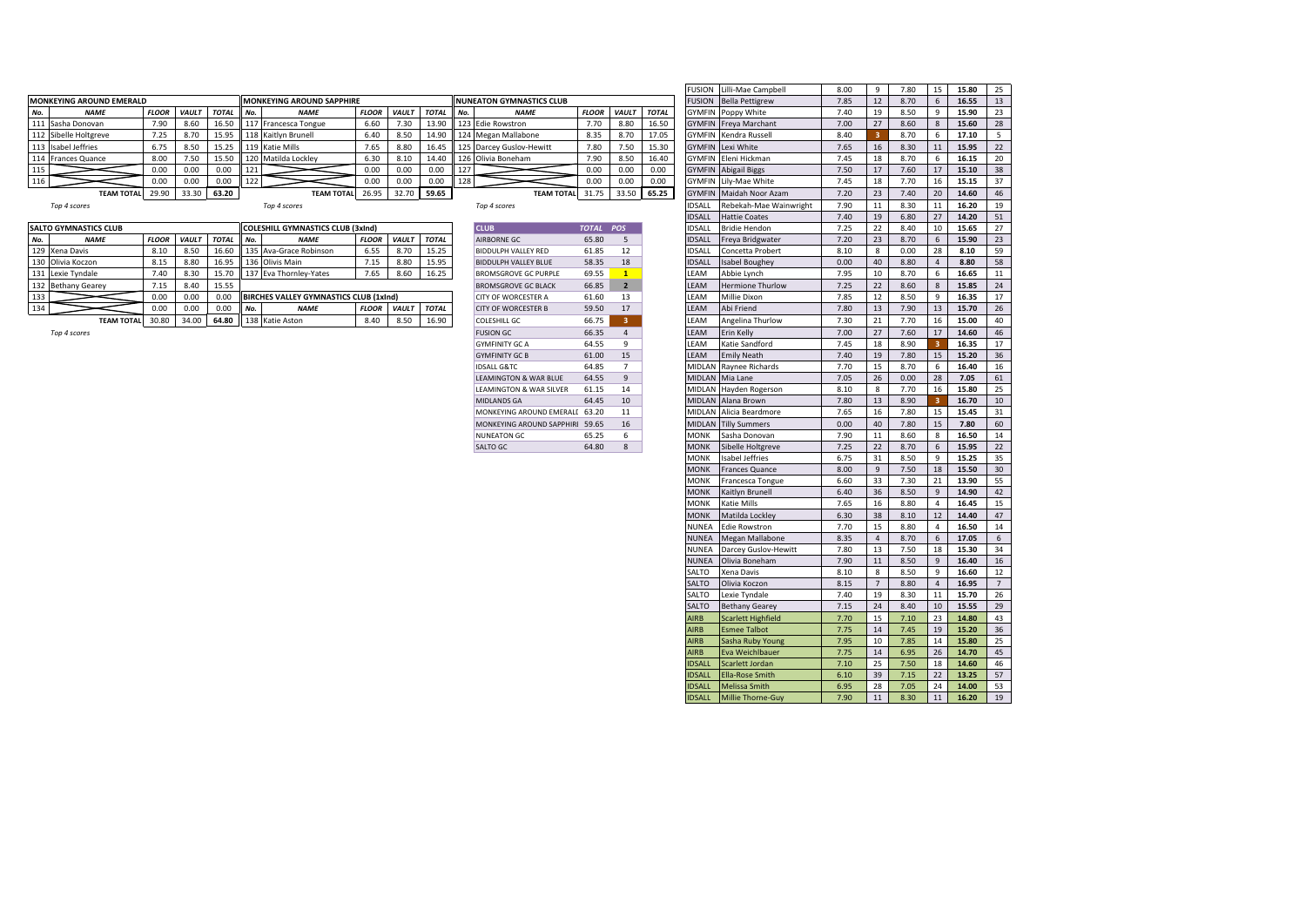**MONKEYING AROUND EMERALD**

| No. | NAME | FLOOR | VAULT | TOTAL |
|---|---|---|---|---|
| 111 | Sasha Donovan | 7.90 | 8.60 | 16.50 |
| 112 | Sibelle Holtgreve | 7.25 | 8.70 | 15.95 |
| 113 | Isabel Jeffries | 6.75 | 8.50 | 15.25 |
| 114 | Frances Quance | 8.00 | 7.50 | 15.50 |
| 115 | | 0.00 | 0.00 | 0.00 |
| 116 | | 0.00 | 0.00 | 0.00 |
| | TEAM TOTAL | 29.90 | 33.30 | 63.20 |

*Top 4 scores*

**MONKEYING AROUND SAPPHIRE**

| No. | NAME | FLOOR | VAULT | TOTAL |
|---|---|---|---|---|
| 117 | Francesca Tongue | 6.60 | 7.30 | 13.90 |
| 118 | Kaitlyn Brunell | 6.40 | 8.50 | 14.90 |
| 119 | Katie Mills | 7.65 | 8.80 | 16.45 |
| 120 | Matilda Lockley | 6.30 | 8.10 | 14.40 |
| 121 | | 0.00 | 0.00 | 0.00 |
| 122 | | 0.00 | 0.00 | 0.00 |
| | TEAM TOTAL | 26.95 | 32.70 | 59.65 |

*Top 4 scores*

**NUNEATON GYMNASTICS CLUB**

| No. | NAME | FLOOR | VAULT | TOTAL |
|---|---|---|---|---|
| 123 | Edie Rowstron | 7.70 | 8.80 | 16.50 |
| 124 | Megan Mallabone | 8.35 | 8.70 | 17.05 |
| 125 | Darcey Guslov-Hewitt | 7.80 | 7.50 | 15.30 |
| 126 | Olivia Boneham | 7.90 | 8.50 | 16.40 |
| 127 | | 0.00 | 0.00 | 0.00 |
| 128 | | 0.00 | 0.00 | 0.00 |
| | TEAM TOTAL | 31.75 | 33.50 | 65.25 |

*Top 4 scores*

**SALTO GYMNASTICS CLUB**

| No. | NAME | FLOOR | VAULT | TOTAL |
|---|---|---|---|---|
| 129 | Xena Davis | 8.10 | 8.50 | 16.60 |
| 130 | Olivia Koczon | 8.15 | 8.80 | 16.95 |
| 131 | Lexie Tyndale | 7.40 | 8.30 | 15.70 |
| 132 | Bethany Gearey | 7.15 | 8.40 | 15.55 |
| 133 | | 0.00 | 0.00 | 0.00 |
| 134 | | 0.00 | 0.00 | 0.00 |
| | TEAM TOTAL | 30.80 | 34.00 | 64.80 |

*Top 4 scores*

**COLESHILL GYMNASTICS CLUB (3xInd)**

| No. | NAME | FLOOR | VAULT | TOTAL |
|---|---|---|---|---|
| 135 | Ava-Grace Robinson | 6.55 | 8.70 | 15.25 |
| 136 | Olivis Main | 7.15 | 8.80 | 15.95 |
| 137 | Eva Thornley-Yates | 7.65 | 8.60 | 16.25 |

**BIRCHES VALLEY GYMNASTICS CLUB (1xInd)**

| No. | NAME | FLOOR | VAULT | TOTAL |
|---|---|---|---|---|
| 138 | Katie Aston | 8.40 | 8.50 | 16.90 |

| CLUB | TOTAL | POS |
|---|---|---|
| AIRBORNE GC | 65.80 | 5 |
| BIDDULPH VALLEY RED | 61.85 | 12 |
| BIDDULPH VALLEY BLUE | 58.35 | 18 |
| BROMSGROVE GC PURPLE | 69.55 | 1 |
| BROMSGROVE GC BLACK | 66.85 | 2 |
| CITY OF WORCESTER A | 61.60 | 13 |
| CITY OF WORCESTER B | 59.50 | 17 |
| COLESHILL GC | 66.75 | 3 |
| FUSION GC | 66.35 | 4 |
| GYMFINITY GC A | 64.55 | 9 |
| GYMFINITY GC B | 61.00 | 15 |
| IDSALL G&TC | 64.85 | 7 |
| LEAMINGTON & WAR BLUE | 64.55 | 9 |
| LEAMINGTON & WAR SILVER | 61.15 | 14 |
| MIDLANDS GA | 64.45 | 10 |
| MONKEYING AROUND EMERALD | 63.20 | 11 |
| MONKEYING AROUND SAPPHIRE | 59.65 | 16 |
| NUNEATON GC | 65.25 | 6 |
| SALTO GC | 64.80 | 8 |

| Club | Name | Floor | Pos | Vault | Pos | Total | Pos |
|---|---|---|---|---|---|---|---|
| FUSION | Lilli-Mae Campbell | 8.00 | 9 | 7.80 | 15 | 15.80 | 25 |
| FUSION | Bella Pettigrew | 7.85 | 12 | 8.70 | 6 | 16.55 | 13 |
| GYMFIN | Poppy White | 7.40 | 19 | 8.50 | 9 | 15.90 | 23 |
| GYMFIN | Freya Marchant | 7.00 | 27 | 8.60 | 8 | 15.60 | 28 |
| GYMFIN | Kendra Russell | 8.40 | 3 | 8.70 | 6 | 17.10 | 5 |
| GYMFIN | Lexi White | 7.65 | 16 | 8.30 | 11 | 15.95 | 22 |
| GYMFIN | Eleni Hickman | 7.45 | 18 | 8.70 | 6 | 16.15 | 20 |
| GYMFIN | Abigail Biggs | 7.50 | 17 | 7.60 | 17 | 15.10 | 38 |
| GYMFIN | Lily-Mae White | 7.45 | 18 | 7.70 | 16 | 15.15 | 37 |
| GYMFIN | Maidah Noor Azam | 7.20 | 23 | 7.40 | 20 | 14.60 | 46 |
| IDSALL | Rebekah-Mae Wainwright | 7.90 | 11 | 8.30 | 11 | 16.20 | 19 |
| IDSALL | Hattie Coates | 7.40 | 19 | 6.80 | 27 | 14.20 | 51 |
| IDSALL | Bridie Hendon | 7.25 | 22 | 8.40 | 10 | 15.65 | 27 |
| IDSALL | Freya Bridgwater | 7.20 | 23 | 8.70 | 6 | 15.90 | 23 |
| IDSALL | Concetta Probert | 8.10 | 8 | 0.00 | 28 | 8.10 | 59 |
| IDSALL | Isabel Boughey | 0.00 | 40 | 8.80 | 4 | 8.80 | 58 |
| LEAM | Abbie Lynch | 7.95 | 10 | 8.70 | 6 | 16.65 | 11 |
| LEAM | Hermione Thurlow | 7.25 | 22 | 8.60 | 8 | 15.85 | 24 |
| LEAM | Millie Dixon | 7.85 | 12 | 8.50 | 9 | 16.35 | 17 |
| LEAM | Abi Friend | 7.80 | 13 | 7.90 | 13 | 15.70 | 26 |
| LEAM | Angelina Thurlow | 7.30 | 21 | 7.70 | 16 | 15.00 | 40 |
| LEAM | Erin Kelly | 7.00 | 27 | 7.60 | 17 | 14.60 | 46 |
| LEAM | Katie Sandford | 7.45 | 18 | 8.90 | 3 | 16.35 | 17 |
| LEAM | Emily Neath | 7.40 | 19 | 7.80 | 15 | 15.20 | 36 |
| MIDLAN | Raynee Richards | 7.70 | 15 | 8.70 | 6 | 16.40 | 16 |
| MIDLAN | Mia Lane | 7.05 | 26 | 0.00 | 28 | 7.05 | 61 |
| MIDLAN | Hayden Rogerson | 8.10 | 8 | 7.70 | 16 | 15.80 | 25 |
| MIDLAN | Alana Brown | 7.80 | 13 | 8.90 | 3 | 16.70 | 10 |
| MIDLAN | Alicia Beardmore | 7.65 | 16 | 7.80 | 15 | 15.45 | 31 |
| MIDLAN | Tilly Summers | 0.00 | 40 | 7.80 | 15 | 7.80 | 60 |
| MONK | Sasha Donovan | 7.90 | 11 | 8.60 | 8 | 16.50 | 14 |
| MONK | Sibelle Holtgreve | 7.25 | 22 | 8.70 | 6 | 15.95 | 22 |
| MONK | Isabel Jeffries | 6.75 | 31 | 8.50 | 9 | 15.25 | 35 |
| MONK | Frances Quance | 8.00 | 9 | 7.50 | 18 | 15.50 | 30 |
| MONK | Francesca Tongue | 6.60 | 33 | 7.30 | 21 | 13.90 | 55 |
| MONK | Kaitlyn Brunell | 6.40 | 36 | 8.50 | 9 | 14.90 | 42 |
| MONK | Katie Mills | 7.65 | 16 | 8.80 | 4 | 16.45 | 15 |
| MONK | Matilda Lockley | 6.30 | 38 | 8.10 | 12 | 14.40 | 47 |
| NUNEA | Edie Rowstron | 7.70 | 15 | 8.80 | 4 | 16.50 | 14 |
| NUNEA | Megan Mallabone | 8.35 | 4 | 8.70 | 6 | 17.05 | 6 |
| NUNEA | Darcey Guslov-Hewitt | 7.80 | 13 | 7.50 | 18 | 15.30 | 34 |
| NUNEA | Olivia Boneham | 7.90 | 11 | 8.50 | 9 | 16.40 | 16 |
| SALTO | Xena Davis | 8.10 | 8 | 8.50 | 9 | 16.60 | 12 |
| SALTO | Olivia Koczon | 8.15 | 7 | 8.80 | 4 | 16.95 | 7 |
| SALTO | Lexie Tyndale | 7.40 | 19 | 8.30 | 11 | 15.70 | 26 |
| SALTO | Bethany Gearey | 7.15 | 24 | 8.40 | 10 | 15.55 | 29 |
| AIRB | Scarlett Highfield | 7.70 | 15 | 7.10 | 23 | 14.80 | 43 |
| AIRB | Esmee Talbot | 7.75 | 14 | 7.45 | 19 | 15.20 | 36 |
| AIRB | Sasha Ruby Young | 7.95 | 10 | 7.85 | 14 | 15.80 | 25 |
| AIRB | Eva Weichlbauer | 7.75 | 14 | 6.95 | 26 | 14.70 | 45 |
| IDSALL | Scarlett Jordan | 7.10 | 25 | 7.50 | 18 | 14.60 | 46 |
| IDSALL | Ella-Rose Smith | 6.10 | 39 | 7.15 | 22 | 13.25 | 57 |
| IDSALL | Melissa Smith | 6.95 | 28 | 7.05 | 24 | 14.00 | 53 |
| IDSALL | Millie Thorne-Guy | 7.90 | 11 | 8.30 | 11 | 16.20 | 19 |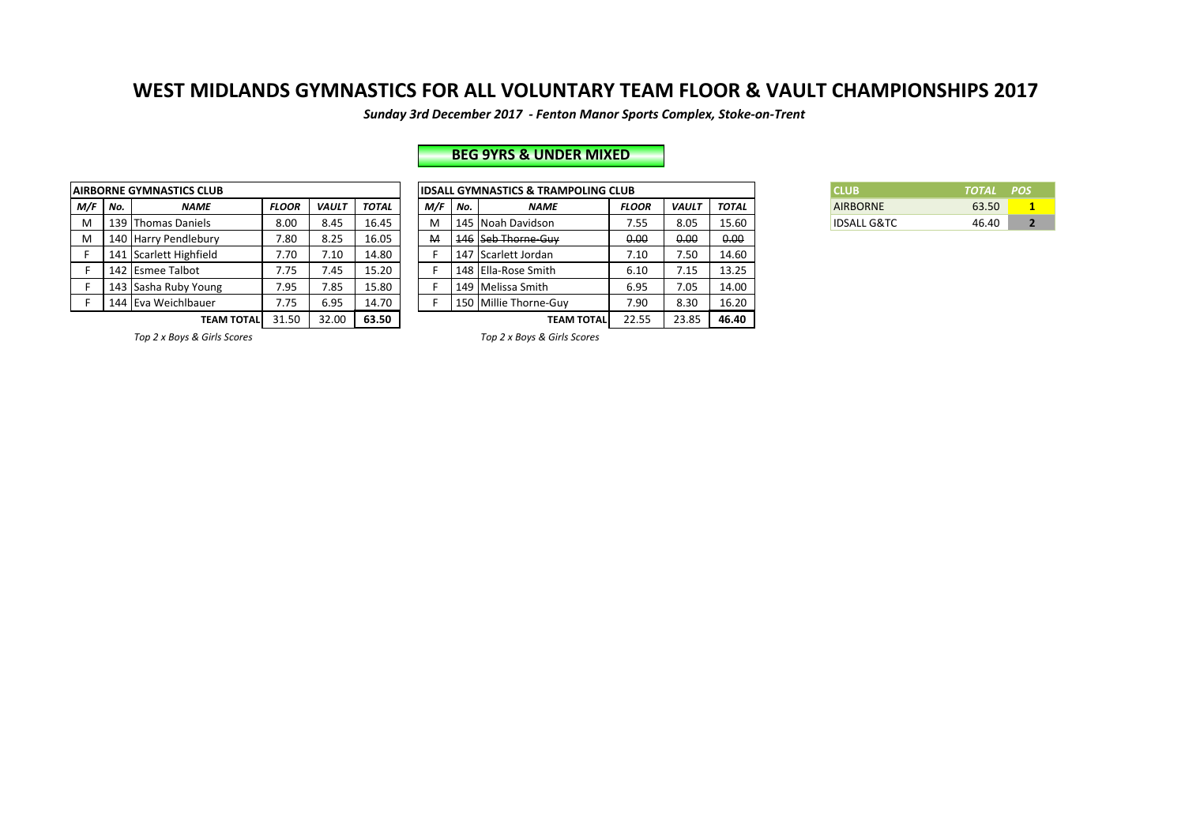# WEST MIDLANDS GYMNASTICS FOR ALL VOLUNTARY TEAM FLOOR & VAULT CHAMPIONSHIPS 2017

***Sunday 3rd December 2017 - Fenton Manor Sports Complex, Stoke-on-Trent***

## BEG 9YRS & UNDER MIXED

| AIRBORNE GYMNASTICS CLUB | | | | | |
|---|---|---|---|---|---|
| ***M/F*** | ***No.*** | ***NAME*** | ***FLOOR*** | ***VAULT*** | ***TOTAL*** |
| M | 139 | Thomas Daniels | 8.00 | 8.45 | 16.45 |
| M | 140 | Harry Pendlebury | 7.80 | 8.25 | 16.05 |
| F | 141 | Scarlett Highfield | 7.70 | 7.10 | 14.80 |
| F | 142 | Esmee Talbot | 7.75 | 7.45 | 15.20 |
| F | 143 | Sasha Ruby Young | 7.95 | 7.85 | 15.80 |
| F | 144 | Eva Weichlbauer | 7.75 | 6.95 | 14.70 |
| | | **TEAM TOTAL** | 31.50 | 32.00 | **63.50** |

*Top 2 x Boys & Girls Scores*

| IDSALL GYMNASTICS & TRAMPOLING CLUB | | | | | |
|---|---|---|---|---|---|
| ***M/F*** | ***No.*** | ***NAME*** | ***FLOOR*** | ***VAULT*** | ***TOTAL*** |
| M | 145 | Noah Davidson | 7.55 | 8.05 | 15.60 |
| ~~M~~ | ~~146~~ | ~~Seb Thorne-Guy~~ | ~~0.00~~ | ~~0.00~~ | ~~0.00~~ |
| F | 147 | Scarlett Jordan | 7.10 | 7.50 | 14.60 |
| F | 148 | Ella-Rose Smith | 6.10 | 7.15 | 13.25 |
| F | 149 | Melissa Smith | 6.95 | 7.05 | 14.00 |
| F | 150 | Millie Thorne-Guy | 7.90 | 8.30 | 16.20 |
| | | **TEAM TOTAL** | 22.55 | 23.85 | **46.40** |

*Top 2 x Boys & Girls Scores*

| CLUB | *TOTAL* | *POS* |
|---|---|---|
| AIRBORNE | 63.50 | **1** |
| IDSALL G&TC | 46.40 | **2** |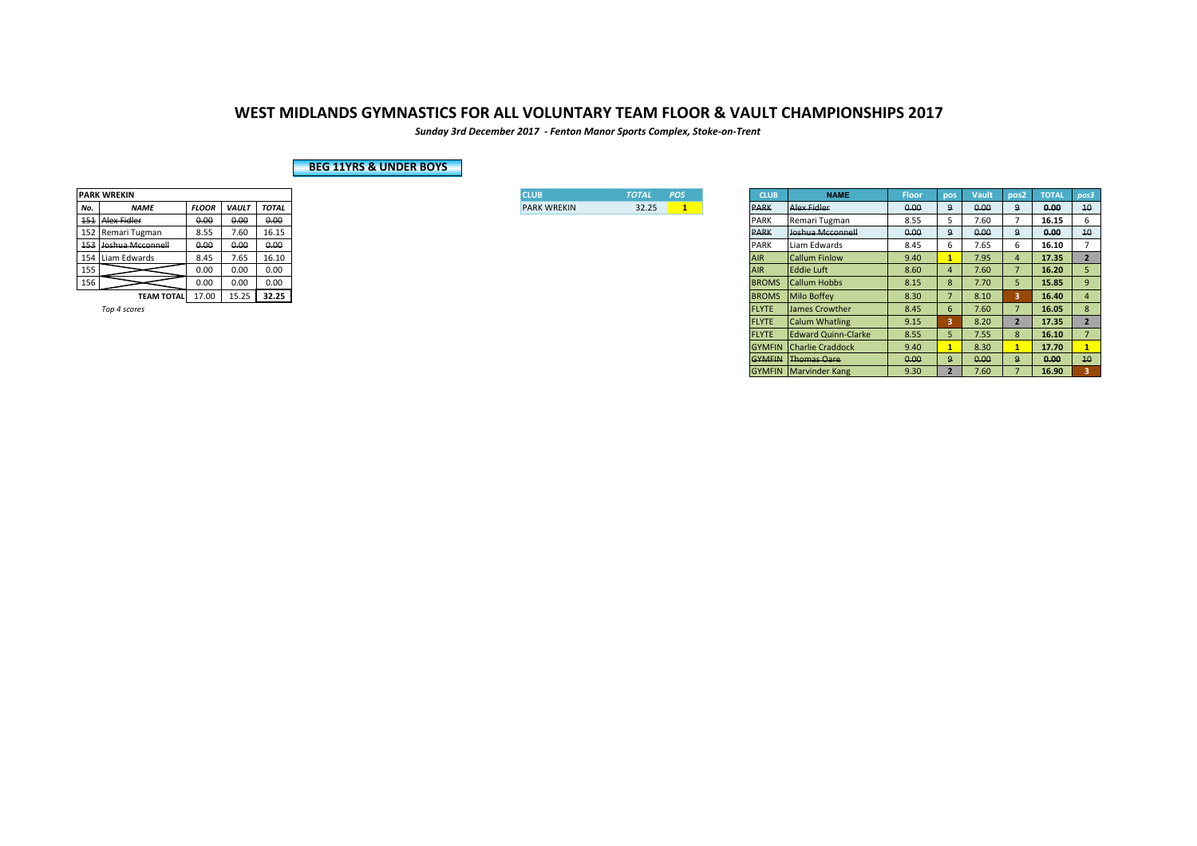# WEST MIDLANDS GYMNASTICS FOR ALL VOLUNTARY TEAM FLOOR & VAULT CHAMPIONSHIPS 2017

*Sunday 3rd December 2017 - Fenton Manor Sports Complex, Stoke-on-Trent*

**BEG 11YRS & UNDER BOYS**

| PARK WREKIN | | | | |
|---|---|---|---|---|
| **No.** | **NAME** | **FLOOR** | **VAULT** | **TOTAL** |
| ~~151~~ | ~~Alex Fidler~~ | ~~0.00~~ | ~~0.00~~ | ~~0.00~~ |
| 152 | Remari Tugman | 8.55 | 7.60 | 16.15 |
| ~~153~~ | ~~Joshua Mcconnell~~ | ~~0.00~~ | ~~0.00~~ | ~~0.00~~ |
| 154 | Liam Edwards | 8.45 | 7.65 | 16.10 |
| 155 | | 0.00 | 0.00 | 0.00 |
| 156 | | 0.00 | 0.00 | 0.00 |
| | **TEAM TOTAL** | 17.00 | 15.25 | **32.25** |

*Top 4 scores*

| CLUB | TOTAL | POS |
|---|---|---|
| PARK WREKIN | 32.25 | 1 |

| CLUB | NAME | Floor | pos | Vault | pos2 | TOTAL | pos3 |
|---|---|---|---|---|---|---|---|
| ~~PARK~~ | ~~Alex Fidler~~ | ~~0.00~~ | ~~9~~ | ~~0.00~~ | ~~9~~ | **0.00** | ~~10~~ |
| PARK | Remari Tugman | 8.55 | 5 | 7.60 | 7 | **16.15** | 6 |
| ~~PARK~~ | ~~Joshua Mcconnell~~ | ~~0.00~~ | ~~9~~ | ~~0.00~~ | ~~9~~ | **0.00** | ~~10~~ |
| PARK | Liam Edwards | 8.45 | 6 | 7.65 | 6 | **16.10** | 7 |
| AIR | Callum Finlow | 9.40 | 1 | 7.95 | 4 | **17.35** | 2 |
| AIR | Eddie Luft | 8.60 | 4 | 7.60 | 7 | **16.20** | 5 |
| BROMS | Callum Hobbs | 8.15 | 8 | 7.70 | 5 | **15.85** | 9 |
| BROMS | Milo Boffey | 8.30 | 7 | 8.10 | 3 | **16.40** | 4 |
| FLYTE | James Crowther | 8.45 | 6 | 7.60 | 7 | **16.05** | 8 |
| FLYTE | Calum Whatling | 9.15 | 3 | 8.20 | 2 | **17.35** | 2 |
| FLYTE | Edward Quinn-Clarke | 8.55 | 5 | 7.55 | 8 | **16.10** | 7 |
| GYMFIN | Charlie Craddock | 9.40 | 1 | 8.30 | 1 | **17.70** | 1 |
| ~~GYMFIN~~ | ~~Thomas Oare~~ | ~~0.00~~ | ~~9~~ | ~~0.00~~ | ~~9~~ | **0.00** | ~~10~~ |
| GYMFIN | Marvinder Kang | 9.30 | 2 | 7.60 | 7 | **16.90** | 3 |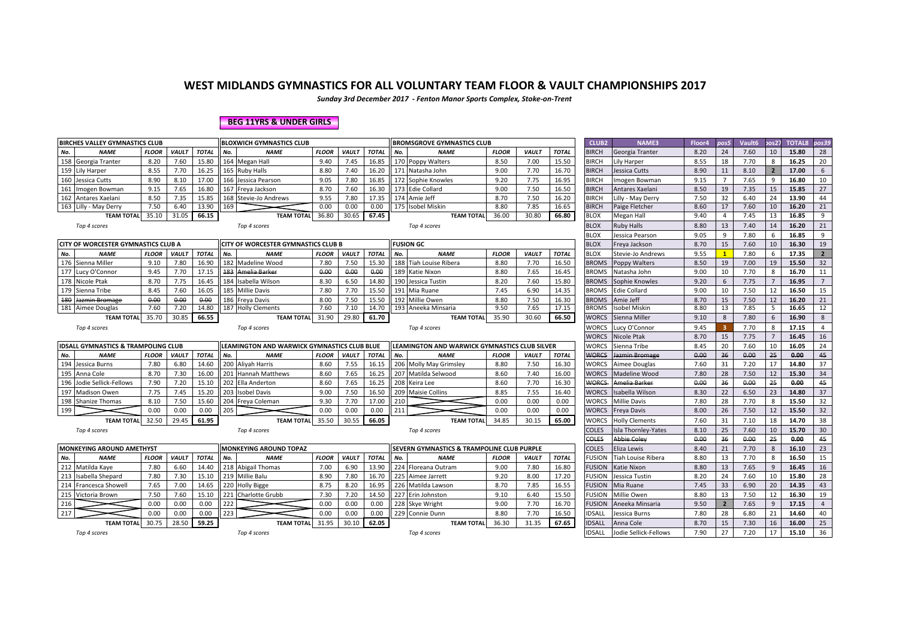# WEST MIDLANDS GYMNASTICS FOR ALL VOLUNTARY TEAM FLOOR & VAULT CHAMPIONSHIPS 2017

*Sunday 3rd December 2017 - Fenton Manor Sports Complex, Stoke-on-Trent*

**BEG 11YRS & UNDER GIRLS**

### BIRCHES VALLEY GYMNASTICS CLUB

| No. | NAME | FLOOR | VAULT | TOTAL |
|---|---|---|---|---|
| 158 | Georgia Tranter | 8.20 | 7.60 | 15.80 |
| 159 | Lily Harper | 8.55 | 7.70 | 16.25 |
| 160 | Jessica Cutts | 8.90 | 8.10 | 17.00 |
| 161 | Imogen Bowman | 9.15 | 7.65 | 16.80 |
| 162 | Antares Xaelani | 8.50 | 7.35 | 15.85 |
| 163 | Lilly - May Derry | 7.50 | 6.40 | 13.90 |
| | TEAM TOTAL | 35.10 | 31.05 | 66.15 |

*Top 4 scores*

### BLOXWICH GYMNASTICS CLUB

| No. | NAME | FLOOR | VAULT | TOTAL |
|---|---|---|---|---|
| 164 | Megan Hall | 9.40 | 7.45 | 16.85 |
| 165 | Ruby Halls | 8.80 | 7.40 | 16.20 |
| 166 | Jessica Pearson | 9.05 | 7.80 | 16.85 |
| 167 | Freya Jackson | 8.70 | 7.60 | 16.30 |
| 168 | Stevie-Jo Andrews | 9.55 | 7.80 | 17.35 |
| 169 | | 0.00 | 0.00 | 0.00 |
| | TEAM TOTAL | 36.80 | 30.65 | 67.45 |

*Top 4 scores*

### BROMSGROVE GYMNASTICS CLUB

| No. | NAME | FLOOR | VAULT | TOTAL |
|---|---|---|---|---|
| 170 | Poppy Walters | 8.50 | 7.00 | 15.50 |
| 171 | Natasha John | 9.00 | 7.70 | 16.70 |
| 172 | Sophie Knowles | 9.20 | 7.75 | 16.95 |
| 173 | Edie Collard | 9.00 | 7.50 | 16.50 |
| 174 | Amie Jeff | 8.70 | 7.50 | 16.20 |
| 175 | Isobel Miskin | 8.80 | 7.85 | 16.65 |
| | TEAM TOTAL | 36.00 | 30.80 | 66.80 |

*Top 4 scores*

### CITY OF WORCESTER GYMNASTICS CLUB A

| No. | NAME | FLOOR | VAULT | TOTAL |
|---|---|---|---|---|
| 176 | Sienna Miller | 9.10 | 7.80 | 16.90 |
| 177 | Lucy O'Connor | 9.45 | 7.70 | 17.15 |
| 178 | Nicole Ptak | 8.70 | 7.75 | 16.45 |
| 179 | Sienna Tribe | 8.45 | 7.60 | 16.05 |
| ~~180~~ | ~~Jazmin Bromage~~ | ~~0.00~~ | ~~0.00~~ | ~~0.00~~ |
| 181 | Aimee Douglas | 7.60 | 7.20 | 14.80 |
| | TEAM TOTAL | 35.70 | 30.85 | 66.55 |

*Top 4 scores*

### CITY OF WORCESTER GYMNASTICS CLUB B

| No. | NAME | FLOOR | VAULT | TOTAL |
|---|---|---|---|---|
| 182 | Madeline Wood | 7.80 | 7.50 | 15.30 |
| ~~183~~ | ~~Amelia Barker~~ | ~~0.00~~ | ~~0.00~~ | ~~0.00~~ |
| 184 | Isabella Wilson | 8.30 | 6.50 | 14.80 |
| 185 | Millie Davis | 7.80 | 7.70 | 15.50 |
| 186 | Freya Davis | 8.00 | 7.50 | 15.50 |
| 187 | Holly Clements | 7.60 | 7.10 | 14.70 |
| | TEAM TOTAL | 31.90 | 29.80 | 61.70 |

*Top 4 scores*

### FUSION GC

| No. | NAME | FLOOR | VAULT | TOTAL |
|---|---|---|---|---|
| 188 | Tiah Louise Ribera | 8.80 | 7.70 | 16.50 |
| 189 | Katie Nixon | 8.80 | 7.65 | 16.45 |
| 190 | Jessica Tustin | 8.20 | 7.60 | 15.80 |
| 191 | Mia Ruane | 7.45 | 6.90 | 14.35 |
| 192 | Millie Owen | 8.80 | 7.50 | 16.30 |
| 193 | Aneeka Minsaria | 9.50 | 7.65 | 17.15 |
| | TEAM TOTAL | 35.90 | 30.60 | 66.50 |

*Top 4 scores*

### IDSALL GYMNASTICS & TRAMPOLING CLUB

| No. | NAME | FLOOR | VAULT | TOTAL |
|---|---|---|---|---|
| 194 | Jessica Burns | 7.80 | 6.80 | 14.60 |
| 195 | Anna Cole | 8.70 | 7.30 | 16.00 |
| 196 | Jodie Sellick-Fellows | 7.90 | 7.20 | 15.10 |
| 197 | Madison Owen | 7.75 | 7.45 | 15.20 |
| 198 | Shanize Thomas | 8.10 | 7.50 | 15.60 |
| 199 | | 0.00 | 0.00 | 0.00 |
| | TEAM TOTAL | 32.50 | 29.45 | 61.95 |

*Top 4 scores*

### LEAMINGTON AND WARWICK GYMNASTICS CLUB BLUE

| No. | NAME | FLOOR | VAULT | TOTAL |
|---|---|---|---|---|
| 200 | Aliyah Harris | 8.60 | 7.55 | 16.15 |
| 201 | Hannah Matthews | 8.60 | 7.65 | 16.25 |
| 202 | Ella Anderton | 8.60 | 7.65 | 16.25 |
| 203 | Isobel Davis | 9.00 | 7.50 | 16.50 |
| 204 | Freya Coleman | 9.30 | 7.70 | 17.00 |
| 205 | | 0.00 | 0.00 | 0.00 |
| | TEAM TOTAL | 35.50 | 30.55 | 66.05 |

*Top 4 scores*

### LEAMINGTON AND WARWICK GYMNASTICS CLUB SILVER

| No. | NAME | FLOOR | VAULT | TOTAL |
|---|---|---|---|---|
| 206 | Molly May Grimsley | 8.80 | 7.50 | 16.30 |
| 207 | Matilda Selwood | 8.60 | 7.40 | 16.00 |
| 208 | Keira Lee | 8.60 | 7.70 | 16.30 |
| 209 | Maisie Collins | 8.85 | 7.55 | 16.40 |
| 210 | | 0.00 | 0.00 | 0.00 |
| 211 | | 0.00 | 0.00 | 0.00 |
| | TEAM TOTAL | 34.85 | 30.15 | 65.00 |

*Top 4 scores*

### MONKEYING AROUND AMETHYST

| No. | NAME | FLOOR | VAULT | TOTAL |
|---|---|---|---|---|
| 212 | Matilda Kaye | 7.80 | 6.60 | 14.40 |
| 213 | Isabella Shepard | 7.80 | 7.30 | 15.10 |
| 214 | Francesca Showell | 7.65 | 7.00 | 14.65 |
| 215 | Victoria Brown | 7.50 | 7.60 | 15.10 |
| 216 | | 0.00 | 0.00 | 0.00 |
| 217 | | 0.00 | 0.00 | 0.00 |
| | TEAM TOTAL | 30.75 | 28.50 | 59.25 |

*Top 4 scores*

### MONKEYING AROUND TOPAZ

| No. | NAME | FLOOR | VAULT | TOTAL |
|---|---|---|---|---|
| 218 | Abigail Thomas | 7.00 | 6.90 | 13.90 |
| 219 | Millie Balu | 8.90 | 7.80 | 16.70 |
| 220 | Holly Bigge | 8.75 | 8.20 | 16.95 |
| 221 | Charlotte Grubb | 7.30 | 7.20 | 14.50 |
| 222 | | 0.00 | 0.00 | 0.00 |
| 223 | | 0.00 | 0.00 | 0.00 |
| | TEAM TOTAL | 31.95 | 30.10 | 62.05 |

*Top 4 scores*

### SEVERN GYMNASTICS & TRAMPOLINE CLUB PURPLE

| No. | NAME | FLOOR | VAULT | TOTAL |
|---|---|---|---|---|
| 224 | Floreana Outram | 9.00 | 7.80 | 16.80 |
| 225 | Aimee Jarrett | 9.20 | 8.00 | 17.20 |
| 226 | Matilda Lawson | 8.70 | 7.85 | 16.55 |
| 227 | Erin Johnston | 9.10 | 6.40 | 15.50 |
| 228 | Skye Wright | 9.00 | 7.70 | 16.70 |
| 229 | Connie Dunn | 8.80 | 7.70 | 16.50 |
| | TEAM TOTAL | 36.30 | 31.35 | 67.65 |

*Top 4 scores*

### Individual Results

| CLUB2 | NAME3 | Floor4 | pos5 | Vault6 | pos27 | TOTAL8 | pos39 |
|---|---|---|---|---|---|---|---|
| BIRCH | Georgia Tranter | 8.20 | 24 | 7.60 | 10 | 15.80 | 28 |
| BIRCH | Lily Harper | 8.55 | 18 | 7.70 | 8 | 16.25 | 20 |
| BIRCH | Jessica Cutts | 8.90 | 11 | 8.10 | 2 | 17.00 | 6 |
| BIRCH | Imogen Bowman | 9.15 | 7 | 7.65 | 9 | 16.80 | 10 |
| BIRCH | Antares Xaelani | 8.50 | 19 | 7.35 | 15 | 15.85 | 27 |
| BIRCH | Lilly - May Derry | 7.50 | 32 | 6.40 | 24 | 13.90 | 44 |
| BIRCH | Paige Fletcher | 8.60 | 17 | 7.60 | 10 | 16.20 | 21 |
| BLOX | Megan Hall | 9.40 | 4 | 7.45 | 13 | 16.85 | 9 |
| BLOX | Ruby Halls | 8.80 | 13 | 7.40 | 14 | 16.20 | 21 |
| BLOX | Jessica Pearson | 9.05 | 9 | 7.80 | 6 | 16.85 | 9 |
| BLOX | Freya Jackson | 8.70 | 15 | 7.60 | 10 | 16.30 | 19 |
| BLOX | Stevie-Jo Andrews | 9.55 | 1 | 7.80 | 6 | 17.35 | 2 |
| BROMS | Poppy Walters | 8.50 | 19 | 7.00 | 19 | 15.50 | 32 |
| BROMS | Natasha John | 9.00 | 10 | 7.70 | 8 | 16.70 | 11 |
| BROMS | Sophie Knowles | 9.20 | 6 | 7.75 | 7 | 16.95 | 7 |
| BROMS | Edie Collard | 9.00 | 10 | 7.50 | 12 | 16.50 | 15 |
| BROMS | Amie Jeff | 8.70 | 15 | 7.50 | 12 | 16.20 | 21 |
| BROMS | Isobel Miskin | 8.80 | 13 | 7.85 | 5 | 16.65 | 12 |
| WORCS | Sienna Miller | 9.10 | 8 | 7.80 | 6 | 16.90 | 8 |
| WORCS | Lucy O'Connor | 9.45 | 3 | 7.70 | 8 | 17.15 | 4 |
| WORCS | Nicole Ptak | 8.70 | 15 | 7.75 | 7 | 16.45 | 16 |
| WORCS | Sienna Tribe | 8.45 | 20 | 7.60 | 10 | 16.05 | 24 |
| ~~WORCS~~ | ~~Jazmin Bromage~~ | ~~0.00~~ | ~~36~~ | ~~0.00~~ | ~~25~~ | ~~0.00~~ | ~~45~~ |
| WORCS | Aimee Douglas | 7.60 | 31 | 7.20 | 17 | 14.80 | 37 |
| WORCS | Madeline Wood | 7.80 | 28 | 7.50 | 12 | 15.30 | 34 |
| ~~WORCS~~ | ~~Amelia Barker~~ | ~~0.00~~ | ~~36~~ | ~~0.00~~ | ~~25~~ | ~~0.00~~ | ~~45~~ |
| WORCS | Isabella Wilson | 8.30 | 22 | 6.50 | 23 | 14.80 | 37 |
| WORCS | Millie Davis | 7.80 | 28 | 7.70 | 8 | 15.50 | 32 |
| WORCS | Freya Davis | 8.00 | 26 | 7.50 | 12 | 15.50 | 32 |
| WORCS | Holly Clements | 7.60 | 31 | 7.10 | 18 | 14.70 | 38 |
| COLES | Isla Thornley-Yates | 8.10 | 25 | 7.60 | 10 | 15.70 | 30 |
| ~~COLES~~ | ~~Abbie Coley~~ | ~~0.00~~ | ~~36~~ | ~~0.00~~ | ~~25~~ | ~~0.00~~ | ~~45~~ |
| COLES | Eliza Lewis | 8.40 | 21 | 7.70 | 8 | 16.10 | 23 |
| FUSION | Tiah Louise Ribera | 8.80 | 13 | 7.70 | 8 | 16.50 | 15 |
| FUSION | Katie Nixon | 8.80 | 13 | 7.65 | 9 | 16.45 | 16 |
| FUSION | Jessica Tustin | 8.20 | 24 | 7.60 | 10 | 15.80 | 28 |
| FUSION | Mia Ruane | 7.45 | 33 | 6.90 | 20 | 14.35 | 43 |
| FUSION | Millie Owen | 8.80 | 13 | 7.50 | 12 | 16.30 | 19 |
| FUSION | Aneeka Minsaria | 9.50 | 2 | 7.65 | 9 | 17.15 | 4 |
| IDSALL | Jessica Burns | 7.80 | 28 | 6.80 | 21 | 14.60 | 40 |
| IDSALL | Anna Cole | 8.70 | 15 | 7.30 | 16 | 16.00 | 25 |
| IDSALL | Jodie Sellick-Fellows | 7.90 | 27 | 7.20 | 17 | 15.10 | 36 |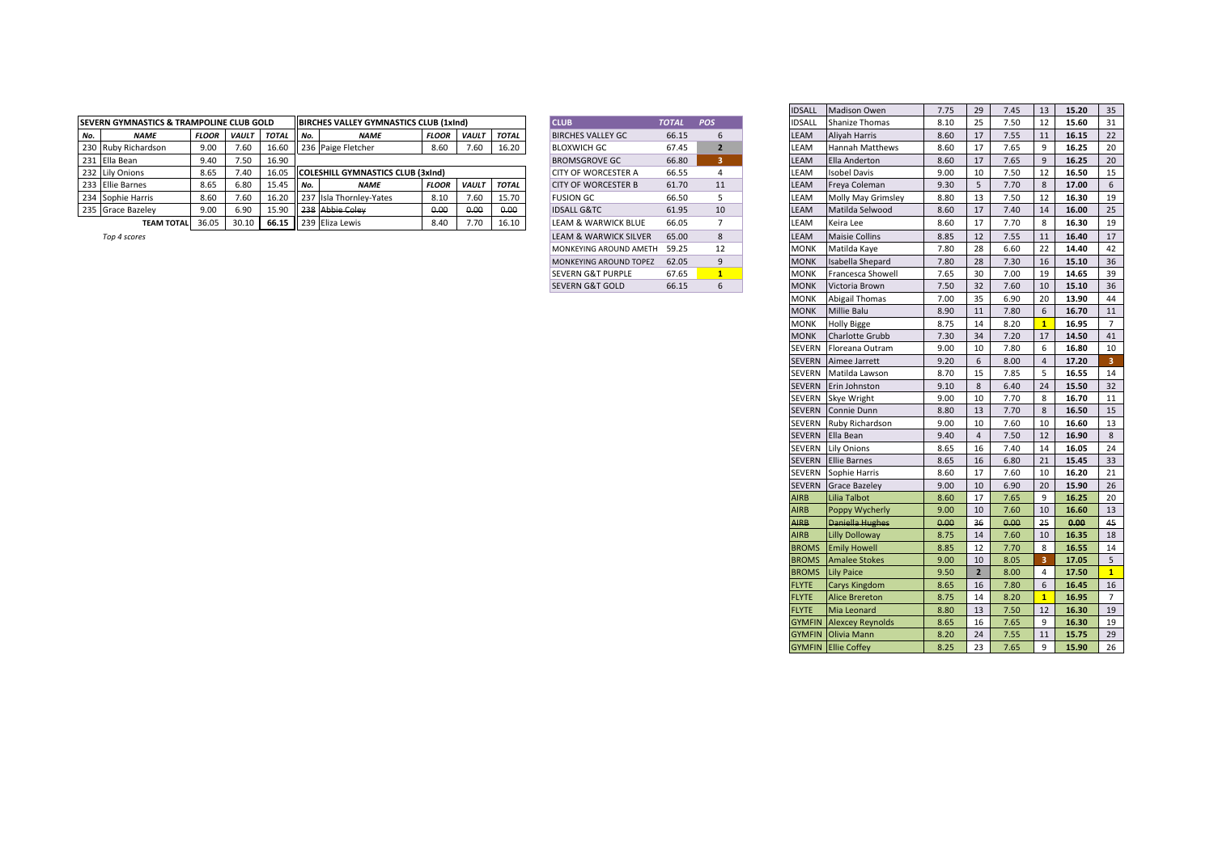| SEVERN GYMNASTICS & TRAMPOLINE CLUB GOLD | | | | |
|---|---|---|---|---|
| No. | NAME | FLOOR | VAULT | TOTAL |
| 230 | Ruby Richardson | 9.00 | 7.60 | 16.60 |
| 231 | Ella Bean | 9.40 | 7.50 | 16.90 |
| 232 | Lily Onions | 8.65 | 7.40 | 16.05 |
| 233 | Ellie Barnes | 8.65 | 6.80 | 15.45 |
| 234 | Sophie Harris | 8.60 | 7.60 | 16.20 |
| 235 | Grace Bazeley | 9.00 | 6.90 | 15.90 |
| | TEAM TOTAL | 36.05 | 30.10 | 66.15 |

*Top 4 scores*

| BIRCHES VALLEY GYMNASTICS CLUB (1xInd) | | | | |
|---|---|---|---|---|
| No. | NAME | FLOOR | VAULT | TOTAL |
| 236 | Paige Fletcher | 8.60 | 7.60 | 16.20 |

| COLESHILL GYMNASTICS CLUB (3xInd) | | | | |
|---|---|---|---|---|
| No. | NAME | FLOOR | VAULT | TOTAL |
| 237 | Isla Thornley-Yates | 8.10 | 7.60 | 15.70 |
| 238 | ~~Abbie Coley~~ | ~~0.00~~ | ~~0.00~~ | ~~0.00~~ |
| 239 | Eliza Lewis | 8.40 | 7.70 | 16.10 |

| CLUB | TOTAL | POS |
|---|---|---|
| BIRCHES VALLEY GC | 66.15 | 6 |
| BLOXWICH GC | 67.45 | 2 |
| BROMSGROVE GC | 66.80 | 3 |
| CITY OF WORCESTER A | 66.55 | 4 |
| CITY OF WORCESTER B | 61.70 | 11 |
| FUSION GC | 66.50 | 5 |
| IDSALL G&TC | 61.95 | 10 |
| LEAM & WARWICK BLUE | 66.05 | 7 |
| LEAM & WARWICK SILVER | 65.00 | 8 |
| MONKEYING AROUND AMETH | 59.25 | 12 |
| MONKEYING AROUND TOPEZ | 62.05 | 9 |
| SEVERN G&T PURPLE | 67.65 | 1 |
| SEVERN G&T GOLD | 66.15 | 6 |

| | | | | | | | | |
|---|---|---|---|---|---|---|---|---|
| IDSALL | Madison Owen | 7.75 | 29 | 7.45 | 13 | 15.20 | 35 |
| IDSALL | Shanize Thomas | 8.10 | 25 | 7.50 | 12 | 15.60 | 31 |
| LEAM | Aliyah Harris | 8.60 | 17 | 7.55 | 11 | 16.15 | 22 |
| LEAM | Hannah Matthews | 8.60 | 17 | 7.65 | 9 | 16.25 | 20 |
| LEAM | Ella Anderton | 8.60 | 17 | 7.65 | 9 | 16.25 | 20 |
| LEAM | Isobel Davis | 9.00 | 10 | 7.50 | 12 | 16.50 | 15 |
| LEAM | Freya Coleman | 9.30 | 5 | 7.70 | 8 | 17.00 | 6 |
| LEAM | Molly May Grimsley | 8.80 | 13 | 7.50 | 12 | 16.30 | 19 |
| LEAM | Matilda Selwood | 8.60 | 17 | 7.40 | 14 | 16.00 | 25 |
| LEAM | Keira Lee | 8.60 | 17 | 7.70 | 8 | 16.30 | 19 |
| LEAM | Maisie Collins | 8.85 | 12 | 7.55 | 11 | 16.40 | 17 |
| MONK | Matilda Kaye | 7.80 | 28 | 6.60 | 22 | 14.40 | 42 |
| MONK | Isabella Shepard | 7.80 | 28 | 7.30 | 16 | 15.10 | 36 |
| MONK | Francesca Showell | 7.65 | 30 | 7.00 | 19 | 14.65 | 39 |
| MONK | Victoria Brown | 7.50 | 32 | 7.60 | 10 | 15.10 | 36 |
| MONK | Abigail Thomas | 7.00 | 35 | 6.90 | 20 | 13.90 | 44 |
| MONK | Millie Balu | 8.90 | 11 | 7.80 | 6 | 16.70 | 11 |
| MONK | Holly Bigge | 8.75 | 14 | 8.20 | 1 | 16.95 | 7 |
| MONK | Charlotte Grubb | 7.30 | 34 | 7.20 | 17 | 14.50 | 41 |
| SEVERN | Floreana Outram | 9.00 | 10 | 7.80 | 6 | 16.80 | 10 |
| SEVERN | Aimee Jarrett | 9.20 | 6 | 8.00 | 4 | 17.20 | 3 |
| SEVERN | Matilda Lawson | 8.70 | 15 | 7.85 | 5 | 16.55 | 14 |
| SEVERN | Erin Johnston | 9.10 | 8 | 6.40 | 24 | 15.50 | 32 |
| SEVERN | Skye Wright | 9.00 | 10 | 7.70 | 8 | 16.70 | 11 |
| SEVERN | Connie Dunn | 8.80 | 13 | 7.70 | 8 | 16.50 | 15 |
| SEVERN | Ruby Richardson | 9.00 | 10 | 7.60 | 10 | 16.60 | 13 |
| SEVERN | Ella Bean | 9.40 | 4 | 7.50 | 12 | 16.90 | 8 |
| SEVERN | Lily Onions | 8.65 | 16 | 7.40 | 14 | 16.05 | 24 |
| SEVERN | Ellie Barnes | 8.65 | 16 | 6.80 | 21 | 15.45 | 33 |
| SEVERN | Sophie Harris | 8.60 | 17 | 7.60 | 10 | 16.20 | 21 |
| SEVERN | Grace Bazeley | 9.00 | 10 | 6.90 | 20 | 15.90 | 26 |
| AIRB | Lilia Talbot | 8.60 | 17 | 7.65 | 9 | 16.25 | 20 |
| AIRB | Poppy Wycherly | 9.00 | 10 | 7.60 | 10 | 16.60 | 13 |
| ~~AIRB~~ | ~~Daniella Hughes~~ | ~~0.00~~ | ~~36~~ | ~~0.00~~ | ~~25~~ | ~~0.00~~ | ~~45~~ |
| AIRB | Lilly Dolloway | 8.75 | 14 | 7.60 | 10 | 16.35 | 18 |
| BROMS | Emily Howell | 8.85 | 12 | 7.70 | 8 | 16.55 | 14 |
| BROMS | Amalee Stokes | 9.00 | 10 | 8.05 | 3 | 17.05 | 5 |
| BROMS | Lily Paice | 9.50 | 2 | 8.00 | 4 | 17.50 | 1 |
| FLYTE | Carys Kingdom | 8.65 | 16 | 7.80 | 6 | 16.45 | 16 |
| FLYTE | Alice Brereton | 8.75 | 14 | 8.20 | 1 | 16.95 | 7 |
| FLYTE | Mia Leonard | 8.80 | 13 | 7.50 | 12 | 16.30 | 19 |
| GYMFIN | Alexcey Reynolds | 8.65 | 16 | 7.65 | 9 | 16.30 | 19 |
| GYMFIN | Olivia Mann | 8.20 | 24 | 7.55 | 11 | 15.75 | 29 |
| GYMFIN | Ellie Coffey | 8.25 | 23 | 7.65 | 9 | 15.90 | 26 |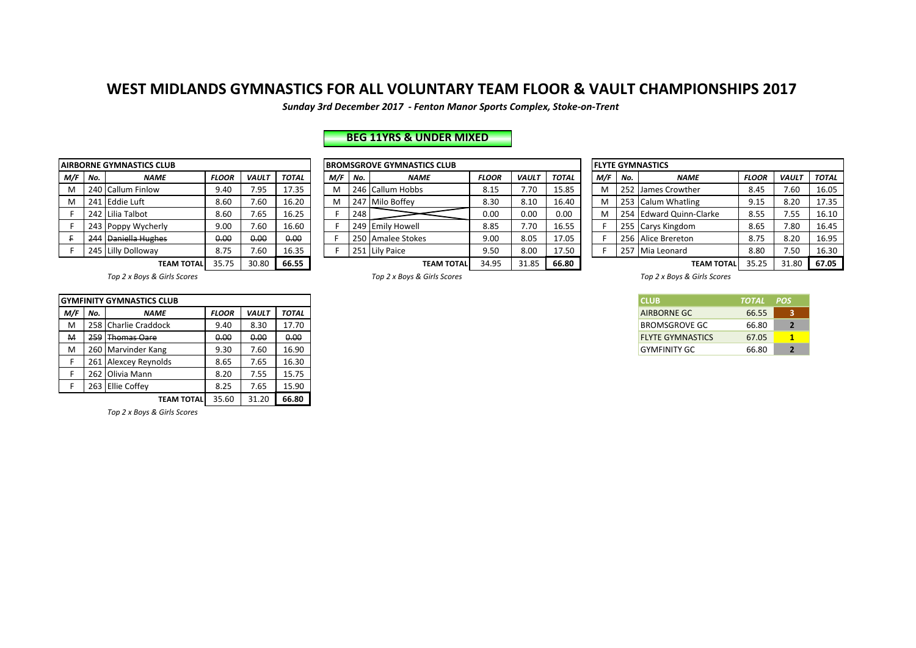# WEST MIDLANDS GYMNASTICS FOR ALL VOLUNTARY TEAM FLOOR & VAULT CHAMPIONSHIPS 2017

*Sunday 3rd December 2017 - Fenton Manor Sports Complex, Stoke-on-Trent*

## BEG 11YRS & UNDER MIXED

**AIRBORNE GYMNASTICS CLUB**

| M/F | No. | NAME | FLOOR | VAULT | TOTAL |
|---|---|---|---|---|---|
| M | 240 | Callum Finlow | 9.40 | 7.95 | 17.35 |
| M | 241 | Eddie Luft | 8.60 | 7.60 | 16.20 |
| F | 242 | Lilia Talbot | 8.60 | 7.65 | 16.25 |
| F | 243 | Poppy Wycherly | 9.00 | 7.60 | 16.60 |
| ~~F~~ | ~~244~~ | ~~Daniella Hughes~~ | ~~0.00~~ | ~~0.00~~ | ~~0.00~~ |
| F | 245 | Lilly Dolloway | 8.75 | 7.60 | 16.35 |
| | | **TEAM TOTAL** | 35.75 | 30.80 | **66.55** |

*Top 2 x Boys & Girls Scores*

**BROMSGROVE GYMNASTICS CLUB**

| M/F | No. | NAME | FLOOR | VAULT | TOTAL |
|---|---|---|---|---|---|
| M | 246 | Callum Hobbs | 8.15 | 7.70 | 15.85 |
| M | 247 | Milo Boffey | 8.30 | 8.10 | 16.40 |
| F | 248 | | 0.00 | 0.00 | 0.00 |
| F | 249 | Emily Howell | 8.85 | 7.70 | 16.55 |
| F | 250 | Amalee Stokes | 9.00 | 8.05 | 17.05 |
| F | 251 | Lily Paice | 9.50 | 8.00 | 17.50 |
| | | **TEAM TOTAL** | 34.95 | 31.85 | **66.80** |

*Top 2 x Boys & Girls Scores*

**FLYTE GYMNASTICS**

| M/F | No. | NAME | FLOOR | VAULT | TOTAL |
|---|---|---|---|---|---|
| M | 252 | James Crowther | 8.45 | 7.60 | 16.05 |
| M | 253 | Calum Whatling | 9.15 | 8.20 | 17.35 |
| M | 254 | Edward Quinn-Clarke | 8.55 | 7.55 | 16.10 |
| F | 255 | Carys Kingdom | 8.65 | 7.80 | 16.45 |
| F | 256 | Alice Brereton | 8.75 | 8.20 | 16.95 |
| F | 257 | Mia Leonard | 8.80 | 7.50 | 16.30 |
| | | **TEAM TOTAL** | 35.25 | 31.80 | **67.05** |

*Top 2 x Boys & Girls Scores*

**GYMFINITY GYMNASTICS CLUB**

| M/F | No. | NAME | FLOOR | VAULT | TOTAL |
|---|---|---|---|---|---|
| M | 258 | Charlie Craddock | 9.40 | 8.30 | 17.70 |
| ~~M~~ | ~~259~~ | ~~Thomas Oare~~ | ~~0.00~~ | ~~0.00~~ | ~~0.00~~ |
| M | 260 | Marvinder Kang | 9.30 | 7.60 | 16.90 |
| F | 261 | Alexcey Reynolds | 8.65 | 7.65 | 16.30 |
| F | 262 | Olivia Mann | 8.20 | 7.55 | 15.75 |
| F | 263 | Ellie Coffey | 8.25 | 7.65 | 15.90 |
| | | **TEAM TOTAL** | 35.60 | 31.20 | **66.80** |

*Top 2 x Boys & Girls Scores*

| CLUB | TOTAL | POS |
|---|---|---|
| AIRBORNE GC | 66.55 | 3 |
| BROMSGROVE GC | 66.80 | 2 |
| FLYTE GYMNASTICS | 67.05 | 1 |
| GYMFINITY GC | 66.80 | 2 |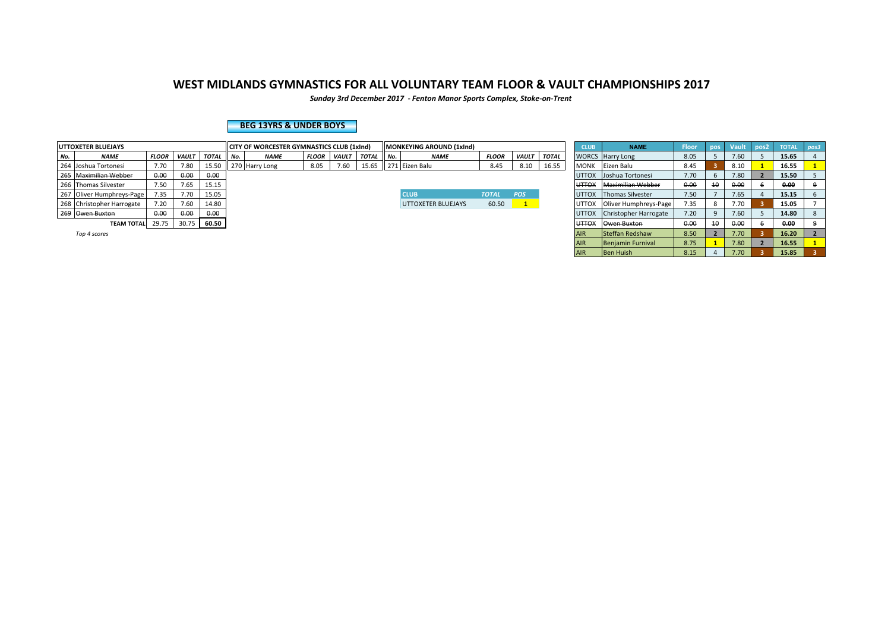# WEST MIDLANDS GYMNASTICS FOR ALL VOLUNTARY TEAM FLOOR & VAULT CHAMPIONSHIPS 2017

*Sunday 3rd December 2017 - Fenton Manor Sports Complex, Stoke-on-Trent*

## BEG 13YRS & UNDER BOYS

| UTTOXETER BLUEJAYS | | | | |
|---|---|---|---|---|
| *No.* | *NAME* | *FLOOR* | *VAULT* | *TOTAL* |
| 264 | Joshua Tortonesi | 7.70 | 7.80 | 15.50 |
| ~~265~~ | ~~Maximilian Webber~~ | ~~0.00~~ | ~~0.00~~ | ~~0.00~~ |
| 266 | Thomas Silvester | 7.50 | 7.65 | 15.15 |
| 267 | Oliver Humphreys-Page | 7.35 | 7.70 | 15.05 |
| 268 | Christopher Harrogate | 7.20 | 7.60 | 14.80 |
| ~~269~~ | ~~Owen Buxton~~ | ~~0.00~~ | ~~0.00~~ | ~~0.00~~ |
| | **TEAM TOTAL** | 29.75 | 30.75 | **60.50** |

*Top 4 scores*

| CITY OF WORCESTER GYMNASTICS CLUB (1xInd) | | | | |
|---|---|---|---|---|
| *No.* | *NAME* | *FLOOR* | *VAULT* | *TOTAL* |
| 270 | Harry Long | 8.05 | 7.60 | 15.65 |

| MONKEYING AROUND (1xInd) | | | | |
|---|---|---|---|---|
| *No.* | *NAME* | *FLOOR* | *VAULT* | *TOTAL* |
| 271 | Eizen Balu | 8.45 | 8.10 | 16.55 |

| CLUB | TOTAL | POS |
|---|---|---|
| UTTOXETER BLUEJAYS | 60.50 | 1 |

| CLUB | NAME | Floor | pos | Vault | pos2 | TOTAL | pos3 |
|---|---|---|---|---|---|---|---|
| WORCS | Harry Long | 8.05 | 5 | 7.60 | 5 | **15.65** | 4 |
| MONK | Eizen Balu | 8.45 | 3 | 8.10 | 1 | **16.55** | 1 |
| UTTOX | Joshua Tortonesi | 7.70 | 6 | 7.80 | 2 | **15.50** | 5 |
| ~~UTTOX~~ | ~~Maximilian Webber~~ | ~~0.00~~ | ~~10~~ | ~~0.00~~ | ~~6~~ | ~~**0.00**~~ | ~~9~~ |
| UTTOX | Thomas Silvester | 7.50 | 7 | 7.65 | 4 | **15.15** | 6 |
| UTTOX | Oliver Humphreys-Page | 7.35 | 8 | 7.70 | 3 | **15.05** | 7 |
| UTTOX | Christopher Harrogate | 7.20 | 9 | 7.60 | 5 | **14.80** | 8 |
| ~~UTTOX~~ | ~~Owen Buxton~~ | ~~0.00~~ | ~~10~~ | ~~0.00~~ | ~~6~~ | ~~**0.00**~~ | ~~9~~ |
| AIR | Steffan Redshaw | 8.50 | 2 | 7.70 | 3 | **16.20** | 2 |
| AIR | Benjamin Furnival | 8.75 | 1 | 7.80 | 2 | **16.55** | 1 |
| AIR | Ben Huish | 8.15 | 4 | 7.70 | 3 | **15.85** | 3 |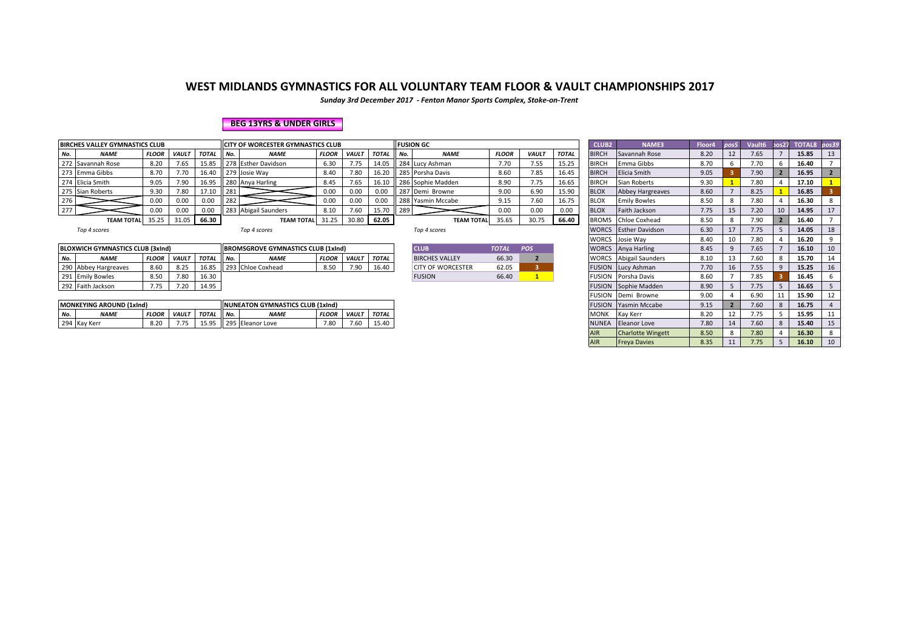# WEST MIDLANDS GYMNASTICS FOR ALL VOLUNTARY TEAM FLOOR & VAULT CHAMPIONSHIPS 2017

*Sunday 3rd December 2017 - Fenton Manor Sports Complex, Stoke-on-Trent*

**BEG 13YRS & UNDER GIRLS**

| BIRCHES VALLEY GYMNASTICS CLUB | | | | |
|---|---|---|---|---|
| No. | NAME | FLOOR | VAULT | TOTAL |
| 272 | Savannah Rose | 8.20 | 7.65 | 15.85 |
| 273 | Emma Gibbs | 8.70 | 7.70 | 16.40 |
| 274 | Elicia Smith | 9.05 | 7.90 | 16.95 |
| 275 | Sian Roberts | 9.30 | 7.80 | 17.10 |
| 276 | | 0.00 | 0.00 | 0.00 |
| 277 | | 0.00 | 0.00 | 0.00 |
| | TEAM TOTAL | 35.25 | 31.05 | **66.30** |

*Top 4 scores*

| CITY OF WORCESTER GYMNASTICS CLUB | | | | |
|---|---|---|---|---|
| No. | NAME | FLOOR | VAULT | TOTAL |
| 278 | Esther Davidson | 6.30 | 7.75 | 14.05 |
| 279 | Josie Way | 8.40 | 7.80 | 16.20 |
| 280 | Anya Harling | 8.45 | 7.65 | 16.10 |
| 281 | | 0.00 | 0.00 | 0.00 |
| 282 | | 0.00 | 0.00 | 0.00 |
| 283 | Abigail Saunders | 8.10 | 7.60 | 15.70 |
| | TEAM TOTAL | 31.25 | 30.80 | **62.05** |

*Top 4 scores*

| FUSION GC | | | | |
|---|---|---|---|---|
| No. | NAME | FLOOR | VAULT | TOTAL |
| 284 | Lucy Ashman | 7.70 | 7.55 | 15.25 |
| 285 | Porsha Davis | 8.60 | 7.85 | 16.45 |
| 286 | Sophie Madden | 8.90 | 7.75 | 16.65 |
| 287 | Demi Browne | 9.00 | 6.90 | 15.90 |
| 288 | Yasmin Mccabe | 9.15 | 7.60 | 16.75 |
| 289 | | 0.00 | 0.00 | 0.00 |
| | TEAM TOTAL | 35.65 | 30.75 | **66.40** |

*Top 4 scores*

| BLOXWICH GYMNASTICS CLUB (3xInd) | | | | |
|---|---|---|---|---|
| No. | NAME | FLOOR | VAULT | TOTAL |
| 290 | Abbey Hargreaves | 8.60 | 8.25 | 16.85 |
| 291 | Emily Bowles | 8.50 | 7.80 | 16.30 |
| 292 | Faith Jackson | 7.75 | 7.20 | 14.95 |

| BROMSGROVE GYMNASTICS CLUB (1xInd) | | | | |
|---|---|---|---|---|
| No. | NAME | FLOOR | VAULT | TOTAL |
| 293 | Chloe Coxhead | 8.50 | 7.90 | 16.40 |

| CLUB | TOTAL | POS |
|---|---|---|
| BIRCHES VALLEY | 66.30 | 2 |
| CITY OF WORCESTER | 62.05 | 3 |
| FUSION | 66.40 | 1 |

| MONKEYING AROUND (1xInd) | | | | |
|---|---|---|---|---|
| No. | NAME | FLOOR | VAULT | TOTAL |
| 294 | Kay Kerr | 8.20 | 7.75 | 15.95 |

| NUNEATON GYMNASTICS CLUB (1xInd) | | | | |
|---|---|---|---|---|
| No. | NAME | FLOOR | VAULT | TOTAL |
| 295 | Eleanor Love | 7.80 | 7.60 | 15.40 |

| CLUB2 | NAME3 | Floor4 | pos5 | Vault6 | pos27 | TOTAL8 | pos39 |
|---|---|---|---|---|---|---|---|
| BIRCH | Savannah Rose | 8.20 | 12 | 7.65 | 7 | **15.85** | 13 |
| BIRCH | Emma Gibbs | 8.70 | 6 | 7.70 | 6 | **16.40** | 7 |
| BIRCH | Elicia Smith | 9.05 | 3 | 7.90 | 2 | **16.95** | 2 |
| BIRCH | Sian Roberts | 9.30 | 1 | 7.80 | 4 | **17.10** | 1 |
| BLOX | Abbey Hargreaves | 8.60 | 7 | 8.25 | 1 | **16.85** | 3 |
| BLOX | Emily Bowles | 8.50 | 8 | 7.80 | 4 | **16.30** | 8 |
| BLOX | Faith Jackson | 7.75 | 15 | 7.20 | 10 | **14.95** | 17 |
| BROMS | Chloe Coxhead | 8.50 | 8 | 7.90 | 2 | **16.40** | 7 |
| WORCS | Esther Davidson | 6.30 | 17 | 7.75 | 5 | **14.05** | 18 |
| WORCS | Josie Way | 8.40 | 10 | 7.80 | 4 | **16.20** | 9 |
| WORCS | Anya Harling | 8.45 | 9 | 7.65 | 7 | **16.10** | 10 |
| WORCS | Abigail Saunders | 8.10 | 13 | 7.60 | 8 | **15.70** | 14 |
| FUSION | Lucy Ashman | 7.70 | 16 | 7.55 | 9 | **15.25** | 16 |
| FUSION | Porsha Davis | 8.60 | 7 | 7.85 | 3 | **16.45** | 6 |
| FUSION | Sophie Madden | 8.90 | 5 | 7.75 | 5 | **16.65** | 5 |
| FUSION | Demi Browne | 9.00 | 4 | 6.90 | 11 | **15.90** | 12 |
| FUSION | Yasmin Mccabe | 9.15 | 2 | 7.60 | 8 | **16.75** | 4 |
| MONK | Kay Kerr | 8.20 | 12 | 7.75 | 5 | **15.95** | 11 |
| NUNEA | Eleanor Love | 7.80 | 14 | 7.60 | 8 | **15.40** | 15 |
| AIR | Charlotte Wingett | 8.50 | 8 | 7.80 | 4 | **16.30** | 8 |
| AIR | Freya Davies | 8.35 | 11 | 7.75 | 5 | **16.10** | 10 |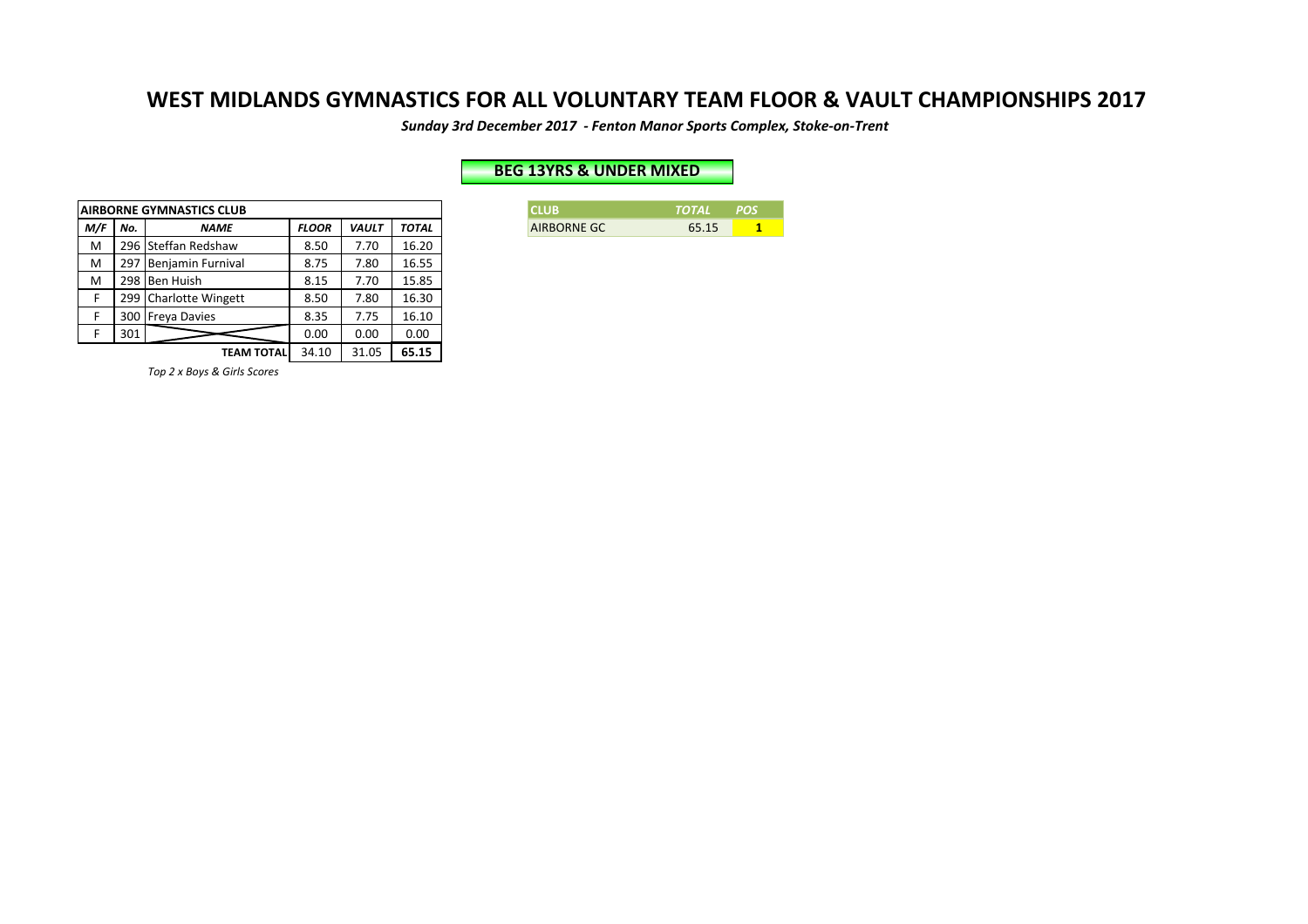# WEST MIDLANDS GYMNASTICS FOR ALL VOLUNTARY TEAM FLOOR & VAULT CHAMPIONSHIPS 2017

***Sunday 3rd December 2017 - Fenton Manor Sports Complex, Stoke-on-Trent***

## BEG 13YRS & UNDER MIXED

| AIRBORNE GYMNASTICS CLUB | | | | | |
|---|---|---|---|---|---|
| ***M/F*** | ***No.*** | ***NAME*** | ***FLOOR*** | ***VAULT*** | ***TOTAL*** |
| M | 296 | Steffan Redshaw | 8.50 | 7.70 | 16.20 |
| M | 297 | Benjamin Furnival | 8.75 | 7.80 | 16.55 |
| M | 298 | Ben Huish | 8.15 | 7.70 | 15.85 |
| F | 299 | Charlotte Wingett | 8.50 | 7.80 | 16.30 |
| F | 300 | Freya Davies | 8.35 | 7.75 | 16.10 |
| F | 301 | | 0.00 | 0.00 | 0.00 |
| | | **TEAM TOTAL** | 34.10 | 31.05 | **65.15** |

*Top 2 x Boys & Girls Scores*

| CLUB | *TOTAL* | *POS* |
|---|---|---|
| AIRBORNE GC | 65.15 | **1** |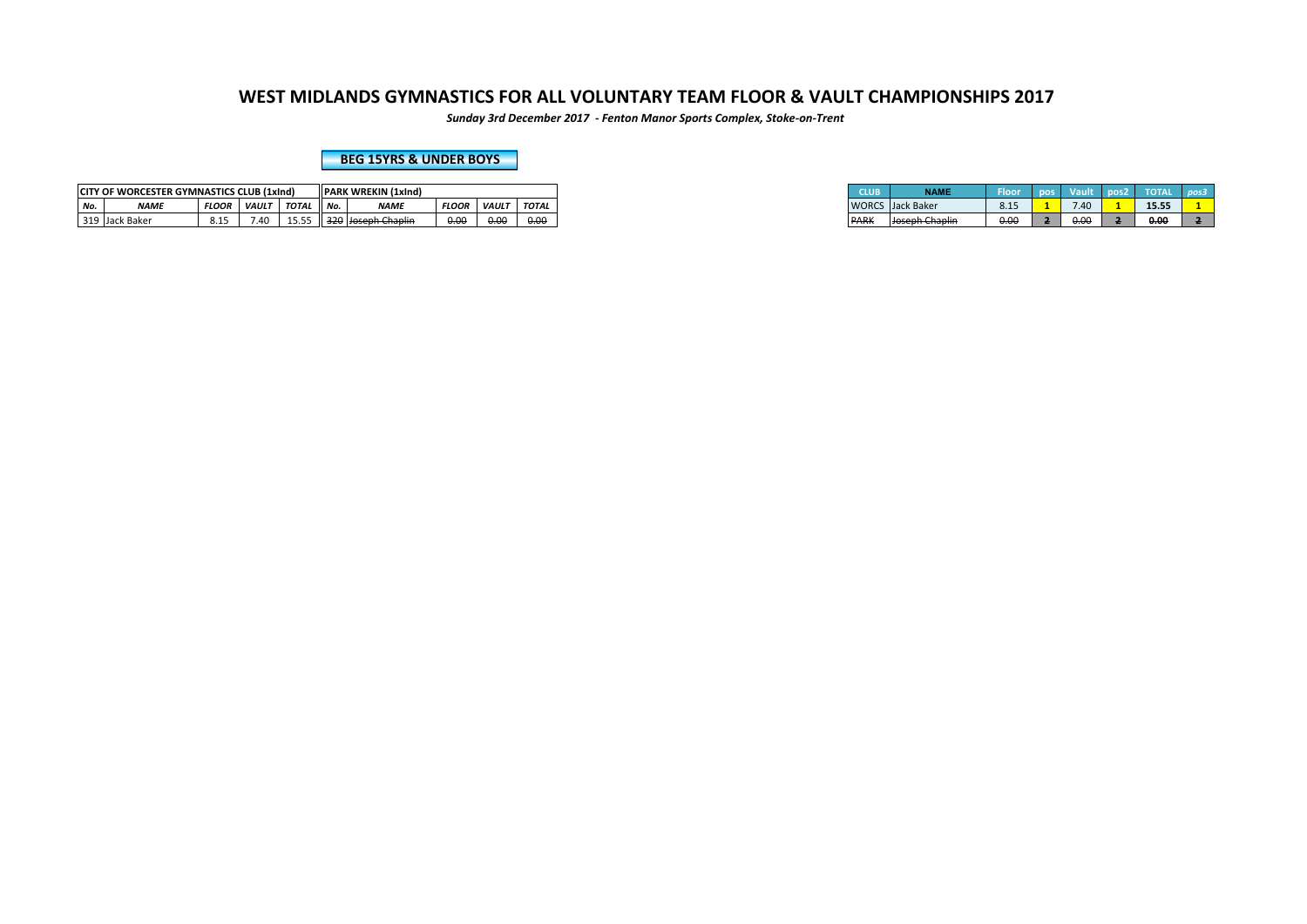# WEST MIDLANDS GYMNASTICS FOR ALL VOLUNTARY TEAM FLOOR & VAULT CHAMPIONSHIPS 2017

***Sunday 3rd December 2017 - Fenton Manor Sports Complex, Stoke-on-Trent***

## BEG 15YRS & UNDER BOYS

| CITY OF WORCESTER GYMNASTICS CLUB (1xInd) | | | | | PARK WREKIN (1xInd) | | | | |
|---|---|---|---|---|---|---|---|---|---|
| No. | NAME | FLOOR | VAULT | TOTAL | No. | NAME | FLOOR | VAULT | TOTAL |
| 319 | Jack Baker | 8.15 | 7.40 | 15.55 | ~~320~~ | ~~Joseph Chaplin~~ | ~~0.00~~ | ~~0.00~~ | ~~0.00~~ |

| CLUB | NAME | Floor | pos | Vault | pos2 | TOTAL | pos3 |
|---|---|---|---|---|---|---|---|
| WORCS | Jack Baker | 8.15 | 1 | 7.40 | 1 | 15.55 | 1 |
| ~~PARK~~ | ~~Joseph Chaplin~~ | ~~0.00~~ | ~~2~~ | ~~0.00~~ | ~~2~~ | ~~0.00~~ | ~~2~~ |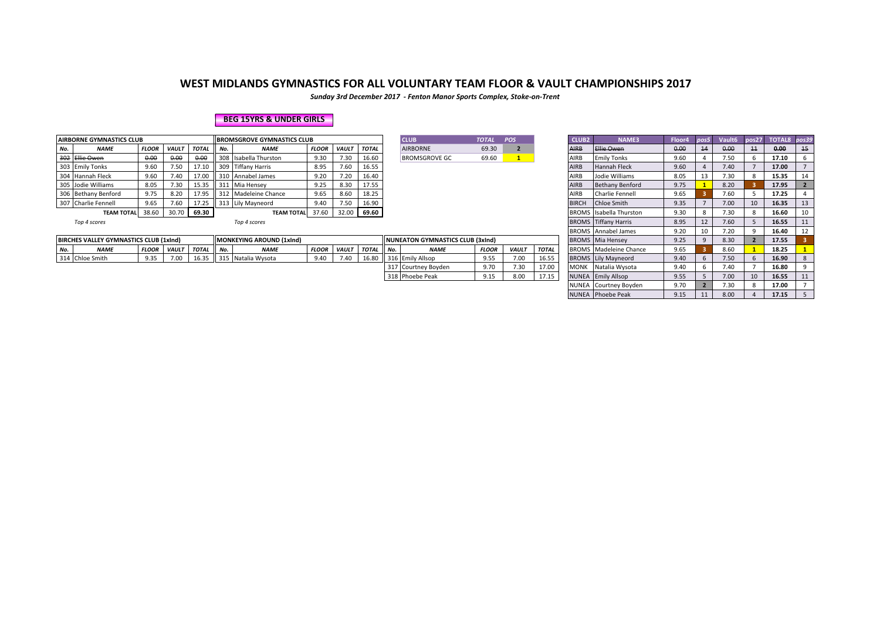# WEST MIDLANDS GYMNASTICS FOR ALL VOLUNTARY TEAM FLOOR & VAULT CHAMPIONSHIPS 2017

*Sunday 3rd December 2017 - Fenton Manor Sports Complex, Stoke-on-Trent*

## BEG 15YRS & UNDER GIRLS

| AIRBORNE GYMNASTICS CLUB | | | | |
|---|---|---|---|---|
| **No.** | **NAME** | **FLOOR** | **VAULT** | **TOTAL** |
| ~~302~~ | ~~Ellie Owen~~ | ~~0.00~~ | ~~0.00~~ | ~~0.00~~ |
| 303 | Emily Tonks | 9.60 | 7.50 | 17.10 |
| 304 | Hannah Fleck | 9.60 | 7.40 | 17.00 |
| 305 | Jodie Williams | 8.05 | 7.30 | 15.35 |
| 306 | Bethany Benford | 9.75 | 8.20 | 17.95 |
| 307 | Charlie Fennell | 9.65 | 7.60 | 17.25 |
| | **TEAM TOTAL** | 38.60 | 30.70 | **69.30** |

*Top 4 scores*

| BROMSGROVE GYMNASTICS CLUB | | | | |
|---|---|---|---|---|
| **No.** | **NAME** | **FLOOR** | **VAULT** | **TOTAL** |
| 308 | Isabella Thurston | 9.30 | 7.30 | 16.60 |
| 309 | Tiffany Harris | 8.95 | 7.60 | 16.55 |
| 310 | Annabel James | 9.20 | 7.20 | 16.40 |
| 311 | Mia Hensey | 9.25 | 8.30 | 17.55 |
| 312 | Madeleine Chance | 9.65 | 8.60 | 18.25 |
| 313 | Lily Mayneord | 9.40 | 7.50 | 16.90 |
| | **TEAM TOTAL** | 37.60 | 32.00 | **69.60** |

*Top 4 scores*

| CLUB | TOTAL | POS |
|---|---|---|
| AIRBORNE | 69.30 | 2 |
| BROMSGROVE GC | 69.60 | 1 |

| BIRCHES VALLEY GYMNASTICS CLUB (1xInd) | | | | |
|---|---|---|---|---|
| **No.** | **NAME** | **FLOOR** | **VAULT** | **TOTAL** |
| 314 | Chloe Smith | 9.35 | 7.00 | 16.35 |

| MONKEYING AROUND (1xInd) | | | | |
|---|---|---|---|---|
| **No.** | **NAME** | **FLOOR** | **VAULT** | **TOTAL** |
| 315 | Natalia Wysota | 9.40 | 7.40 | 16.80 |

| NUNEATON GYMNASTICS CLUB (3xInd) | | | | |
|---|---|---|---|---|
| **No.** | **NAME** | **FLOOR** | **VAULT** | **TOTAL** |
| 316 | Emily Allsop | 9.55 | 7.00 | 16.55 |
| 317 | Courtney Boyden | 9.70 | 7.30 | 17.00 |
| 318 | Phoebe Peak | 9.15 | 8.00 | 17.15 |

| CLUB2 | NAME3 | Floor4 | pos5 | Vault6 | pos27 | TOTAL8 | pos39 |
|---|---|---|---|---|---|---|---|
| ~~AIRB~~ | ~~Ellie Owen~~ | ~~0.00~~ | ~~14~~ | ~~0.00~~ | ~~11~~ | ~~0.00~~ | ~~15~~ |
| AIRB | Emily Tonks | 9.60 | 4 | 7.50 | 6 | 17.10 | 6 |
| AIRB | Hannah Fleck | 9.60 | 4 | 7.40 | 7 | 17.00 | 7 |
| AIRB | Jodie Williams | 8.05 | 13 | 7.30 | 8 | 15.35 | 14 |
| AIRB | Bethany Benford | 9.75 | 1 | 8.20 | 3 | 17.95 | 2 |
| AIRB | Charlie Fennell | 9.65 | 3 | 7.60 | 5 | 17.25 | 4 |
| BIRCH | Chloe Smith | 9.35 | 7 | 7.00 | 10 | 16.35 | 13 |
| BROMS | Isabella Thurston | 9.30 | 8 | 7.30 | 8 | 16.60 | 10 |
| BROMS | Tiffany Harris | 8.95 | 12 | 7.60 | 5 | 16.55 | 11 |
| BROMS | Annabel James | 9.20 | 10 | 7.20 | 9 | 16.40 | 12 |
| BROMS | Mia Hensey | 9.25 | 9 | 8.30 | 2 | 17.55 | 3 |
| BROMS | Madeleine Chance | 9.65 | 3 | 8.60 | 1 | 18.25 | 1 |
| BROMS | Lily Mayneord | 9.40 | 6 | 7.50 | 6 | 16.90 | 8 |
| MONK | Natalia Wysota | 9.40 | 6 | 7.40 | 7 | 16.80 | 9 |
| NUNEA | Emily Allsop | 9.55 | 5 | 7.00 | 10 | 16.55 | 11 |
| NUNEA | Courtney Boyden | 9.70 | 2 | 7.30 | 8 | 17.00 | 7 |
| NUNEA | Phoebe Peak | 9.15 | 11 | 8.00 | 4 | 17.15 | 5 |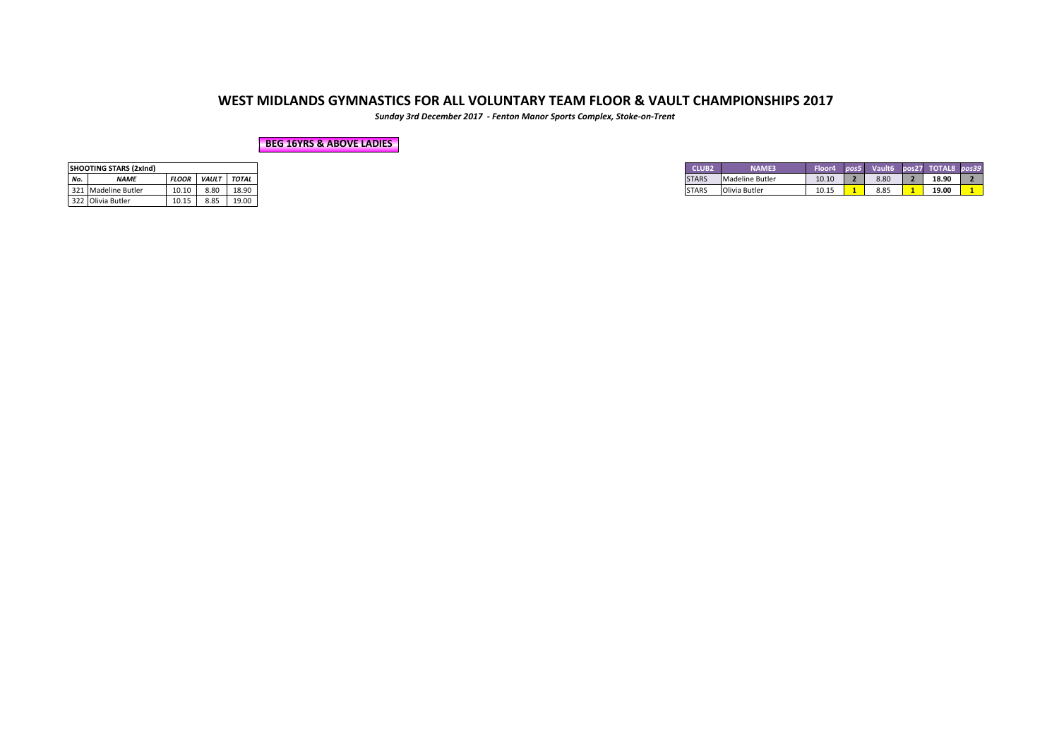# WEST MIDLANDS GYMNASTICS FOR ALL VOLUNTARY TEAM FLOOR & VAULT CHAMPIONSHIPS 2017

***Sunday 3rd December 2017 - Fenton Manor Sports Complex, Stoke-on-Trent***

**BEG 16YRS & ABOVE LADIES**

| **SHOOTING STARS (2xInd)** | | | | |
|---|---|---|---|---|
| ***No.*** | ***NAME*** | ***FLOOR*** | ***VAULT*** | ***TOTAL*** |
| 321 | Madeline Butler | 10.10 | 8.80 | 18.90 |
| 322 | Olivia Butler | 10.15 | 8.85 | 19.00 |

| CLUB2 | NAME3 | Floor4 | *pos5* | Vault6 | pos27 | TOTAL8 | *pos39* |
|---|---|---|---|---|---|---|---|
| STARS | Madeline Butler | 10.10 | **2** | 8.80 | **2** | **18.90** | **2** |
| STARS | Olivia Butler | 10.15 | **1** | 8.85 | **1** | **19.00** | **1** |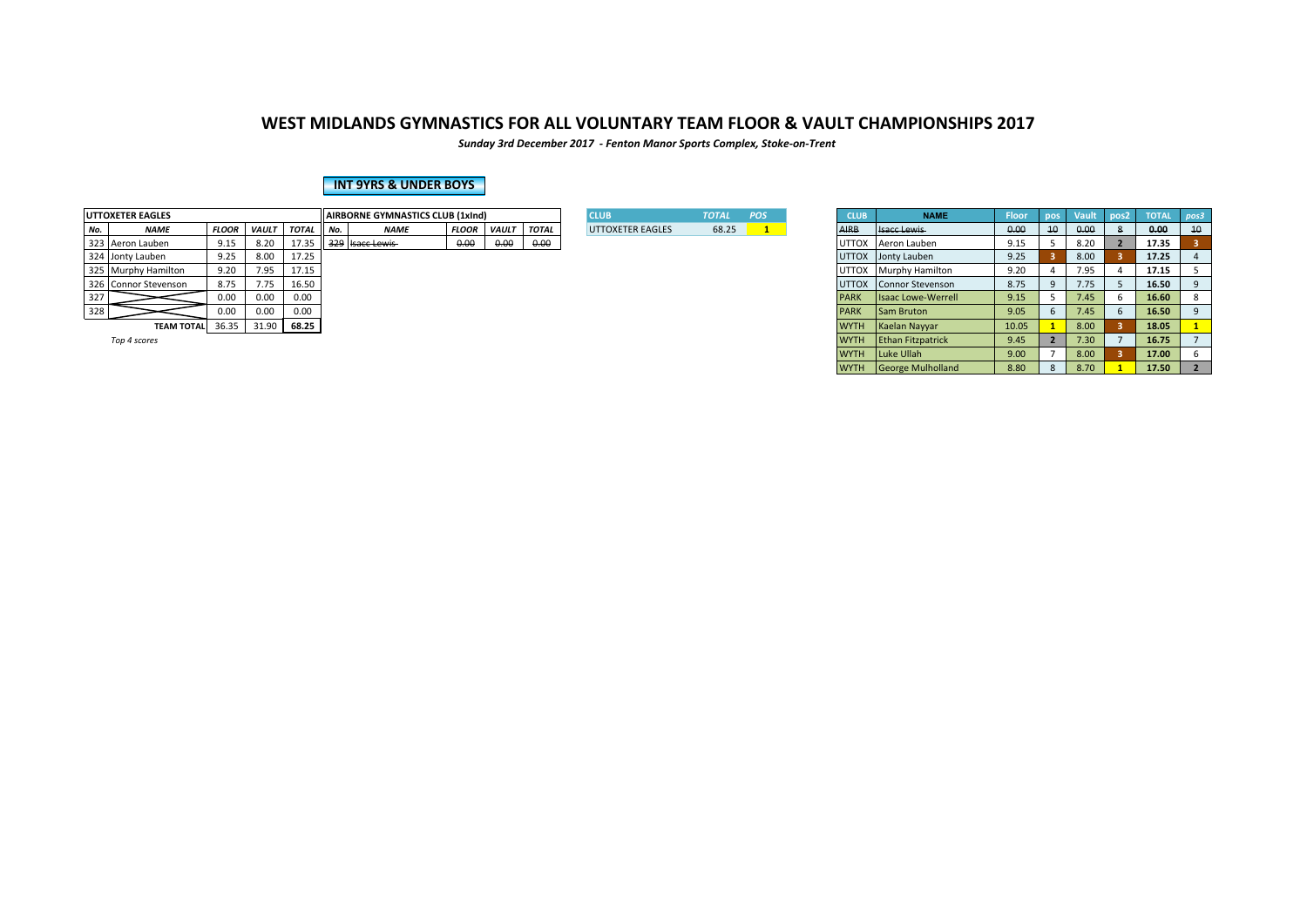# WEST MIDLANDS GYMNASTICS FOR ALL VOLUNTARY TEAM FLOOR & VAULT CHAMPIONSHIPS 2017

*Sunday 3rd December 2017 - Fenton Manor Sports Complex, Stoke-on-Trent*

## INT 9YRS & UNDER BOYS

| UTTOXETER EAGLES | | | | |
|---|---|---|---|---|
| **No.** | **NAME** | **FLOOR** | **VAULT** | **TOTAL** |
| 323 | Aeron Lauben | 9.15 | 8.20 | 17.35 |
| 324 | Jonty Lauben | 9.25 | 8.00 | 17.25 |
| 325 | Murphy Hamilton | 9.20 | 7.95 | 17.15 |
| 326 | Connor Stevenson | 8.75 | 7.75 | 16.50 |
| 327 | | 0.00 | 0.00 | 0.00 |
| 328 | | 0.00 | 0.00 | 0.00 |
| | **TEAM TOTAL** | 36.35 | 31.90 | **68.25** |

*Top 4 scores*

| AIRBORNE GYMNASTICS CLUB (1xInd) | | | | |
|---|---|---|---|---|
| **No.** | **NAME** | **FLOOR** | **VAULT** | **TOTAL** |
| ~~329~~ | ~~Isacc Lewis~~ | ~~0.00~~ | ~~0.00~~ | ~~0.00~~ |

| CLUB | TOTAL | POS |
|---|---|---|
| UTTOXETER EAGLES | 68.25 | 1 |

| CLUB | NAME | Floor | pos | Vault | pos2 | TOTAL | pos3 |
|---|---|---|---|---|---|---|---|
| ~~AIRB~~ | ~~Isacc Lewis~~ | ~~0.00~~ | ~~10~~ | ~~0.00~~ | 8 | **~~0.00~~** | ~~10~~ |
| UTTOX | Aeron Lauben | 9.15 | 5 | 8.20 | 2 | **17.35** | 3 |
| UTTOX | Jonty Lauben | 9.25 | 3 | 8.00 | 3 | **17.25** | 4 |
| UTTOX | Murphy Hamilton | 9.20 | 4 | 7.95 | 4 | **17.15** | 5 |
| UTTOX | Connor Stevenson | 8.75 | 9 | 7.75 | 5 | **16.50** | 9 |
| PARK | Isaac Lowe-Werrell | 9.15 | 5 | 7.45 | 6 | **16.60** | 8 |
| PARK | Sam Bruton | 9.05 | 6 | 7.45 | 6 | **16.50** | 9 |
| WYTH | Kaelan Nayyar | 10.05 | 1 | 8.00 | 3 | **18.05** | 1 |
| WYTH | Ethan Fitzpatrick | 9.45 | 2 | 7.30 | 7 | **16.75** | 7 |
| WYTH | Luke Ullah | 9.00 | 7 | 8.00 | 3 | **17.00** | 6 |
| WYTH | George Mulholland | 8.80 | 8 | 8.70 | 1 | **17.50** | 2 |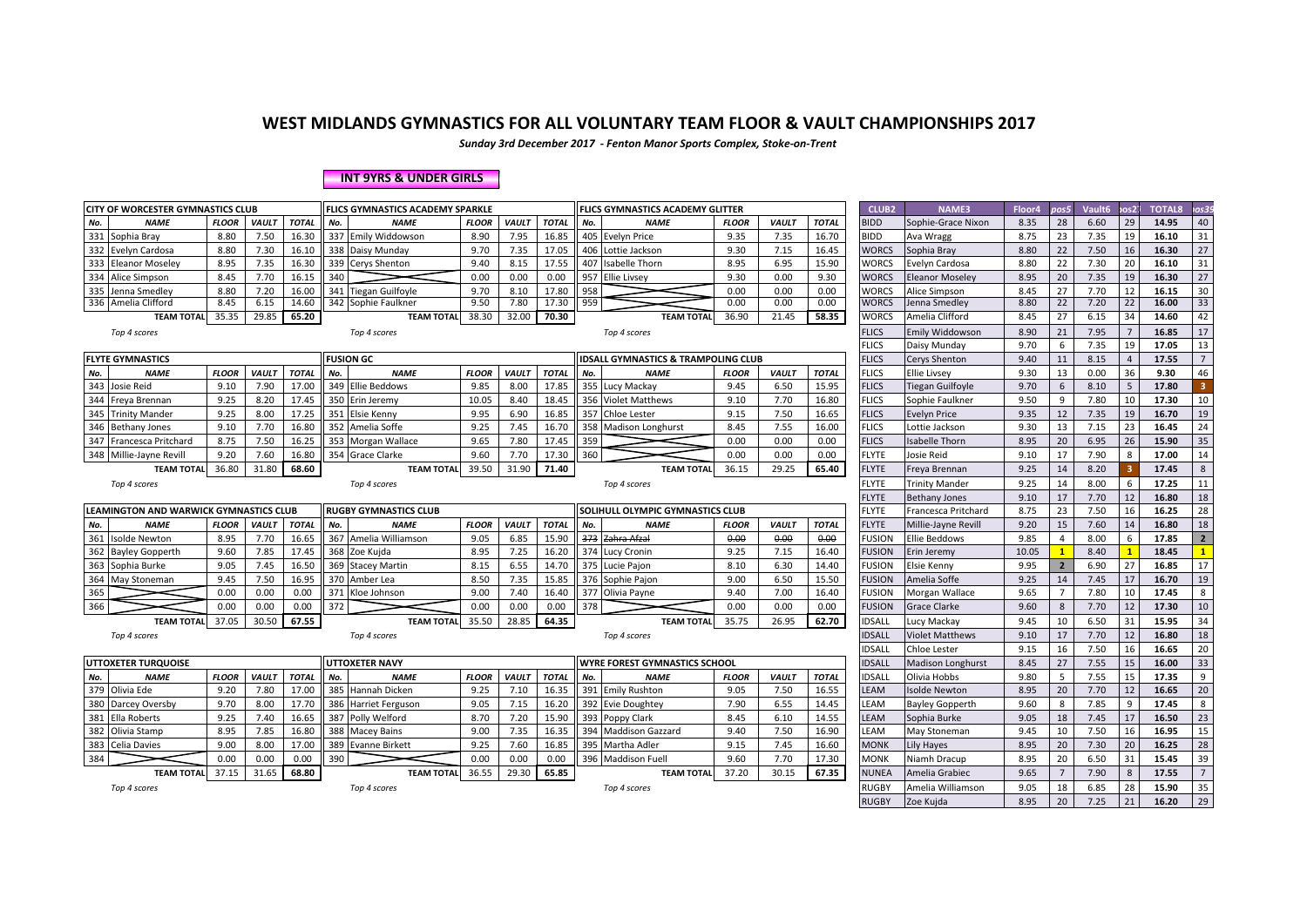# WEST MIDLANDS GYMNASTICS FOR ALL VOLUNTARY TEAM FLOOR & VAULT CHAMPIONSHIPS 2017

*Sunday 3rd December 2017 - Fenton Manor Sports Complex, Stoke-on-Trent*

**INT 9YRS & UNDER GIRLS**

### CITY OF WORCESTER GYMNASTICS CLUB

| No. | NAME | FLOOR | VAULT | TOTAL |
|---|---|---|---|---|
| 331 | Sophia Bray | 8.80 | 7.50 | 16.30 |
| 332 | Evelyn Cardosa | 8.80 | 7.30 | 16.10 |
| 333 | Eleanor Moseley | 8.95 | 7.35 | 16.30 |
| 334 | Alice Simpson | 8.45 | 7.70 | 16.15 |
| 335 | Jenna Smedley | 8.80 | 7.20 | 16.00 |
| 336 | Amelia Clifford | 8.45 | 6.15 | 14.60 |
| | TEAM TOTAL | 35.35 | 29.85 | 65.20 |

*Top 4 scores*

### FLICS GYMNASTICS ACADEMY SPARKLE

| No. | NAME | FLOOR | VAULT | TOTAL |
|---|---|---|---|---|
| 337 | Emily Widdowson | 8.90 | 7.95 | 16.85 |
| 338 | Daisy Munday | 9.70 | 7.35 | 17.05 |
| 339 | Cerys Shenton | 9.40 | 8.15 | 17.55 |
| 340 | | 0.00 | 0.00 | 0.00 |
| 341 | Tiegan Guilfoyle | 9.70 | 8.10 | 17.80 |
| 342 | Sophie Faulkner | 9.50 | 7.80 | 17.30 |
| | TEAM TOTAL | 38.30 | 32.00 | 70.30 |

*Top 4 scores*

### FLICS GYMNASTICS ACADEMY GLITTER

| No. | NAME | FLOOR | VAULT | TOTAL |
|---|---|---|---|---|
| 405 | Evelyn Price | 9.35 | 7.35 | 16.70 |
| 406 | Lottie Jackson | 9.30 | 7.15 | 16.45 |
| 407 | Isabelle Thorn | 8.95 | 6.95 | 15.90 |
| 957 | Ellie Livsey | 9.30 | 0.00 | 9.30 |
| 958 | | 0.00 | 0.00 | 0.00 |
| 959 | | 0.00 | 0.00 | 0.00 |
| | TEAM TOTAL | 36.90 | 21.45 | 58.35 |

*Top 4 scores*

### FLYTE GYMNASTICS

| No. | NAME | FLOOR | VAULT | TOTAL |
|---|---|---|---|---|
| 343 | Josie Reid | 9.10 | 7.90 | 17.00 |
| 344 | Freya Brennan | 9.25 | 8.20 | 17.45 |
| 345 | Trinity Mander | 9.25 | 8.00 | 17.25 |
| 346 | Bethany Jones | 9.10 | 7.70 | 16.80 |
| 347 | Francesca Pritchard | 8.75 | 7.50 | 16.25 |
| 348 | Millie-Jayne Revill | 9.20 | 7.60 | 16.80 |
| | TEAM TOTAL | 36.80 | 31.80 | 68.60 |

*Top 4 scores*

### FUSION GC

| No. | NAME | FLOOR | VAULT | TOTAL |
|---|---|---|---|---|
| 349 | Ellie Beddows | 9.85 | 8.00 | 17.85 |
| 350 | Erin Jeremy | 10.05 | 8.40 | 18.45 |
| 351 | Elsie Kenny | 9.95 | 6.90 | 16.85 |
| 352 | Amelia Soffe | 9.25 | 7.45 | 16.70 |
| 353 | Morgan Wallace | 9.65 | 7.80 | 17.45 |
| 354 | Grace Clarke | 9.60 | 7.70 | 17.30 |
| | TEAM TOTAL | 39.50 | 31.90 | 71.40 |

*Top 4 scores*

### IDSALL GYMNASTICS & TRAMPOLING CLUB

| No. | NAME | FLOOR | VAULT | TOTAL |
|---|---|---|---|---|
| 355 | Lucy Mackay | 9.45 | 6.50 | 15.95 |
| 356 | Violet Matthews | 9.10 | 7.70 | 16.80 |
| 357 | Chloe Lester | 9.15 | 7.50 | 16.65 |
| 358 | Madison Longhurst | 8.45 | 7.55 | 16.00 |
| 359 | | 0.00 | 0.00 | 0.00 |
| 360 | | 0.00 | 0.00 | 0.00 |
| | TEAM TOTAL | 36.15 | 29.25 | 65.40 |

*Top 4 scores*

### LEAMINGTON AND WARWICK GYMNASTICS CLUB

| No. | NAME | FLOOR | VAULT | TOTAL |
|---|---|---|---|---|
| 361 | Isolde Newton | 8.95 | 7.70 | 16.65 |
| 362 | Bayley Gopperth | 9.60 | 7.85 | 17.45 |
| 363 | Sophia Burke | 9.05 | 7.45 | 16.50 |
| 364 | May Stoneman | 9.45 | 7.50 | 16.95 |
| 365 | | 0.00 | 0.00 | 0.00 |
| 366 | | 0.00 | 0.00 | 0.00 |
| | TEAM TOTAL | 37.05 | 30.50 | 67.55 |

*Top 4 scores*

### RUGBY GYMNASTICS CLUB

| No. | NAME | FLOOR | VAULT | TOTAL |
|---|---|---|---|---|
| 367 | Amelia Williamson | 9.05 | 6.85 | 15.90 |
| 368 | Zoe Kujda | 8.95 | 7.25 | 16.20 |
| 369 | Stacey Martin | 8.15 | 6.55 | 14.70 |
| 370 | Amber Lea | 8.50 | 7.35 | 15.85 |
| 371 | Kloe Johnson | 9.00 | 7.40 | 16.40 |
| 372 | | 0.00 | 0.00 | 0.00 |
| | TEAM TOTAL | 35.50 | 28.85 | 64.35 |

*Top 4 scores*

### SOLIHULL OLYMPIC GYMNASTICS CLUB

| No. | NAME | FLOOR | VAULT | TOTAL |
|---|---|---|---|---|
| ~~373~~ | ~~Zahra Afzal~~ | ~~0.00~~ | ~~0.00~~ | ~~0.00~~ |
| 374 | Lucy Cronin | 9.25 | 7.15 | 16.40 |
| 375 | Lucie Pajon | 8.10 | 6.30 | 14.40 |
| 376 | Sophie Pajon | 9.00 | 6.50 | 15.50 |
| 377 | Olivia Payne | 9.40 | 7.00 | 16.40 |
| 378 | | 0.00 | 0.00 | 0.00 |
| | TEAM TOTAL | 35.75 | 26.95 | 62.70 |

*Top 4 scores*

### UTTOXETER TURQUOISE

| No. | NAME | FLOOR | VAULT | TOTAL |
|---|---|---|---|---|
| 379 | Olivia Ede | 9.20 | 7.80 | 17.00 |
| 380 | Darcey Oversby | 9.70 | 8.00 | 17.70 |
| 381 | Ella Roberts | 9.25 | 7.40 | 16.65 |
| 382 | Olivia Stamp | 8.95 | 7.85 | 16.80 |
| 383 | Celia Davies | 9.00 | 8.00 | 17.00 |
| 384 | | 0.00 | 0.00 | 0.00 |
| | TEAM TOTAL | 37.15 | 31.65 | 68.80 |

*Top 4 scores*

### UTTOXETER NAVY

| No. | NAME | FLOOR | VAULT | TOTAL |
|---|---|---|---|---|
| 385 | Hannah Dicken | 9.25 | 7.10 | 16.35 |
| 386 | Harriet Ferguson | 9.05 | 7.15 | 16.20 |
| 387 | Polly Welford | 8.70 | 7.20 | 15.90 |
| 388 | Macey Bains | 9.00 | 7.35 | 16.35 |
| 389 | Evanne Birkett | 9.25 | 7.60 | 16.85 |
| 390 | | 0.00 | 0.00 | 0.00 |
| | TEAM TOTAL | 36.55 | 29.30 | 65.85 |

*Top 4 scores*

### WYRE FOREST GYMNASTICS SCHOOL

| No. | NAME | FLOOR | VAULT | TOTAL |
|---|---|---|---|---|
| 391 | Emily Rushton | 9.05 | 7.50 | 16.55 |
| 392 | Evie Doughtey | 7.90 | 6.55 | 14.45 |
| 393 | Poppy Clark | 8.45 | 6.10 | 14.55 |
| 394 | Maddison Gazzard | 9.40 | 7.50 | 16.90 |
| 395 | Martha Adler | 9.15 | 7.45 | 16.60 |
| 396 | Maddison Fuell | 9.60 | 7.70 | 17.30 |
| | TEAM TOTAL | 37.20 | 30.15 | 67.35 |

*Top 4 scores*

### Individual Results

| CLUB2 | NAME3 | Floor4 | pos5 | Vault6 | pos2 | TOTAL8 | pos3 |
|---|---|---|---|---|---|---|---|
| BIDD | Sophie-Grace Nixon | 8.35 | 28 | 6.60 | 29 | 14.95 | 40 |
| BIDD | Ava Wragg | 8.75 | 23 | 7.35 | 19 | 16.10 | 31 |
| WORCS | Sophia Bray | 8.80 | 22 | 7.50 | 16 | 16.30 | 27 |
| WORCS | Evelyn Cardosa | 8.80 | 22 | 7.30 | 20 | 16.10 | 31 |
| WORCS | Eleanor Moseley | 8.95 | 20 | 7.35 | 19 | 16.30 | 27 |
| WORCS | Alice Simpson | 8.45 | 27 | 7.70 | 12 | 16.15 | 30 |
| WORCS | Jenna Smedley | 8.80 | 22 | 7.20 | 22 | 16.00 | 33 |
| WORCS | Amelia Clifford | 8.45 | 27 | 6.15 | 34 | 14.60 | 42 |
| FLICS | Emily Widdowson | 8.90 | 21 | 7.95 | 7 | 16.85 | 17 |
| FLICS | Daisy Munday | 9.70 | 6 | 7.35 | 19 | 17.05 | 13 |
| FLICS | Cerys Shenton | 9.40 | 11 | 8.15 | 4 | 17.55 | 7 |
| FLICS | Ellie Livsey | 9.30 | 13 | 0.00 | 36 | 9.30 | 46 |
| FLICS | Tiegan Guilfoyle | 9.70 | 6 | 8.10 | 5 | 17.80 | 3 |
| FLICS | Sophie Faulkner | 9.50 | 9 | 7.80 | 10 | 17.30 | 10 |
| FLICS | Evelyn Price | 9.35 | 12 | 7.35 | 19 | 16.70 | 19 |
| FLICS | Lottie Jackson | 9.30 | 13 | 7.15 | 23 | 16.45 | 24 |
| FLICS | Isabelle Thorn | 8.95 | 20 | 6.95 | 26 | 15.90 | 35 |
| FLYTE | Josie Reid | 9.10 | 17 | 7.90 | 8 | 17.00 | 14 |
| FLYTE | Freya Brennan | 9.25 | 14 | 8.20 | 3 | 17.45 | 8 |
| FLYTE | Trinity Mander | 9.25 | 14 | 8.00 | 6 | 17.25 | 11 |
| FLYTE | Bethany Jones | 9.10 | 17 | 7.70 | 12 | 16.80 | 18 |
| FLYTE | Francesca Pritchard | 8.75 | 23 | 7.50 | 16 | 16.25 | 28 |
| FLYTE | Millie-Jayne Revill | 9.20 | 15 | 7.60 | 14 | 16.80 | 18 |
| FUSION | Ellie Beddows | 9.85 | 4 | 8.00 | 6 | 17.85 | 2 |
| FUSION | Erin Jeremy | 10.05 | 1 | 8.40 | 1 | 18.45 | 1 |
| FUSION | Elsie Kenny | 9.95 | 2 | 6.90 | 27 | 16.85 | 17 |
| FUSION | Amelia Soffe | 9.25 | 14 | 7.45 | 17 | 16.70 | 19 |
| FUSION | Morgan Wallace | 9.65 | 7 | 7.80 | 10 | 17.45 | 8 |
| FUSION | Grace Clarke | 9.60 | 8 | 7.70 | 12 | 17.30 | 10 |
| IDSALL | Lucy Mackay | 9.45 | 10 | 6.50 | 31 | 15.95 | 34 |
| IDSALL | Violet Matthews | 9.10 | 17 | 7.70 | 12 | 16.80 | 18 |
| IDSALL | Chloe Lester | 9.15 | 16 | 7.50 | 16 | 16.65 | 20 |
| IDSALL | Madison Longhurst | 8.45 | 27 | 7.55 | 15 | 16.00 | 33 |
| IDSALL | Olivia Hobbs | 9.80 | 5 | 7.55 | 15 | 17.35 | 9 |
| LEAM | Isolde Newton | 8.95 | 20 | 7.70 | 12 | 16.65 | 20 |
| LEAM | Bayley Gopperth | 9.60 | 8 | 7.85 | 9 | 17.45 | 8 |
| LEAM | Sophia Burke | 9.05 | 18 | 7.45 | 17 | 16.50 | 23 |
| LEAM | May Stoneman | 9.45 | 10 | 7.50 | 16 | 16.95 | 15 |
| MONK | Lily Hayes | 8.95 | 20 | 7.30 | 20 | 16.25 | 28 |
| MONK | Niamh Dracup | 8.95 | 20 | 6.50 | 31 | 15.45 | 39 |
| NUNEA | Amelia Grabiec | 9.65 | 7 | 7.90 | 8 | 17.55 | 7 |
| RUGBY | Amelia Williamson | 9.05 | 18 | 6.85 | 28 | 15.90 | 35 |
| RUGBY | Zoe Kujda | 8.95 | 20 | 7.25 | 21 | 16.20 | 29 |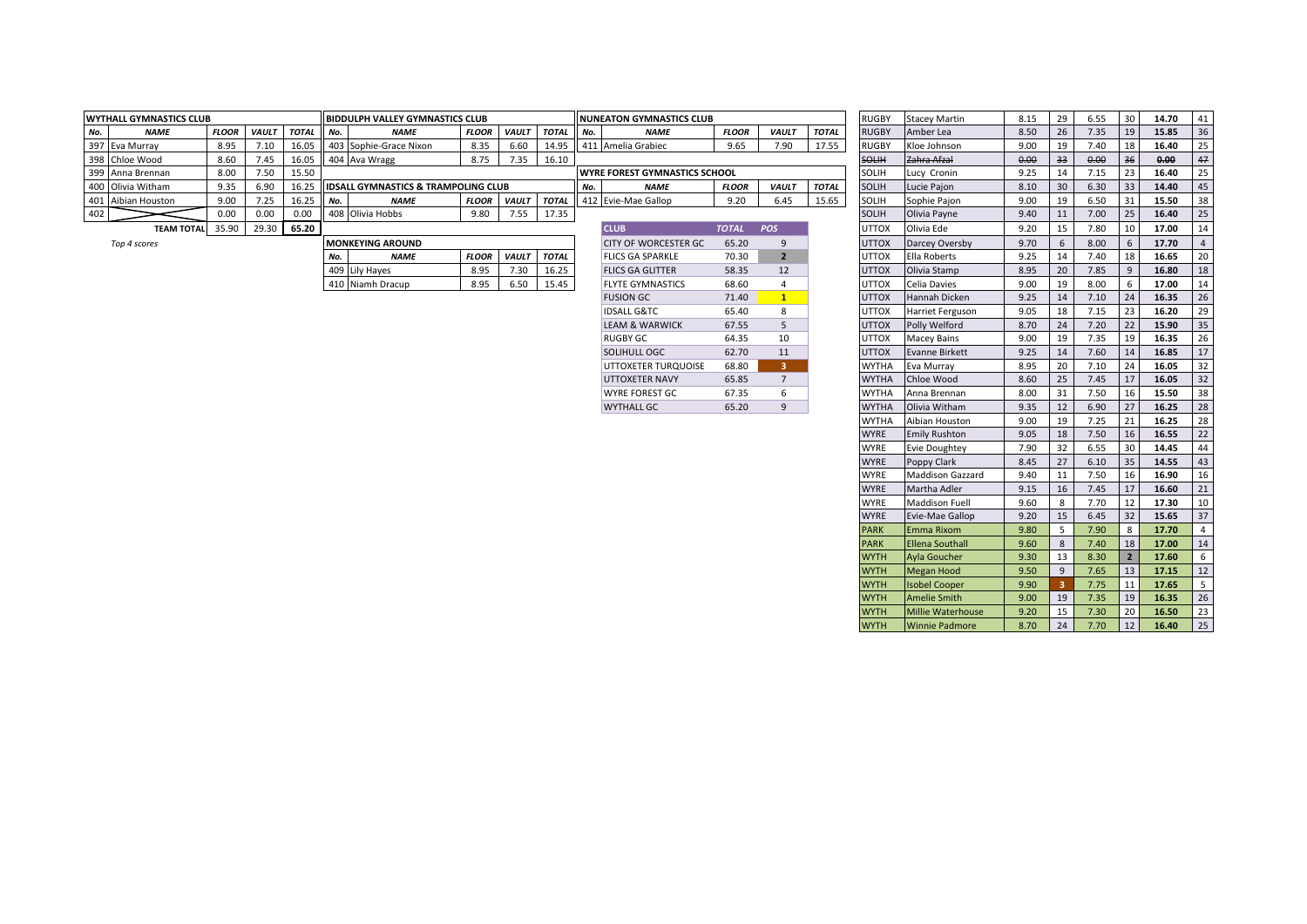## WYTHALL GYMNASTICS CLUB

| No. | NAME | FLOOR | VAULT | TOTAL |
|---|---|---|---|---|
| 397 | Eva Murray | 8.95 | 7.10 | 16.05 |
| 398 | Chloe Wood | 8.60 | 7.45 | 16.05 |
| 399 | Anna Brennan | 8.00 | 7.50 | 15.50 |
| 400 | Olivia Witham | 9.35 | 6.90 | 16.25 |
| 401 | Aibian Houston | 9.00 | 7.25 | 16.25 |
| 402 | | 0.00 | 0.00 | 0.00 |
| | **TEAM TOTAL** | 35.90 | 29.30 | **65.20** |

*Top 4 scores*

## BIDDULPH VALLEY GYMNASTICS CLUB

| No. | NAME | FLOOR | VAULT | TOTAL |
|---|---|---|---|---|
| 403 | Sophie-Grace Nixon | 8.35 | 6.60 | 14.95 |
| 404 | Ava Wragg | 8.75 | 7.35 | 16.10 |

## IDSALL GYMNASTICS & TRAMPOLING CLUB

| No. | NAME | FLOOR | VAULT | TOTAL |
|---|---|---|---|---|
| 408 | Olivia Hobbs | 9.80 | 7.55 | 17.35 |

## MONKEYING AROUND

| No. | NAME | FLOOR | VAULT | TOTAL |
|---|---|---|---|---|
| 409 | Lily Hayes | 8.95 | 7.30 | 16.25 |
| 410 | Niamh Dracup | 8.95 | 6.50 | 15.45 |

## NUNEATON GYMNASTICS CLUB

| No. | NAME | FLOOR | VAULT | TOTAL |
|---|---|---|---|---|
| 411 | Amelia Grabiec | 9.65 | 7.90 | 17.55 |

## WYRE FOREST GYMNASTICS SCHOOL

| No. | NAME | FLOOR | VAULT | TOTAL |
|---|---|---|---|---|
| 412 | Evie-Mae Gallop | 9.20 | 6.45 | 15.65 |

| CLUB | TOTAL | POS |
|---|---|---|
| CITY OF WORCESTER GC | 65.20 | 9 |
| FLICS GA SPARKLE | 70.30 | 2 |
| FLICS GA GLITTER | 58.35 | 12 |
| FLYTE GYMNASTICS | 68.60 | 4 |
| FUSION GC | 71.40 | 1 |
| IDSALL G&TC | 65.40 | 8 |
| LEAM & WARWICK | 67.55 | 5 |
| RUGBY GC | 64.35 | 10 |
| SOLIHULL OGC | 62.70 | 11 |
| UTTOXETER TURQUOISE | 68.80 | 3 |
| UTTOXETER NAVY | 65.85 | 7 |
| WYRE FOREST GC | 67.35 | 6 |
| WYTHALL GC | 65.20 | 9 |

| Club | Name | Floor | Pos | Vault | Pos | Total | Pos |
|---|---|---|---|---|---|---|---|
| RUGBY | Stacey Martin | 8.15 | 29 | 6.55 | 30 | **14.70** | 41 |
| RUGBY | Amber Lea | 8.50 | 26 | 7.35 | 19 | **15.85** | 36 |
| RUGBY | Kloe Johnson | 9.00 | 19 | 7.40 | 18 | **16.40** | 25 |
| ~~SOLIH~~ | ~~Zahra Afzal~~ | ~~0.00~~ | ~~33~~ | ~~0.00~~ | ~~36~~ | ~~0.00~~ | ~~47~~ |
| SOLIH | Lucy Cronin | 9.25 | 14 | 7.15 | 23 | **16.40** | 25 |
| SOLIH | Lucie Pajon | 8.10 | 30 | 6.30 | 33 | **14.40** | 45 |
| SOLIH | Sophie Pajon | 9.00 | 19 | 6.50 | 31 | **15.50** | 38 |
| SOLIH | Olivia Payne | 9.40 | 11 | 7.00 | 25 | **16.40** | 25 |
| UTTOX | Olivia Ede | 9.20 | 15 | 7.80 | 10 | **17.00** | 14 |
| UTTOX | Darcey Oversby | 9.70 | 6 | 8.00 | 6 | **17.70** | 4 |
| UTTOX | Ella Roberts | 9.25 | 14 | 7.40 | 18 | **16.65** | 20 |
| UTTOX | Olivia Stamp | 8.95 | 20 | 7.85 | 9 | **16.80** | 18 |
| UTTOX | Celia Davies | 9.00 | 19 | 8.00 | 6 | **17.00** | 14 |
| UTTOX | Hannah Dicken | 9.25 | 14 | 7.10 | 24 | **16.35** | 26 |
| UTTOX | Harriet Ferguson | 9.05 | 18 | 7.15 | 23 | **16.20** | 29 |
| UTTOX | Polly Welford | 8.70 | 24 | 7.20 | 22 | **15.90** | 35 |
| UTTOX | Macey Bains | 9.00 | 19 | 7.35 | 19 | **16.35** | 26 |
| UTTOX | Evanne Birkett | 9.25 | 14 | 7.60 | 14 | **16.85** | 17 |
| WYTHA | Eva Murray | 8.95 | 20 | 7.10 | 24 | **16.05** | 32 |
| WYTHA | Chloe Wood | 8.60 | 25 | 7.45 | 17 | **16.05** | 32 |
| WYTHA | Anna Brennan | 8.00 | 31 | 7.50 | 16 | **15.50** | 38 |
| WYTHA | Olivia Witham | 9.35 | 12 | 6.90 | 27 | **16.25** | 28 |
| WYTHA | Aibian Houston | 9.00 | 19 | 7.25 | 21 | **16.25** | 28 |
| WYRE | Emily Rushton | 9.05 | 18 | 7.50 | 16 | **16.55** | 22 |
| WYRE | Evie Doughtey | 7.90 | 32 | 6.55 | 30 | **14.45** | 44 |
| WYRE | Poppy Clark | 8.45 | 27 | 6.10 | 35 | **14.55** | 43 |
| WYRE | Maddison Gazzard | 9.40 | 11 | 7.50 | 16 | **16.90** | 16 |
| WYRE | Martha Adler | 9.15 | 16 | 7.45 | 17 | **16.60** | 21 |
| WYRE | Maddison Fuell | 9.60 | 8 | 7.70 | 12 | **17.30** | 10 |
| WYRE | Evie-Mae Gallop | 9.20 | 15 | 6.45 | 32 | **15.65** | 37 |
| PARK | Emma Rixom | 9.80 | 5 | 7.90 | 8 | **17.70** | 4 |
| PARK | Ellena Southall | 9.60 | 8 | 7.40 | 18 | **17.00** | 14 |
| WYTH | Ayla Goucher | 9.30 | 13 | 8.30 | 2 | **17.60** | 6 |
| WYTH | Megan Hood | 9.50 | 9 | 7.65 | 13 | **17.15** | 12 |
| WYTH | Isobel Cooper | 9.90 | 3 | 7.75 | 11 | **17.65** | 5 |
| WYTH | Amelie Smith | 9.00 | 19 | 7.35 | 19 | **16.35** | 26 |
| WYTH | Millie Waterhouse | 9.20 | 15 | 7.30 | 20 | **16.50** | 23 |
| WYTH | Winnie Padmore | 8.70 | 24 | 7.70 | 12 | **16.40** | 25 |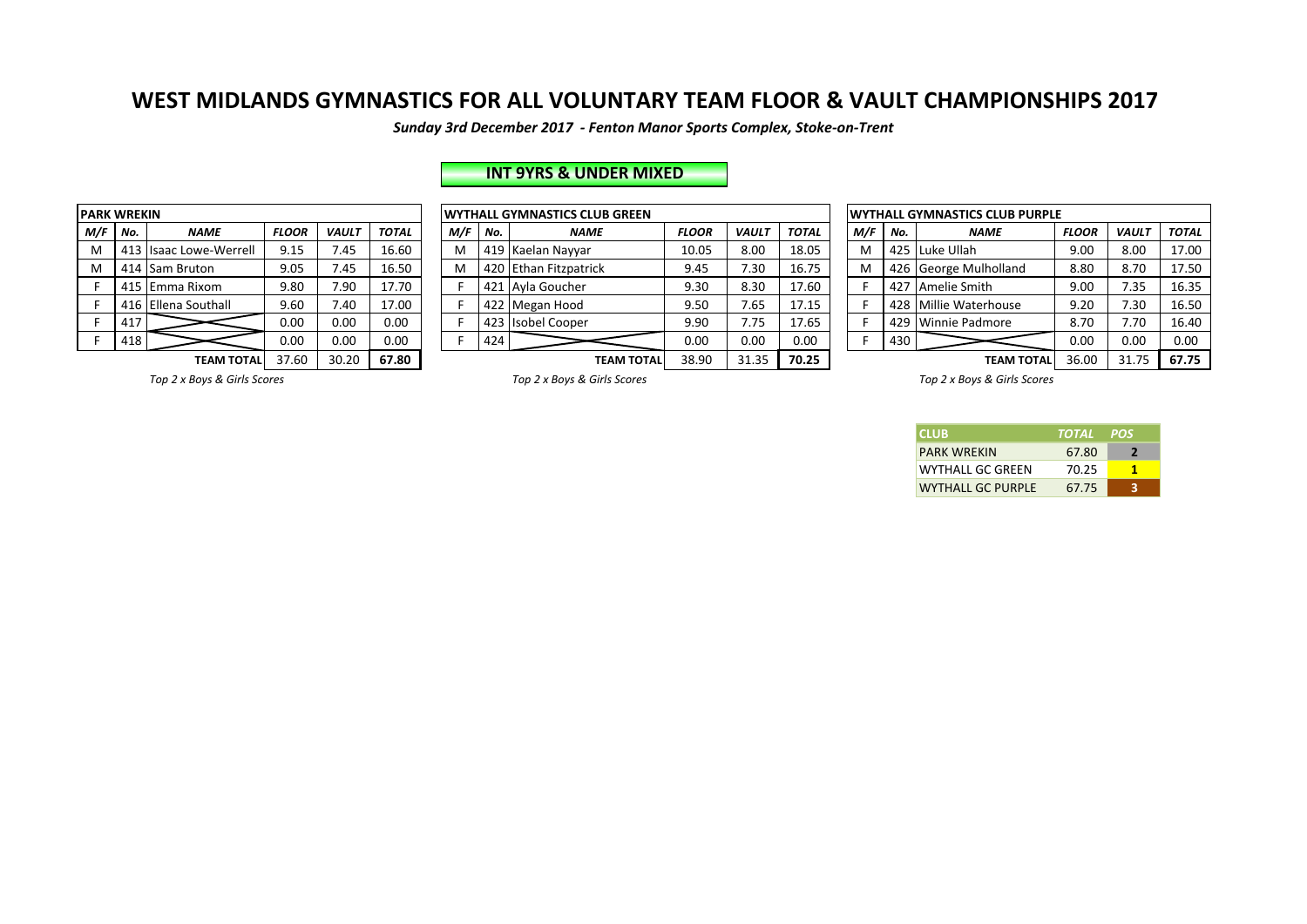# WEST MIDLANDS GYMNASTICS FOR ALL VOLUNTARY TEAM FLOOR & VAULT CHAMPIONSHIPS 2017

***Sunday 3rd December 2017 - Fenton Manor Sports Complex, Stoke-on-Trent***

## INT 9YRS & UNDER MIXED

**PARK WREKIN**

| M/F | No. | NAME | FLOOR | VAULT | TOTAL |
|---|---|---|---|---|---|
| M | 413 | Isaac Lowe-Werrell | 9.15 | 7.45 | 16.60 |
| M | 414 | Sam Bruton | 9.05 | 7.45 | 16.50 |
| F | 415 | Emma Rixom | 9.80 | 7.90 | 17.70 |
| F | 416 | Ellena Southall | 9.60 | 7.40 | 17.00 |
| F | 417 | | 0.00 | 0.00 | 0.00 |
| F | 418 | | 0.00 | 0.00 | 0.00 |
| | | **TEAM TOTAL** | 37.60 | 30.20 | **67.80** |

*Top 2 x Boys & Girls Scores*

**WYTHALL GYMNASTICS CLUB GREEN**

| M/F | No. | NAME | FLOOR | VAULT | TOTAL |
|---|---|---|---|---|---|
| M | 419 | Kaelan Nayyar | 10.05 | 8.00 | 18.05 |
| M | 420 | Ethan Fitzpatrick | 9.45 | 7.30 | 16.75 |
| F | 421 | Ayla Goucher | 9.30 | 8.30 | 17.60 |
| F | 422 | Megan Hood | 9.50 | 7.65 | 17.15 |
| F | 423 | Isobel Cooper | 9.90 | 7.75 | 17.65 |
| F | 424 | | 0.00 | 0.00 | 0.00 |
| | | **TEAM TOTAL** | 38.90 | 31.35 | **70.25** |

*Top 2 x Boys & Girls Scores*

**WYTHALL GYMNASTICS CLUB PURPLE**

| M/F | No. | NAME | FLOOR | VAULT | TOTAL |
|---|---|---|---|---|---|
| M | 425 | Luke Ullah | 9.00 | 8.00 | 17.00 |
| M | 426 | George Mulholland | 8.80 | 8.70 | 17.50 |
| F | 427 | Amelie Smith | 9.00 | 7.35 | 16.35 |
| F | 428 | Millie Waterhouse | 9.20 | 7.30 | 16.50 |
| F | 429 | Winnie Padmore | 8.70 | 7.70 | 16.40 |
| F | 430 | | 0.00 | 0.00 | 0.00 |
| | | **TEAM TOTAL** | 36.00 | 31.75 | **67.75** |

*Top 2 x Boys & Girls Scores*

| CLUB | TOTAL | POS |
|---|---|---|
| PARK WREKIN | 67.80 | 2 |
| WYTHALL GC GREEN | 70.25 | 1 |
| WYTHALL GC PURPLE | 67.75 | 3 |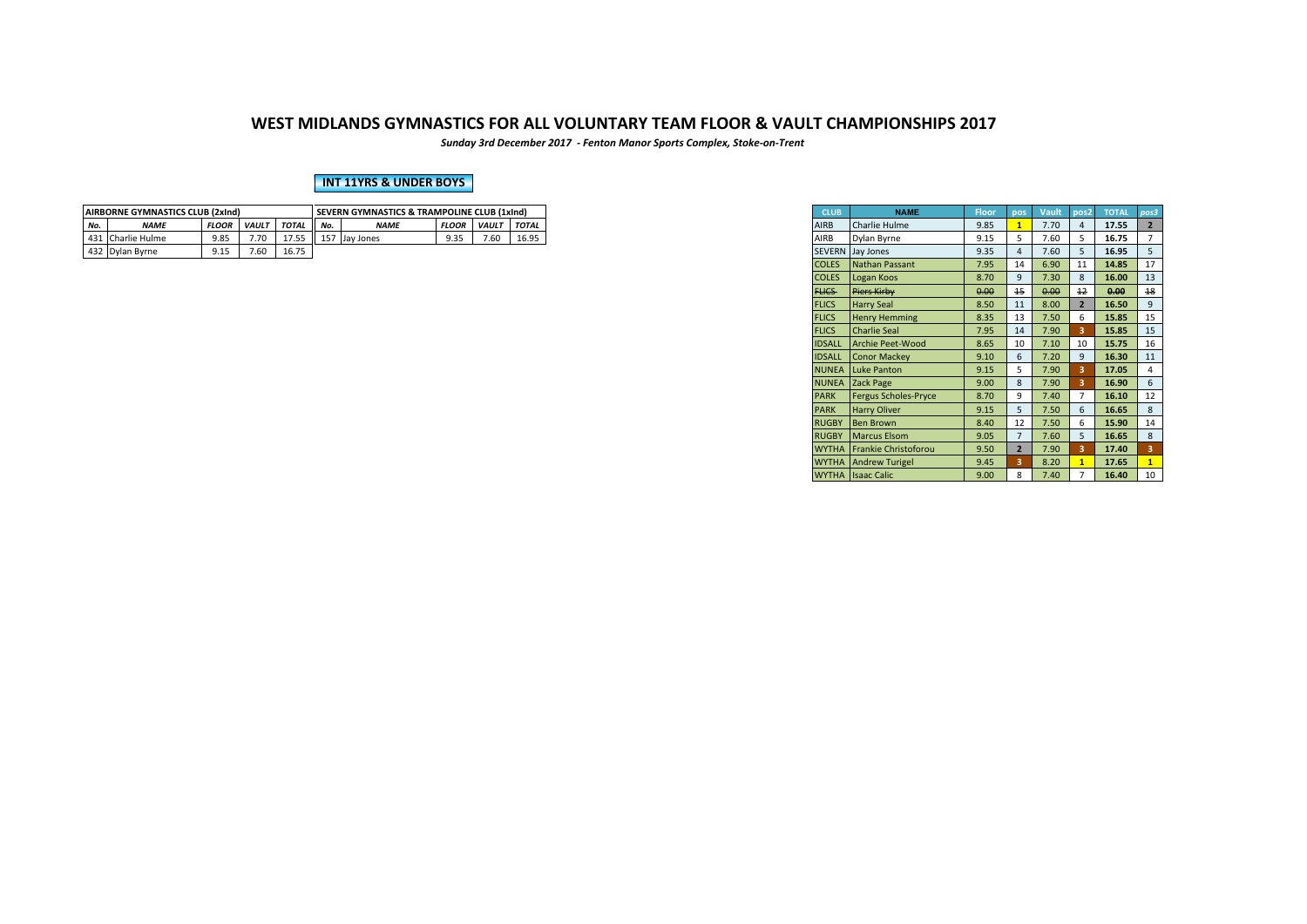# WEST MIDLANDS GYMNASTICS FOR ALL VOLUNTARY TEAM FLOOR & VAULT CHAMPIONSHIPS 2017

*Sunday 3rd December 2017 - Fenton Manor Sports Complex, Stoke-on-Trent*

**INT 11YRS & UNDER BOYS**

| AIRBORNE GYMNASTICS CLUB (2xInd) | | | | |
|---|---|---|---|---|
| ***No.*** | ***NAME*** | ***FLOOR*** | ***VAULT*** | ***TOTAL*** |
| 431 | Charlie Hulme | 9.85 | 7.70 | 17.55 |
| 432 | Dylan Byrne | 9.15 | 7.60 | 16.75 |

| SEVERN GYMNASTICS & TRAMPOLINE CLUB (1xInd) | | | | |
|---|---|---|---|---|
| ***No.*** | ***NAME*** | ***FLOOR*** | ***VAULT*** | ***TOTAL*** |
| 157 | Jay Jones | 9.35 | 7.60 | 16.95 |

| CLUB | NAME | Floor | pos | Vault | pos2 | TOTAL | *pos3* |
|---|---|---|---|---|---|---|---|
| AIRB | Charlie Hulme | 9.85 | 1 | 7.70 | 4 | **17.55** | 2 |
| AIRB | Dylan Byrne | 9.15 | 5 | 7.60 | 5 | **16.75** | 7 |
| SEVERN | Jay Jones | 9.35 | 4 | 7.60 | 5 | **16.95** | 5 |
| COLES | Nathan Passant | 7.95 | 14 | 6.90 | 11 | **14.85** | 17 |
| COLES | Logan Koos | 8.70 | 9 | 7.30 | 8 | **16.00** | 13 |
| ~~FLICS~~ | ~~Piers Kirby~~ | ~~0.00~~ | ~~15~~ | ~~0.00~~ | ~~12~~ | ~~**0.00**~~ | ~~18~~ |
| FLICS | Harry Seal | 8.50 | 11 | 8.00 | 2 | **16.50** | 9 |
| FLICS | Henry Hemming | 8.35 | 13 | 7.50 | 6 | **15.85** | 15 |
| FLICS | Charlie Seal | 7.95 | 14 | 7.90 | 3 | **15.85** | 15 |
| IDSALL | Archie Peet-Wood | 8.65 | 10 | 7.10 | 10 | **15.75** | 16 |
| IDSALL | Conor Mackey | 9.10 | 6 | 7.20 | 9 | **16.30** | 11 |
| NUNEA | Luke Panton | 9.15 | 5 | 7.90 | 3 | **17.05** | 4 |
| NUNEA | Zack Page | 9.00 | 8 | 7.90 | 3 | **16.90** | 6 |
| PARK | Fergus Scholes-Pryce | 8.70 | 9 | 7.40 | 7 | **16.10** | 12 |
| PARK | Harry Oliver | 9.15 | 5 | 7.50 | 6 | **16.65** | 8 |
| RUGBY | Ben Brown | 8.40 | 12 | 7.50 | 6 | **15.90** | 14 |
| RUGBY | Marcus Elsom | 9.05 | 7 | 7.60 | 5 | **16.65** | 8 |
| WYTHA | Frankie Christoforou | 9.50 | 2 | 7.90 | 3 | **17.40** | 3 |
| WYTHA | Andrew Turigel | 9.45 | 3 | 8.20 | 1 | **17.65** | 1 |
| WYTHA | Isaac Calic | 9.00 | 8 | 7.40 | 7 | **16.40** | 10 |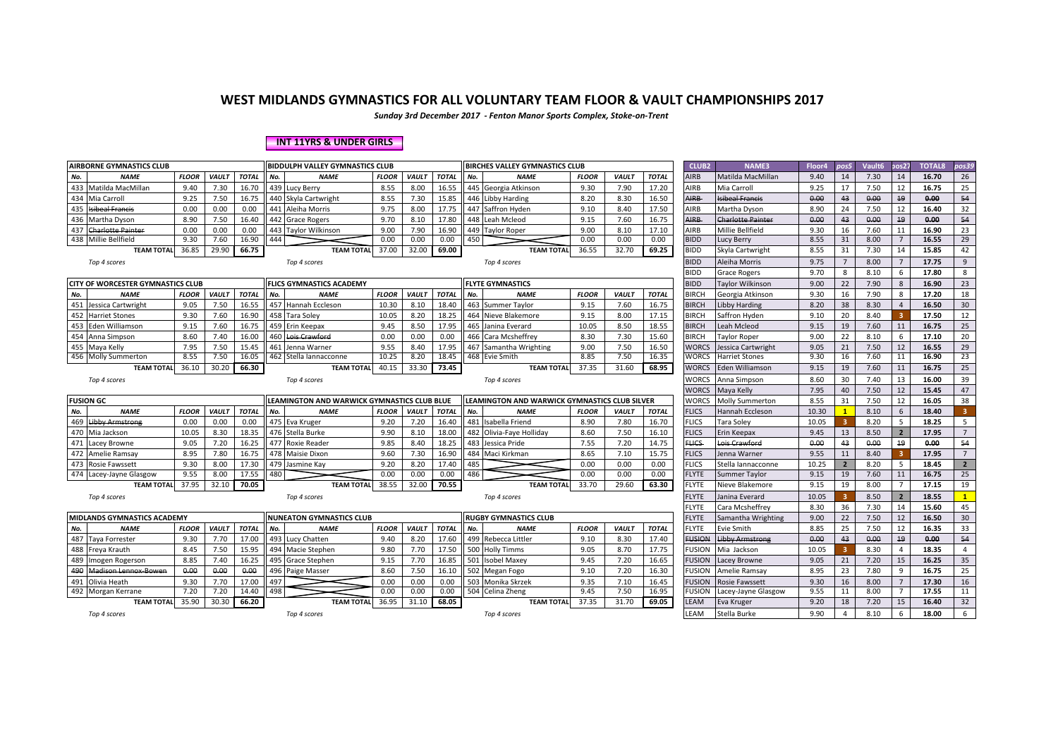# WEST MIDLANDS GYMNASTICS FOR ALL VOLUNTARY TEAM FLOOR & VAULT CHAMPIONSHIPS 2017

*Sunday 3rd December 2017 - Fenton Manor Sports Complex, Stoke-on-Trent*

**INT 11YRS & UNDER GIRLS**

**AIRBORNE GYMNASTICS CLUB**

| No. | NAME | FLOOR | VAULT | TOTAL |
|---|---|---|---|---|
| 433 | Matilda MacMillan | 9.40 | 7.30 | 16.70 |
| 434 | Mia Carroll | 9.25 | 7.50 | 16.75 |
| 435 | ~~Isibeal Francis~~ | 0.00 | 0.00 | 0.00 |
| 436 | Martha Dyson | 8.90 | 7.50 | 16.40 |
| 437 | ~~Charlotte Painter~~ | 0.00 | 0.00 | 0.00 |
| 438 | Millie Bellfield | 9.30 | 7.60 | 16.90 |
| | TEAM TOTAL | 36.85 | 29.90 | 66.75 |

Top 4 scores

**BIDDULPH VALLEY GYMNASTICS CLUB**

| No. | NAME | FLOOR | VAULT | TOTAL |
|---|---|---|---|---|
| 439 | Lucy Berry | 8.55 | 8.00 | 16.55 |
| 440 | Skyla Cartwright | 8.55 | 7.30 | 15.85 |
| 441 | Aleiha Morris | 9.75 | 8.00 | 17.75 |
| 442 | Grace Rogers | 9.70 | 8.10 | 17.80 |
| 443 | Taylor Wilkinson | 9.00 | 7.90 | 16.90 |
| 444 | | 0.00 | 0.00 | 0.00 |
| | TEAM TOTAL | 37.00 | 32.00 | 69.00 |

Top 4 scores

**BIRCHES VALLEY GYMNASTICS CLUB**

| No. | NAME | FLOOR | VAULT | TOTAL |
|---|---|---|---|---|
| 445 | Georgia Atkinson | 9.30 | 7.90 | 17.20 |
| 446 | Libby Harding | 8.20 | 8.30 | 16.50 |
| 447 | Saffron Hyden | 9.10 | 8.40 | 17.50 |
| 448 | Leah Mcleod | 9.15 | 7.60 | 16.75 |
| 449 | Taylor Roper | 9.00 | 8.10 | 17.10 |
| 450 | | 0.00 | 0.00 | 0.00 |
| | TEAM TOTAL | 36.55 | 32.70 | 69.25 |

Top 4 scores

**CITY OF WORCESTER GYMNASTICS CLUB**

| No. | NAME | FLOOR | VAULT | TOTAL |
|---|---|---|---|---|
| 451 | Jessica Cartwright | 9.05 | 7.50 | 16.55 |
| 452 | Harriet Stones | 9.30 | 7.60 | 16.90 |
| 453 | Eden Williamson | 9.15 | 7.60 | 16.75 |
| 454 | Anna Simpson | 8.60 | 7.40 | 16.00 |
| 455 | Maya Kelly | 7.95 | 7.50 | 15.45 |
| 456 | Molly Summerton | 8.55 | 7.50 | 16.05 |
| | TEAM TOTAL | 36.10 | 30.20 | 66.30 |

Top 4 scores

**FLICS GYMNASTICS ACADEMY**

| No. | NAME | FLOOR | VAULT | TOTAL |
|---|---|---|---|---|
| 457 | Hannah Eccleson | 10.30 | 8.10 | 18.40 |
| 458 | Tara Soley | 10.05 | 8.20 | 18.25 |
| 459 | Erin Keepax | 9.45 | 8.50 | 17.95 |
| 460 | ~~Lois Crawford~~ | 0.00 | 0.00 | 0.00 |
| 461 | Jenna Warner | 9.55 | 8.40 | 17.95 |
| 462 | Stella Iannacconne | 10.25 | 8.20 | 18.45 |
| | TEAM TOTAL | 40.15 | 33.30 | 73.45 |

Top 4 scores

**FLYTE GYMNASTICS**

| No. | NAME | FLOOR | VAULT | TOTAL |
|---|---|---|---|---|
| 463 | Summer Taylor | 9.15 | 7.60 | 16.75 |
| 464 | Nieve Blakemore | 9.15 | 8.00 | 17.15 |
| 465 | Janina Everard | 10.05 | 8.50 | 18.55 |
| 466 | Cara Mcsheffrey | 8.30 | 7.30 | 15.60 |
| 467 | Samantha Wrighting | 9.00 | 7.50 | 16.50 |
| 468 | Evie Smith | 8.85 | 7.50 | 16.35 |
| | TEAM TOTAL | 37.35 | 31.60 | 68.95 |

Top 4 scores

**FUSION GC**

| No. | NAME | FLOOR | VAULT | TOTAL |
|---|---|---|---|---|
| 469 | ~~Libby Armstrong~~ | 0.00 | 0.00 | 0.00 |
| 470 | Mia Jackson | 10.05 | 8.30 | 18.35 |
| 471 | Lacey Browne | 9.05 | 7.20 | 16.25 |
| 472 | Amelie Ramsay | 8.95 | 7.80 | 16.75 |
| 473 | Rosie Fawssett | 9.30 | 8.00 | 17.30 |
| 474 | Lacey-Jayne Glasgow | 9.55 | 8.00 | 17.55 |
| | TEAM TOTAL | 37.95 | 32.10 | 70.05 |

Top 4 scores

**LEAMINGTON AND WARWICK GYMNASTICS CLUB BLUE**

| No. | NAME | FLOOR | VAULT | TOTAL |
|---|---|---|---|---|
| 475 | Eva Kruger | 9.20 | 7.20 | 16.40 |
| 476 | Stella Burke | 9.90 | 8.10 | 18.00 |
| 477 | Roxie Reader | 9.85 | 8.40 | 18.25 |
| 478 | Maisie Dixon | 9.60 | 7.30 | 16.90 |
| 479 | Jasmine Kay | 9.20 | 8.20 | 17.40 |
| 480 | | 0.00 | 0.00 | 0.00 |
| | TEAM TOTAL | 38.55 | 32.00 | 70.55 |

Top 4 scores

**LEAMINGTON AND WARWICK GYMNASTICS CLUB SILVER**

| No. | NAME | FLOOR | VAULT | TOTAL |
|---|---|---|---|---|
| 481 | Isabella Friend | 8.90 | 7.80 | 16.70 |
| 482 | Olivia-Faye Holliday | 8.60 | 7.50 | 16.10 |
| 483 | Jessica Pride | 7.55 | 7.20 | 14.75 |
| 484 | Maci Kirkman | 8.65 | 7.10 | 15.75 |
| 485 | | 0.00 | 0.00 | 0.00 |
| 486 | | 0.00 | 0.00 | 0.00 |
| | TEAM TOTAL | 33.70 | 29.60 | 63.30 |

Top 4 scores

**MIDLANDS GYMNASTICS ACADEMY**

| No. | NAME | FLOOR | VAULT | TOTAL |
|---|---|---|---|---|
| 487 | Taya Forrester | 9.30 | 7.70 | 17.00 |
| 488 | Freya Krauth | 8.45 | 7.50 | 15.95 |
| 489 | Imogen Rogerson | 8.85 | 7.40 | 16.25 |
| 490 | ~~Madison Lennox-Bowen~~ | 0.00 | 0.00 | 0.00 |
| 491 | Olivia Heath | 9.30 | 7.70 | 17.00 |
| 492 | Morgan Kerrane | 7.20 | 7.20 | 14.40 |
| | TEAM TOTAL | 35.90 | 30.30 | 66.20 |

Top 4 scores

**NUNEATON GYMNASTICS CLUB**

| No. | NAME | FLOOR | VAULT | TOTAL |
|---|---|---|---|---|
| 493 | Lucy Chatten | 9.40 | 8.20 | 17.60 |
| 494 | Macie Stephen | 9.80 | 7.70 | 17.50 |
| 495 | Grace Stephen | 9.15 | 7.70 | 16.85 |
| 496 | Paige Masser | 8.60 | 7.50 | 16.10 |
| 497 | | 0.00 | 0.00 | 0.00 |
| 498 | | 0.00 | 0.00 | 0.00 |
| | TEAM TOTAL | 36.95 | 31.10 | 68.05 |

Top 4 scores

**RUGBY GYMNASTICS CLUB**

| No. | NAME | FLOOR | VAULT | TOTAL |
|---|---|---|---|---|
| 499 | Rebecca Littler | 9.10 | 8.30 | 17.40 |
| 500 | Holly Timms | 9.05 | 8.70 | 17.75 |
| 501 | Isobel Maxey | 9.45 | 7.20 | 16.65 |
| 502 | Megan Fogo | 9.10 | 7.20 | 16.30 |
| 503 | Monika Skrzek | 9.35 | 7.10 | 16.45 |
| 504 | Celina Zheng | 9.45 | 7.50 | 16.95 |
| | TEAM TOTAL | 37.35 | 31.70 | 69.05 |

Top 4 scores

| CLUB2 | NAME3 | Floor4 | pos5 | Vault6 | pos27 | TOTAL8 | pos39 |
|---|---|---|---|---|---|---|---|
| AIRB | Matilda MacMillan | 9.40 | 14 | 7.30 | 14 | 16.70 | 26 |
| AIRB | Mia Carroll | 9.25 | 17 | 7.50 | 12 | 16.75 | 25 |
| ~~AIRB~~ | ~~Isibeal Francis~~ | ~~0.00~~ | ~~43~~ | ~~0.00~~ | ~~19~~ | ~~0.00~~ | ~~54~~ |
| AIRB | Martha Dyson | 8.90 | 24 | 7.50 | 12 | 16.40 | 32 |
| ~~AIRB~~ | ~~Charlotte Painter~~ | ~~0.00~~ | ~~43~~ | ~~0.00~~ | ~~19~~ | ~~0.00~~ | ~~54~~ |
| AIRB | Millie Bellfield | 9.30 | 16 | 7.60 | 11 | 16.90 | 23 |
| BIDD | Lucy Berry | 8.55 | 31 | 8.00 | 7 | 16.55 | 29 |
| BIDD | Skyla Cartwright | 8.55 | 31 | 7.30 | 14 | 15.85 | 42 |
| BIDD | Aleiha Morris | 9.75 | 7 | 8.00 | 7 | 17.75 | 9 |
| BIDD | Grace Rogers | 9.70 | 8 | 8.10 | 6 | 17.80 | 8 |
| BIDD | Taylor Wilkinson | 9.00 | 22 | 7.90 | 8 | 16.90 | 23 |
| BIRCH | Georgia Atkinson | 9.30 | 16 | 7.90 | 8 | 17.20 | 18 |
| BIRCH | Libby Harding | 8.20 | 38 | 8.30 | 4 | 16.50 | 30 |
| BIRCH | Saffron Hyden | 9.10 | 20 | 8.40 | 3 | 17.50 | 12 |
| BIRCH | Leah Mcleod | 9.15 | 19 | 7.60 | 11 | 16.75 | 25 |
| BIRCH | Taylor Roper | 9.00 | 22 | 8.10 | 6 | 17.10 | 20 |
| WORCS | Jessica Cartwright | 9.05 | 21 | 7.50 | 12 | 16.55 | 29 |
| WORCS | Harriet Stones | 9.30 | 16 | 7.60 | 11 | 16.90 | 23 |
| WORCS | Eden Williamson | 9.15 | 19 | 7.60 | 11 | 16.75 | 25 |
| WORCS | Anna Simpson | 8.60 | 30 | 7.40 | 13 | 16.00 | 39 |
| WORCS | Maya Kelly | 7.95 | 40 | 7.50 | 12 | 15.45 | 47 |
| WORCS | Molly Summerton | 8.55 | 31 | 7.50 | 12 | 16.05 | 38 |
| FLICS | Hannah Eccleson | 10.30 | 1 | 8.10 | 6 | 18.40 | 3 |
| FLICS | Tara Soley | 10.05 | 3 | 8.20 | 5 | 18.25 | 5 |
| FLICS | Erin Keepax | 9.45 | 13 | 8.50 | 2 | 17.95 | 7 |
| ~~FLICS~~ | ~~Lois Crawford~~ | ~~0.00~~ | ~~43~~ | ~~0.00~~ | ~~19~~ | ~~0.00~~ | ~~54~~ |
| FLICS | Jenna Warner | 9.55 | 11 | 8.40 | 3 | 17.95 | 7 |
| FLICS | Stella Iannacconne | 10.25 | 2 | 8.20 | 5 | 18.45 | 2 |
| FLYTE | Summer Taylor | 9.15 | 19 | 7.60 | 11 | 16.75 | 25 |
| FLYTE | Nieve Blakemore | 9.15 | 19 | 8.00 | 7 | 17.15 | 19 |
| FLYTE | Janina Everard | 10.05 | 3 | 8.50 | 2 | 18.55 | 1 |
| FLYTE | Cara Mcsheffrey | 8.30 | 36 | 7.30 | 14 | 15.60 | 45 |
| FLYTE | Samantha Wrighting | 9.00 | 22 | 7.50 | 12 | 16.50 | 30 |
| FLYTE | Evie Smith | 8.85 | 25 | 7.50 | 12 | 16.35 | 33 |
| ~~FUSION~~ | ~~Libby Armstrong~~ | ~~0.00~~ | ~~43~~ | ~~0.00~~ | ~~19~~ | ~~0.00~~ | ~~54~~ |
| FUSION | Mia Jackson | 10.05 | 3 | 8.30 | 4 | 18.35 | 4 |
| FUSION | Lacey Browne | 9.05 | 21 | 7.20 | 15 | 16.25 | 35 |
| FUSION | Amelie Ramsay | 8.95 | 23 | 7.80 | 9 | 16.75 | 25 |
| FUSION | Rosie Fawssett | 9.30 | 16 | 8.00 | 7 | 17.30 | 16 |
| FUSION | Lacey-Jayne Glasgow | 9.55 | 11 | 8.00 | 7 | 17.55 | 11 |
| LEAM | Eva Kruger | 9.20 | 18 | 7.20 | 15 | 16.40 | 32 |
| LEAM | Stella Burke | 9.90 | 4 | 8.10 | 6 | 18.00 | 6 |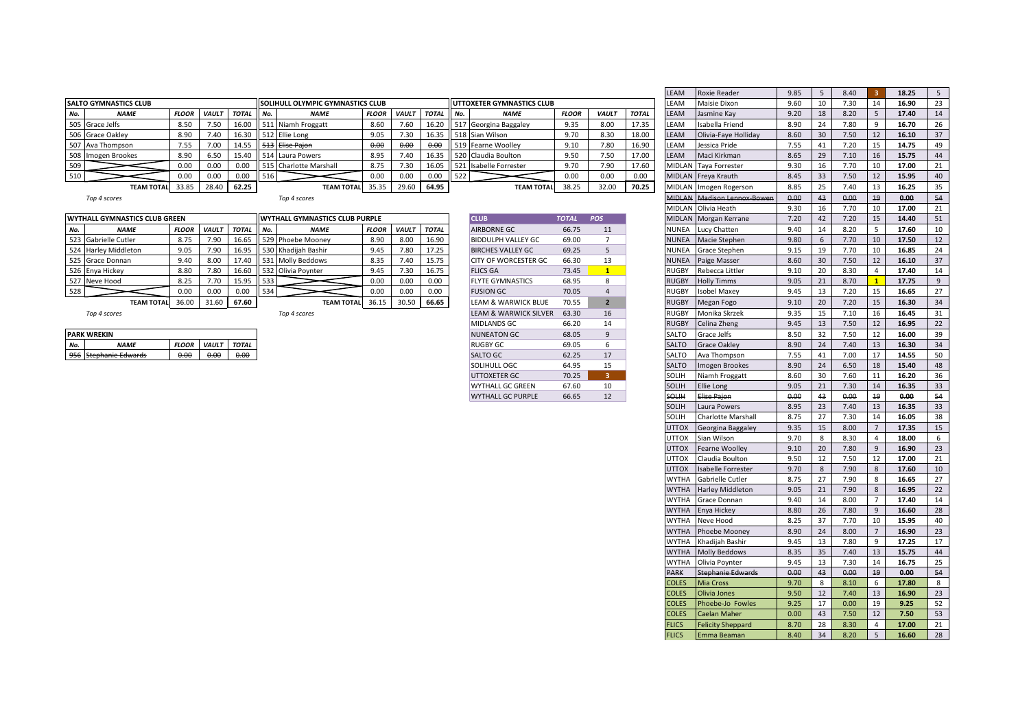## SALTO GYMNASTICS CLUB

| No. | NAME | FLOOR | VAULT | TOTAL |
|---|---|---|---|---|
| 505 | Grace Jelfs | 8.50 | 7.50 | 16.00 |
| 506 | Grace Oakley | 8.90 | 7.40 | 16.30 |
| 507 | Ava Thompson | 7.55 | 7.00 | 14.55 |
| 508 | Imogen Brookes | 8.90 | 6.50 | 15.40 |
| 509 | | 0.00 | 0.00 | 0.00 |
| 510 | | 0.00 | 0.00 | 0.00 |
| | TEAM TOTAL | 33.85 | 28.40 | 62.25 |

*Top 4 scores*

## SOLIHULL OLYMPIC GYMNASTICS CLUB

| No. | NAME | FLOOR | VAULT | TOTAL |
|---|---|---|---|---|
| 511 | Niamh Froggatt | 8.60 | 7.60 | 16.20 |
| 512 | Ellie Long | 9.05 | 7.30 | 16.35 |
| ~~513~~ | ~~Elise Pajon~~ | ~~0.00~~ | ~~0.00~~ | ~~0.00~~ |
| 514 | Laura Powers | 8.95 | 7.40 | 16.35 |
| 515 | Charlotte Marshall | 8.75 | 7.30 | 16.05 |
| 516 | | 0.00 | 0.00 | 0.00 |
| | TEAM TOTAL | 35.35 | 29.60 | 64.95 |

*Top 4 scores*

## UTTOXETER GYMNASTICS CLUB

| No. | NAME | FLOOR | VAULT | TOTAL |
|---|---|---|---|---|
| 517 | Georgina Baggaley | 9.35 | 8.00 | 17.35 |
| 518 | Sian Wilson | 9.70 | 8.30 | 18.00 |
| 519 | Fearne Woolley | 9.10 | 7.80 | 16.90 |
| 520 | Claudia Boulton | 9.50 | 7.50 | 17.00 |
| 521 | Isabelle Forrester | 9.70 | 7.90 | 17.60 |
| 522 | | 0.00 | 0.00 | 0.00 |
| | TEAM TOTAL | 38.25 | 32.00 | 70.25 |

## WYTHALL GYMNASTICS CLUB GREEN

| No. | NAME | FLOOR | VAULT | TOTAL |
|---|---|---|---|---|
| 523 | Gabrielle Cutler | 8.75 | 7.90 | 16.65 |
| 524 | Harley Middleton | 9.05 | 7.90 | 16.95 |
| 525 | Grace Donnan | 9.40 | 8.00 | 17.40 |
| 526 | Enya Hickey | 8.80 | 7.80 | 16.60 |
| 527 | Neve Hood | 8.25 | 7.70 | 15.95 |
| 528 | | 0.00 | 0.00 | 0.00 |
| | TEAM TOTAL | 36.00 | 31.60 | 67.60 |

*Top 4 scores*

## WYTHALL GYMNASTICS CLUB PURPLE

| No. | NAME | FLOOR | VAULT | TOTAL |
|---|---|---|---|---|
| 529 | Phoebe Mooney | 8.90 | 8.00 | 16.90 |
| 530 | Khadijah Bashir | 9.45 | 7.80 | 17.25 |
| 531 | Molly Beddows | 8.35 | 7.40 | 15.75 |
| 532 | Olivia Poynter | 9.45 | 7.30 | 16.75 |
| 533 | | 0.00 | 0.00 | 0.00 |
| 534 | | 0.00 | 0.00 | 0.00 |
| | TEAM TOTAL | 36.15 | 30.50 | 66.65 |

*Top 4 scores*

## PARK WREKIN

| No. | NAME | FLOOR | VAULT | TOTAL |
|---|---|---|---|---|
| ~~956~~ | ~~Stephanie Edwards~~ | ~~0.00~~ | ~~0.00~~ | ~~0.00~~ |

## Team Results

| CLUB | TOTAL | POS |
|---|---|---|
| AIRBORNE GC | 66.75 | 11 |
| BIDDULPH VALLEY GC | 69.00 | 7 |
| BIRCHES VALLEY GC | 69.25 | 5 |
| CITY OF WORCESTER GC | 66.30 | 13 |
| FLICS GA | 73.45 | 1 |
| FLYTE GYMNASTICS | 68.95 | 8 |
| FUSION GC | 70.05 | 4 |
| LEAM & WARWICK BLUE | 70.55 | 2 |
| LEAM & WARWICK SILVER | 63.30 | 16 |
| MIDLANDS GC | 66.20 | 14 |
| NUNEATON GC | 68.05 | 9 |
| RUGBY GC | 69.05 | 6 |
| SALTO GC | 62.25 | 17 |
| SOLIHULL OGC | 64.95 | 15 |
| UTTOXETER GC | 70.25 | 3 |
| WYTHALL GC GREEN | 67.60 | 10 |
| WYTHALL GC PURPLE | 66.65 | 12 |

## Individual Results

| Club | Name | Floor | Pos | Vault | Pos | Total | Pos |
|---|---|---|---|---|---|---|---|
| LEAM | Roxie Reader | 9.85 | 5 | 8.40 | 3 | 18.25 | 5 |
| LEAM | Maisie Dixon | 9.60 | 10 | 7.30 | 14 | 16.90 | 23 |
| LEAM | Jasmine Kay | 9.20 | 18 | 8.20 | 5 | 17.40 | 14 |
| LEAM | Isabella Friend | 8.90 | 24 | 7.80 | 9 | 16.70 | 26 |
| LEAM | Olivia-Faye Holliday | 8.60 | 30 | 7.50 | 12 | 16.10 | 37 |
| LEAM | Jessica Pride | 7.55 | 41 | 7.20 | 15 | 14.75 | 49 |
| LEAM | Maci Kirkman | 8.65 | 29 | 7.10 | 16 | 15.75 | 44 |
| MIDLAN | Taya Forrester | 9.30 | 16 | 7.70 | 10 | 17.00 | 21 |
| MIDLAN | Freya Krauth | 8.45 | 33 | 7.50 | 12 | 15.95 | 40 |
| MIDLAN | Imogen Rogerson | 8.85 | 25 | 7.40 | 13 | 16.25 | 35 |
| ~~MIDLAN~~ | ~~Madison Lennox-Bowen~~ | ~~0.00~~ | ~~43~~ | ~~0.00~~ | ~~19~~ | ~~0.00~~ | ~~54~~ |
| MIDLAN | Olivia Heath | 9.30 | 16 | 7.70 | 10 | 17.00 | 21 |
| MIDLAN | Morgan Kerrane | 7.20 | 42 | 7.20 | 15 | 14.40 | 51 |
| NUNEA | Lucy Chatten | 9.40 | 14 | 8.20 | 5 | 17.60 | 10 |
| NUNEA | Macie Stephen | 9.80 | 6 | 7.70 | 10 | 17.50 | 12 |
| NUNEA | Grace Stephen | 9.15 | 19 | 7.70 | 10 | 16.85 | 24 |
| NUNEA | Paige Masser | 8.60 | 30 | 7.50 | 12 | 16.10 | 37 |
| RUGBY | Rebecca Littler | 9.10 | 20 | 8.30 | 4 | 17.40 | 14 |
| RUGBY | Holly Timms | 9.05 | 21 | 8.70 | 1 | 17.75 | 9 |
| RUGBY | Isobel Maxey | 9.45 | 13 | 7.20 | 15 | 16.65 | 27 |
| RUGBY | Megan Fogo | 9.10 | 20 | 7.20 | 15 | 16.30 | 34 |
| RUGBY | Monika Skrzek | 9.35 | 15 | 7.10 | 16 | 16.45 | 31 |
| RUGBY | Celina Zheng | 9.45 | 13 | 7.50 | 12 | 16.95 | 22 |
| SALTO | Grace Jelfs | 8.50 | 32 | 7.50 | 12 | 16.00 | 39 |
| SALTO | Grace Oakley | 8.90 | 24 | 7.40 | 13 | 16.30 | 34 |
| SALTO | Ava Thompson | 7.55 | 41 | 7.00 | 17 | 14.55 | 50 |
| SALTO | Imogen Brookes | 8.90 | 24 | 6.50 | 18 | 15.40 | 48 |
| SOLIH | Niamh Froggatt | 8.60 | 30 | 7.60 | 11 | 16.20 | 36 |
| SOLIH | Ellie Long | 9.05 | 21 | 7.30 | 14 | 16.35 | 33 |
| ~~SOLIH~~ | ~~Elise Pajon~~ | ~~0.00~~ | ~~43~~ | ~~0.00~~ | ~~19~~ | ~~0.00~~ | ~~54~~ |
| SOLIH | Laura Powers | 8.95 | 23 | 7.40 | 13 | 16.35 | 33 |
| SOLIH | Charlotte Marshall | 8.75 | 27 | 7.30 | 14 | 16.05 | 38 |
| UTTOX | Georgina Baggaley | 9.35 | 15 | 8.00 | 7 | 17.35 | 15 |
| UTTOX | Sian Wilson | 9.70 | 8 | 8.30 | 4 | 18.00 | 6 |
| UTTOX | Fearne Woolley | 9.10 | 20 | 7.80 | 9 | 16.90 | 23 |
| UTTOX | Claudia Boulton | 9.50 | 12 | 7.50 | 12 | 17.00 | 21 |
| UTTOX | Isabelle Forrester | 9.70 | 8 | 7.90 | 8 | 17.60 | 10 |
| WYTHA | Gabrielle Cutler | 8.75 | 27 | 7.90 | 8 | 16.65 | 27 |
| WYTHA | Harley Middleton | 9.05 | 21 | 7.90 | 8 | 16.95 | 22 |
| WYTHA | Grace Donnan | 9.40 | 14 | 8.00 | 7 | 17.40 | 14 |
| WYTHA | Enya Hickey | 8.80 | 26 | 7.80 | 9 | 16.60 | 28 |
| WYTHA | Neve Hood | 8.25 | 37 | 7.70 | 10 | 15.95 | 40 |
| WYTHA | Phoebe Mooney | 8.90 | 24 | 8.00 | 7 | 16.90 | 23 |
| WYTHA | Khadijah Bashir | 9.45 | 13 | 7.80 | 9 | 17.25 | 17 |
| WYTHA | Molly Beddows | 8.35 | 35 | 7.40 | 13 | 15.75 | 44 |
| WYTHA | Olivia Poynter | 9.45 | 13 | 7.30 | 14 | 16.75 | 25 |
| ~~PARK~~ | ~~Stephanie Edwards~~ | ~~0.00~~ | ~~43~~ | ~~0.00~~ | ~~19~~ | ~~0.00~~ | ~~54~~ |
| COLES | Mia Cross | 9.70 | 8 | 8.10 | 6 | 17.80 | 8 |
| COLES | Olivia Jones | 9.50 | 12 | 7.40 | 13 | 16.90 | 23 |
| COLES | Phoebe-Jo Fowles | 9.25 | 17 | 0.00 | 19 | 9.25 | 52 |
| COLES | Caelan Maher | 0.00 | 43 | 7.50 | 12 | 7.50 | 53 |
| FLICS | Felicity Sheppard | 8.70 | 28 | 8.30 | 4 | 17.00 | 21 |
| FLICS | Emma Beaman | 8.40 | 34 | 8.20 | 5 | 16.60 | 28 |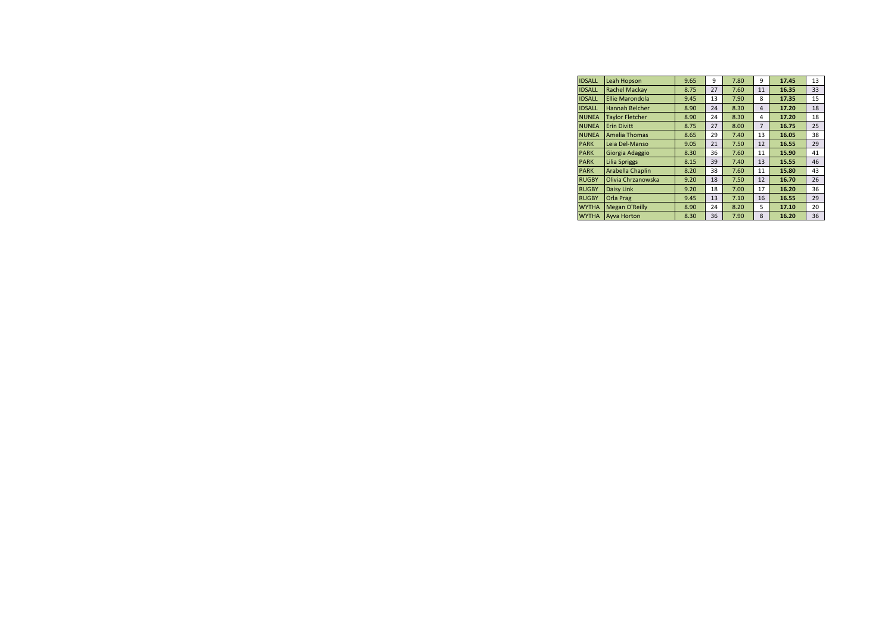| | | | | | | | |
|---|---|---|---|---|---|---|---|
| IDSALL | Leah Hopson | 9.65 | 9 | 7.80 | 9 | **17.45** | 13 |
| IDSALL | Rachel Mackay | 8.75 | 27 | 7.60 | 11 | **16.35** | 33 |
| IDSALL | Ellie Marondola | 9.45 | 13 | 7.90 | 8 | **17.35** | 15 |
| IDSALL | Hannah Belcher | 8.90 | 24 | 8.30 | 4 | **17.20** | 18 |
| NUNEA | Taylor Fletcher | 8.90 | 24 | 8.30 | 4 | **17.20** | 18 |
| NUNEA | Erin Divitt | 8.75 | 27 | 8.00 | 7 | **16.75** | 25 |
| NUNEA | Amelia Thomas | 8.65 | 29 | 7.40 | 13 | **16.05** | 38 |
| PARK | Leia Del-Manso | 9.05 | 21 | 7.50 | 12 | **16.55** | 29 |
| PARK | Giorgia Adaggio | 8.30 | 36 | 7.60 | 11 | **15.90** | 41 |
| PARK | Lilia Spriggs | 8.15 | 39 | 7.40 | 13 | **15.55** | 46 |
| PARK | Arabella Chaplin | 8.20 | 38 | 7.60 | 11 | **15.80** | 43 |
| RUGBY | Olivia Chrzanowska | 9.20 | 18 | 7.50 | 12 | **16.70** | 26 |
| RUGBY | Daisy Link | 9.20 | 18 | 7.00 | 17 | **16.20** | 36 |
| RUGBY | Orla Prag | 9.45 | 13 | 7.10 | 16 | **16.55** | 29 |
| WYTHA | Megan O'Reilly | 8.90 | 24 | 8.20 | 5 | **17.10** | 20 |
| WYTHA | Ayva Horton | 8.30 | 36 | 7.90 | 8 | **16.20** | 36 |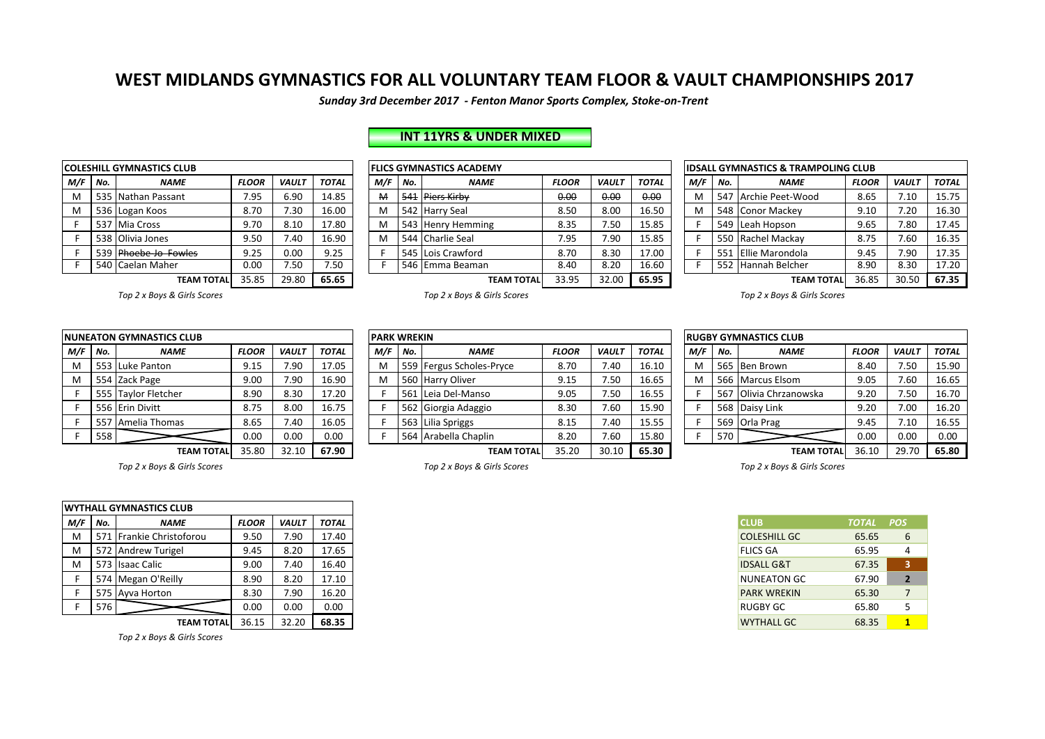# WEST MIDLANDS GYMNASTICS FOR ALL VOLUNTARY TEAM FLOOR & VAULT CHAMPIONSHIPS 2017

*Sunday 3rd December 2017 - Fenton Manor Sports Complex, Stoke-on-Trent*

## INT 11YRS & UNDER MIXED

**COLESHILL GYMNASTICS CLUB**

| M/F | No. | NAME | FLOOR | VAULT | TOTAL |
|---|---|---|---|---|---|
| M | 535 | Nathan Passant | 7.95 | 6.90 | 14.85 |
| M | 536 | Logan Koos | 8.70 | 7.30 | 16.00 |
| F | 537 | Mia Cross | 9.70 | 8.10 | 17.80 |
| F | 538 | Olivia Jones | 9.50 | 7.40 | 16.90 |
| F | 539 | ~~Phoebe-Jo Fowles~~ | 9.25 | 0.00 | 9.25 |
| F | 540 | Caelan Maher | 0.00 | 7.50 | 7.50 |
| | | TEAM TOTAL | 35.85 | 29.80 | 65.65 |

*Top 2 x Boys & Girls Scores*

**FLICS GYMNASTICS ACADEMY**

| M/F | No. | NAME | FLOOR | VAULT | TOTAL |
|---|---|---|---|---|---|
| ~~M~~ | ~~541~~ | ~~Piers Kirby~~ | ~~0.00~~ | ~~0.00~~ | ~~0.00~~ |
| M | 542 | Harry Seal | 8.50 | 8.00 | 16.50 |
| M | 543 | Henry Hemming | 8.35 | 7.50 | 15.85 |
| M | 544 | Charlie Seal | 7.95 | 7.90 | 15.85 |
| F | 545 | Lois Crawford | 8.70 | 8.30 | 17.00 |
| F | 546 | Emma Beaman | 8.40 | 8.20 | 16.60 |
| | | TEAM TOTAL | 33.95 | 32.00 | 65.95 |

*Top 2 x Boys & Girls Scores*

**IDSALL GYMNASTICS & TRAMPOLING CLUB**

| M/F | No. | NAME | FLOOR | VAULT | TOTAL |
|---|---|---|---|---|---|
| M | 547 | Archie Peet-Wood | 8.65 | 7.10 | 15.75 |
| M | 548 | Conor Mackey | 9.10 | 7.20 | 16.30 |
| F | 549 | Leah Hopson | 9.65 | 7.80 | 17.45 |
| F | 550 | Rachel Mackay | 8.75 | 7.60 | 16.35 |
| F | 551 | Ellie Marondola | 9.45 | 7.90 | 17.35 |
| F | 552 | Hannah Belcher | 8.90 | 8.30 | 17.20 |
| | | TEAM TOTAL | 36.85 | 30.50 | 67.35 |

*Top 2 x Boys & Girls Scores*

**NUNEATON GYMNASTICS CLUB**

| M/F | No. | NAME | FLOOR | VAULT | TOTAL |
|---|---|---|---|---|---|
| M | 553 | Luke Panton | 9.15 | 7.90 | 17.05 |
| M | 554 | Zack Page | 9.00 | 7.90 | 16.90 |
| F | 555 | Taylor Fletcher | 8.90 | 8.30 | 17.20 |
| F | 556 | Erin Divitt | 8.75 | 8.00 | 16.75 |
| F | 557 | Amelia Thomas | 8.65 | 7.40 | 16.05 |
| F | 558 | | 0.00 | 0.00 | 0.00 |
| | | TEAM TOTAL | 35.80 | 32.10 | 67.90 |

*Top 2 x Boys & Girls Scores*

**PARK WREKIN**

| M/F | No. | NAME | FLOOR | VAULT | TOTAL |
|---|---|---|---|---|---|
| M | 559 | Fergus Scholes-Pryce | 8.70 | 7.40 | 16.10 |
| M | 560 | Harry Oliver | 9.15 | 7.50 | 16.65 |
| F | 561 | Leia Del-Manso | 9.05 | 7.50 | 16.55 |
| F | 562 | Giorgia Adaggio | 8.30 | 7.60 | 15.90 |
| F | 563 | Lilia Spriggs | 8.15 | 7.40 | 15.55 |
| F | 564 | Arabella Chaplin | 8.20 | 7.60 | 15.80 |
| | | TEAM TOTAL | 35.20 | 30.10 | 65.30 |

*Top 2 x Boys & Girls Scores*

**RUGBY GYMNASTICS CLUB**

| M/F | No. | NAME | FLOOR | VAULT | TOTAL |
|---|---|---|---|---|---|
| M | 565 | Ben Brown | 8.40 | 7.50 | 15.90 |
| M | 566 | Marcus Elsom | 9.05 | 7.60 | 16.65 |
| F | 567 | Olivia Chrzanowska | 9.20 | 7.50 | 16.70 |
| F | 568 | Daisy Link | 9.20 | 7.00 | 16.20 |
| F | 569 | Orla Prag | 9.45 | 7.10 | 16.55 |
| F | 570 | | 0.00 | 0.00 | 0.00 |
| | | TEAM TOTAL | 36.10 | 29.70 | 65.80 |

*Top 2 x Boys & Girls Scores*

**WYTHALL GYMNASTICS CLUB**

| M/F | No. | NAME | FLOOR | VAULT | TOTAL |
|---|---|---|---|---|---|
| M | 571 | Frankie Christoforou | 9.50 | 7.90 | 17.40 |
| M | 572 | Andrew Turigel | 9.45 | 8.20 | 17.65 |
| M | 573 | Isaac Calic | 9.00 | 7.40 | 16.40 |
| F | 574 | Megan O'Reilly | 8.90 | 8.20 | 17.10 |
| F | 575 | Ayva Horton | 8.30 | 7.90 | 16.20 |
| F | 576 | | 0.00 | 0.00 | 0.00 |
| | | TEAM TOTAL | 36.15 | 32.20 | 68.35 |

*Top 2 x Boys & Girls Scores*

| CLUB | TOTAL | POS |
|---|---|---|
| COLESHILL GC | 65.65 | 6 |
| FLICS GA | 65.95 | 4 |
| IDSALL G&T | 67.35 | 3 |
| NUNEATON GC | 67.90 | 2 |
| PARK WREKIN | 65.30 | 7 |
| RUGBY GC | 65.80 | 5 |
| WYTHALL GC | 68.35 | 1 |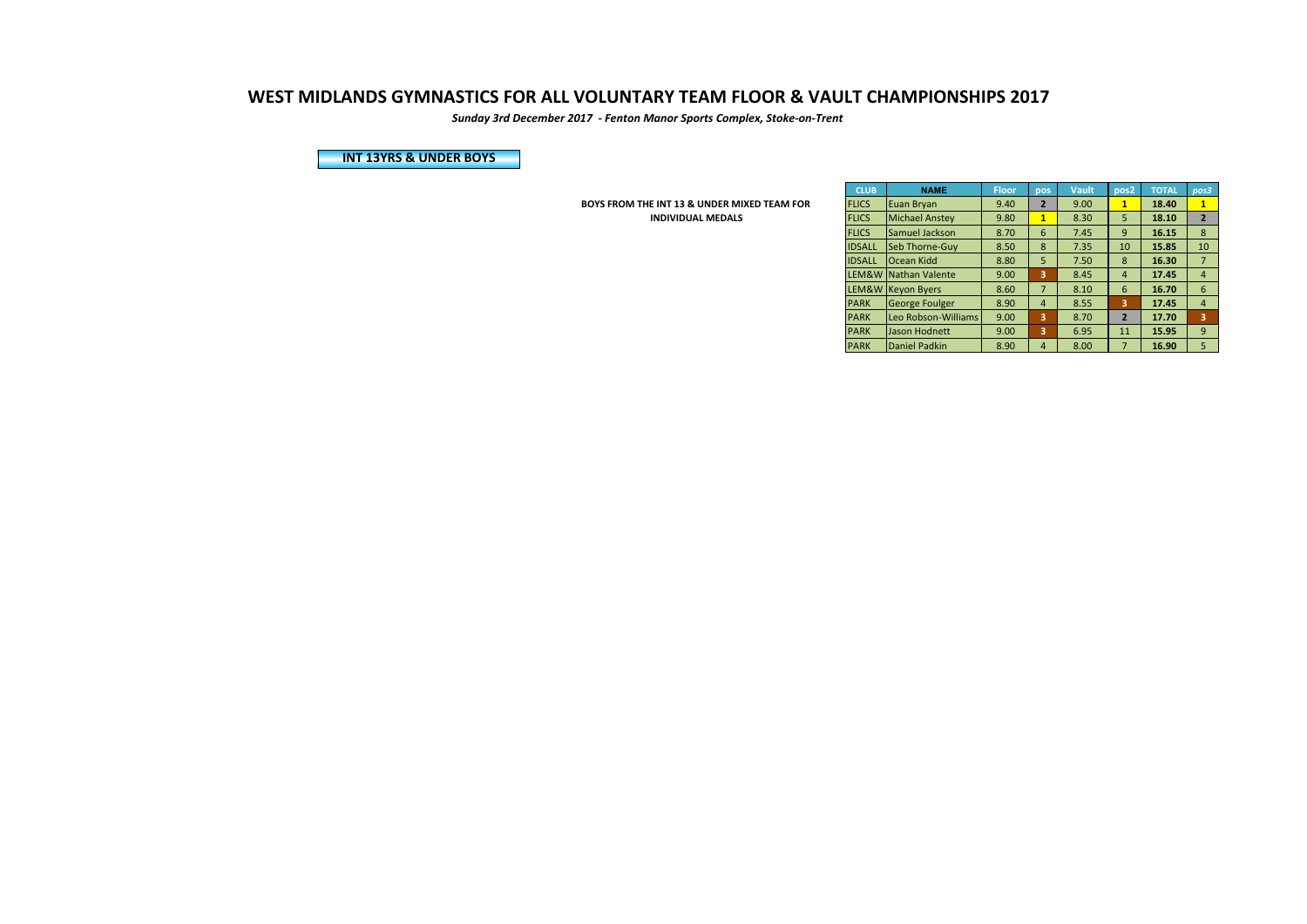# WEST MIDLANDS GYMNASTICS FOR ALL VOLUNTARY TEAM FLOOR & VAULT CHAMPIONSHIPS 2017

***Sunday 3rd December 2017 - Fenton Manor Sports Complex, Stoke-on-Trent***

## INT 13YRS & UNDER BOYS

**BOYS FROM THE INT 13 & UNDER MIXED TEAM FOR INDIVIDUAL MEDALS**

| CLUB | NAME | Floor | pos | Vault | pos2 | TOTAL | pos3 |
|---|---|---|---|---|---|---|---|
| FLICS | Euan Bryan | 9.40 | 2 | 9.00 | 1 | **18.40** | 1 |
| FLICS | Michael Anstey | 9.80 | 1 | 8.30 | 5 | **18.10** | 2 |
| FLICS | Samuel Jackson | 8.70 | 6 | 7.45 | 9 | **16.15** | 8 |
| IDSALL | Seb Thorne-Guy | 8.50 | 8 | 7.35 | 10 | **15.85** | 10 |
| IDSALL | Ocean Kidd | 8.80 | 5 | 7.50 | 8 | **16.30** | 7 |
| LEM&W | Nathan Valente | 9.00 | 3 | 8.45 | 4 | **17.45** | 4 |
| LEM&W | Keyon Byers | 8.60 | 7 | 8.10 | 6 | **16.70** | 6 |
| PARK | George Foulger | 8.90 | 4 | 8.55 | 3 | **17.45** | 4 |
| PARK | Leo Robson-Williams | 9.00 | 3 | 8.70 | 2 | **17.70** | 3 |
| PARK | Jason Hodnett | 9.00 | 3 | 6.95 | 11 | **15.95** | 9 |
| PARK | Daniel Padkin | 8.90 | 4 | 8.00 | 7 | **16.90** | 5 |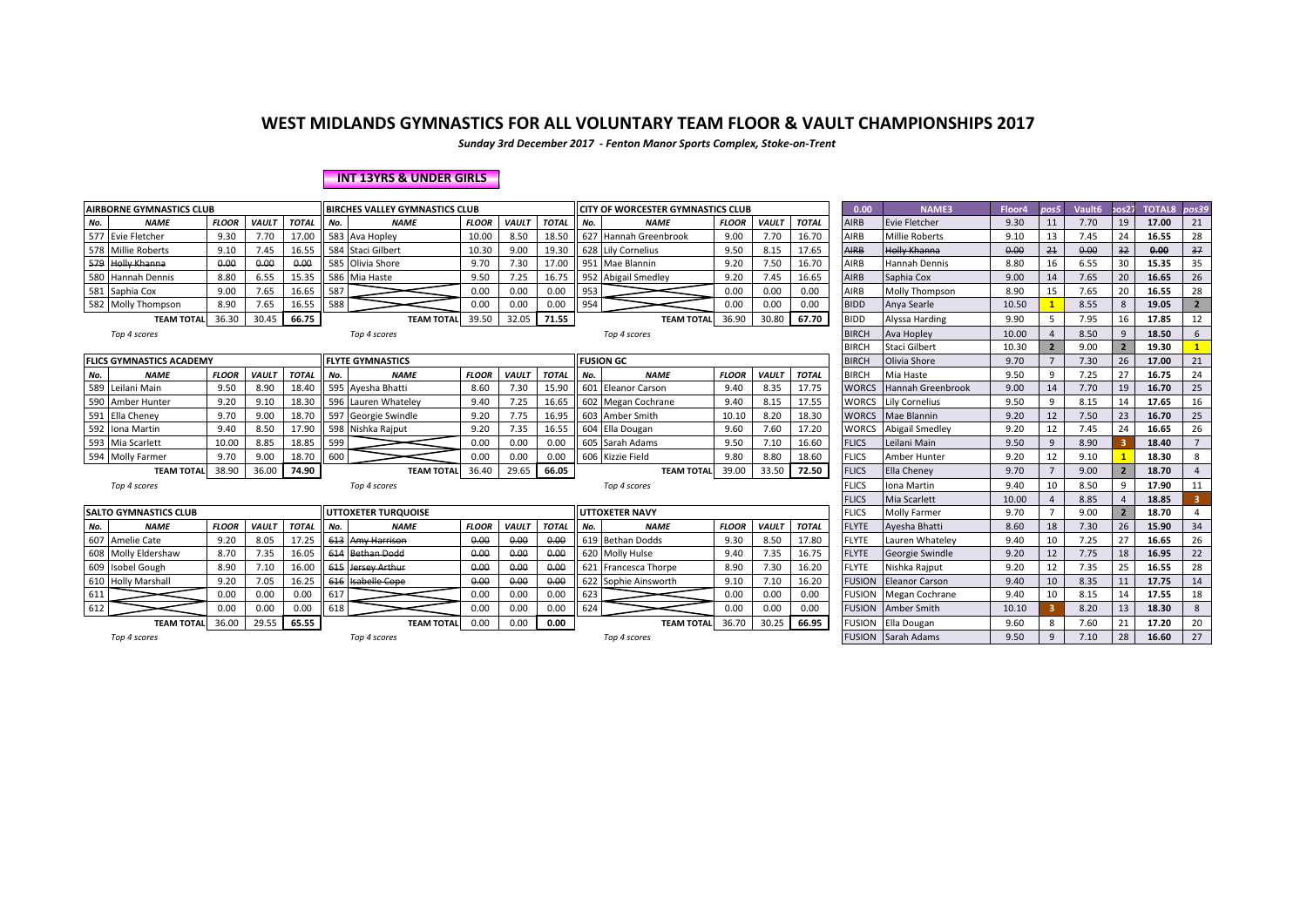# WEST MIDLANDS GYMNASTICS FOR ALL VOLUNTARY TEAM FLOOR & VAULT CHAMPIONSHIPS 2017

*Sunday 3rd December 2017 - Fenton Manor Sports Complex, Stoke-on-Trent*

**INT 13YRS & UNDER GIRLS**

**AIRBORNE GYMNASTICS CLUB**

| No. | NAME | FLOOR | VAULT | TOTAL |
|---|---|---|---|---|
| 577 | Evie Fletcher | 9.30 | 7.70 | 17.00 |
| 578 | Millie Roberts | 9.10 | 7.45 | 16.55 |
| ~~579~~ | ~~Holly Khanna~~ | ~~0.00~~ | ~~0.00~~ | ~~0.00~~ |
| 580 | Hannah Dennis | 8.80 | 6.55 | 15.35 |
| 581 | Saphia Cox | 9.00 | 7.65 | 16.65 |
| 582 | Molly Thompson | 8.90 | 7.65 | 16.55 |
| | **TEAM TOTAL** | 36.30 | 30.45 | **66.75** |

*Top 4 scores*

**BIRCHES VALLEY GYMNASTICS CLUB**

| No. | NAME | FLOOR | VAULT | TOTAL |
|---|---|---|---|---|
| 583 | Ava Hopley | 10.00 | 8.50 | 18.50 |
| 584 | Staci Gilbert | 10.30 | 9.00 | 19.30 |
| 585 | Olivia Shore | 9.70 | 7.30 | 17.00 |
| 586 | Mia Haste | 9.50 | 7.25 | 16.75 |
| 587 | | 0.00 | 0.00 | 0.00 |
| 588 | | 0.00 | 0.00 | 0.00 |
| | **TEAM TOTAL** | 39.50 | 32.05 | **71.55** |

*Top 4 scores*

**CITY OF WORCESTER GYMNASTICS CLUB**

| No. | NAME | FLOOR | VAULT | TOTAL |
|---|---|---|---|---|
| 627 | Hannah Greenbrook | 9.00 | 7.70 | 16.70 |
| 628 | Lily Cornelius | 9.50 | 8.15 | 17.65 |
| 951 | Mae Blannin | 9.20 | 7.50 | 16.70 |
| 952 | Abigail Smedley | 9.20 | 7.45 | 16.65 |
| 953 | | 0.00 | 0.00 | 0.00 |
| 954 | | 0.00 | 0.00 | 0.00 |
| | **TEAM TOTAL** | 36.90 | 30.80 | **67.70** |

*Top 4 scores*

**FLICS GYMNASTICS ACADEMY**

| No. | NAME | FLOOR | VAULT | TOTAL |
|---|---|---|---|---|
| 589 | Leilani Main | 9.50 | 8.90 | 18.40 |
| 590 | Amber Hunter | 9.20 | 9.10 | 18.30 |
| 591 | Ella Cheney | 9.70 | 9.00 | 18.70 |
| 592 | Iona Martin | 9.40 | 8.50 | 17.90 |
| 593 | Mia Scarlett | 10.00 | 8.85 | 18.85 |
| 594 | Molly Farmer | 9.70 | 9.00 | 18.70 |
| | **TEAM TOTAL** | 38.90 | 36.00 | **74.90** |

*Top 4 scores*

**FLYTE GYMNASTICS**

| No. | NAME | FLOOR | VAULT | TOTAL |
|---|---|---|---|---|
| 595 | Ayesha Bhatti | 8.60 | 7.30 | 15.90 |
| 596 | Lauren Whateley | 9.40 | 7.25 | 16.65 |
| 597 | Georgie Swindle | 9.20 | 7.75 | 16.95 |
| 598 | Nishka Rajput | 9.20 | 7.35 | 16.55 |
| 599 | | 0.00 | 0.00 | 0.00 |
| 600 | | 0.00 | 0.00 | 0.00 |
| | **TEAM TOTAL** | 36.40 | 29.65 | **66.05** |

*Top 4 scores*

**FUSION GC**

| No. | NAME | FLOOR | VAULT | TOTAL |
|---|---|---|---|---|
| 601 | Eleanor Carson | 9.40 | 8.35 | 17.75 |
| 602 | Megan Cochrane | 9.40 | 8.15 | 17.55 |
| 603 | Amber Smith | 10.10 | 8.20 | 18.30 |
| 604 | Ella Dougan | 9.60 | 7.60 | 17.20 |
| 605 | Sarah Adams | 9.50 | 7.10 | 16.60 |
| 606 | Kizzie Field | 9.80 | 8.80 | 18.60 |
| | **TEAM TOTAL** | 39.00 | 33.50 | **72.50** |

*Top 4 scores*

**SALTO GYMNASTICS CLUB**

| No. | NAME | FLOOR | VAULT | TOTAL |
|---|---|---|---|---|
| 607 | Amelie Cate | 9.20 | 8.05 | 17.25 |
| 608 | Molly Eldershaw | 8.70 | 7.35 | 16.05 |
| 609 | Isobel Gough | 8.90 | 7.10 | 16.00 |
| 610 | Holly Marshall | 9.20 | 7.05 | 16.25 |
| 611 | | 0.00 | 0.00 | 0.00 |
| 612 | | 0.00 | 0.00 | 0.00 |
| | **TEAM TOTAL** | 36.00 | 29.55 | **65.55** |

*Top 4 scores*

**UTTOXETER TURQUOISE**

| No. | NAME | FLOOR | VAULT | TOTAL |
|---|---|---|---|---|
| ~~613~~ | ~~Amy Harrison~~ | ~~0.00~~ | ~~0.00~~ | ~~0.00~~ |
| ~~614~~ | ~~Bethan Dodd~~ | ~~0.00~~ | ~~0.00~~ | ~~0.00~~ |
| ~~615~~ | ~~Jersey Arthur~~ | ~~0.00~~ | ~~0.00~~ | ~~0.00~~ |
| ~~616~~ | ~~Isabelle Cope~~ | ~~0.00~~ | ~~0.00~~ | ~~0.00~~ |
| 617 | | 0.00 | 0.00 | 0.00 |
| 618 | | 0.00 | 0.00 | 0.00 |
| | **TEAM TOTAL** | 0.00 | 0.00 | **0.00** |

*Top 4 scores*

**UTTOXETER NAVY**

| No. | NAME | FLOOR | VAULT | TOTAL |
|---|---|---|---|---|
| 619 | Bethan Dodds | 9.30 | 8.50 | 17.80 |
| 620 | Molly Hulse | 9.40 | 7.35 | 16.75 |
| 621 | Francesca Thorpe | 8.90 | 7.30 | 16.20 |
| 622 | Sophie Ainsworth | 9.10 | 7.10 | 16.20 |
| 623 | | 0.00 | 0.00 | 0.00 |
| 624 | | 0.00 | 0.00 | 0.00 |
| | **TEAM TOTAL** | 36.70 | 30.25 | **66.95** |

*Top 4 scores*

| 0.00 | NAME3 | Floor4 | pos5 | Vault6 | pos27 | TOTAL8 | pos39 |
|---|---|---|---|---|---|---|---|
| AIRB | Evie Fletcher | 9.30 | 11 | 7.70 | 19 | 17.00 | 21 |
| AIRB | Millie Roberts | 9.10 | 13 | 7.45 | 24 | 16.55 | 28 |
| ~~AIRB~~ | ~~Holly Khanna~~ | ~~0.00~~ | ~~21~~ | ~~0.00~~ | ~~32~~ | ~~0.00~~ | ~~37~~ |
| AIRB | Hannah Dennis | 8.80 | 16 | 6.55 | 30 | 15.35 | 35 |
| AIRB | Saphia Cox | 9.00 | 14 | 7.65 | 20 | 16.65 | 26 |
| AIRB | Molly Thompson | 8.90 | 15 | 7.65 | 20 | 16.55 | 28 |
| BIDD | Anya Searle | 10.50 | 1 | 8.55 | 8 | 19.05 | 2 |
| BIDD | Alyssa Harding | 9.90 | 5 | 7.95 | 16 | 17.85 | 12 |
| BIRCH | Ava Hopley | 10.00 | 4 | 8.50 | 9 | 18.50 | 6 |
| BIRCH | Staci Gilbert | 10.30 | 2 | 9.00 | 2 | 19.30 | 1 |
| BIRCH | Olivia Shore | 9.70 | 7 | 7.30 | 26 | 17.00 | 21 |
| BIRCH | Mia Haste | 9.50 | 9 | 7.25 | 27 | 16.75 | 24 |
| WORCS | Hannah Greenbrook | 9.00 | 14 | 7.70 | 19 | 16.70 | 25 |
| WORCS | Lily Cornelius | 9.50 | 9 | 8.15 | 14 | 17.65 | 16 |
| WORCS | Mae Blannin | 9.20 | 12 | 7.50 | 23 | 16.70 | 25 |
| WORCS | Abigail Smedley | 9.20 | 12 | 7.45 | 24 | 16.65 | 26 |
| FLICS | Leilani Main | 9.50 | 9 | 8.90 | 3 | 18.40 | 7 |
| FLICS | Amber Hunter | 9.20 | 12 | 9.10 | 1 | 18.30 | 8 |
| FLICS | Ella Cheney | 9.70 | 7 | 9.00 | 2 | 18.70 | 4 |
| FLICS | Iona Martin | 9.40 | 10 | 8.50 | 9 | 17.90 | 11 |
| FLICS | Mia Scarlett | 10.00 | 4 | 8.85 | 4 | 18.85 | 3 |
| FLICS | Molly Farmer | 9.70 | 7 | 9.00 | 2 | 18.70 | 4 |
| FLYTE | Ayesha Bhatti | 8.60 | 18 | 7.30 | 26 | 15.90 | 34 |
| FLYTE | Lauren Whateley | 9.40 | 10 | 7.25 | 27 | 16.65 | 26 |
| FLYTE | Georgie Swindle | 9.20 | 12 | 7.75 | 18 | 16.95 | 22 |
| FLYTE | Nishka Rajput | 9.20 | 12 | 7.35 | 25 | 16.55 | 28 |
| FUSION | Eleanor Carson | 9.40 | 10 | 8.35 | 11 | 17.75 | 14 |
| FUSION | Megan Cochrane | 9.40 | 10 | 8.15 | 14 | 17.55 | 18 |
| FUSION | Amber Smith | 10.10 | 3 | 8.20 | 13 | 18.30 | 8 |
| FUSION | Ella Dougan | 9.60 | 8 | 7.60 | 21 | 17.20 | 20 |
| FUSION | Sarah Adams | 9.50 | 9 | 7.10 | 28 | 16.60 | 27 |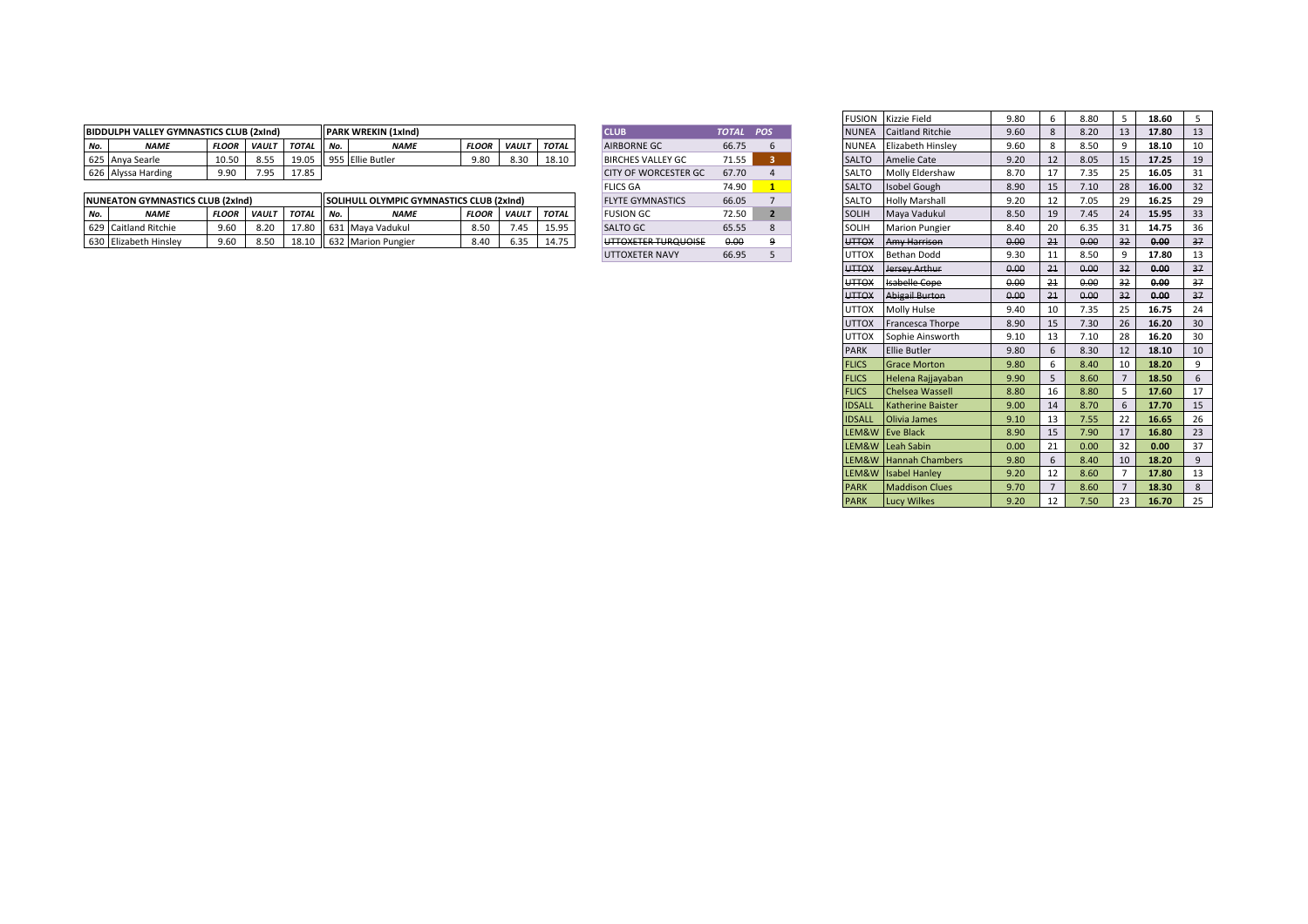| BIDDULPH VALLEY GYMNASTICS CLUB (2xInd) | | | | |
|---|---|---|---|---|
| No. | NAME | FLOOR | VAULT | TOTAL |
| 625 | Anya Searle | 10.50 | 8.55 | 19.05 |
| 626 | Alyssa Harding | 9.90 | 7.95 | 17.85 |

| PARK WREKIN (1xInd) | | | | |
|---|---|---|---|---|
| No. | NAME | FLOOR | VAULT | TOTAL |
| 955 | Ellie Butler | 9.80 | 8.30 | 18.10 |

| NUNEATON GYMNASTICS CLUB (2xInd) | | | | |
|---|---|---|---|---|
| No. | NAME | FLOOR | VAULT | TOTAL |
| 629 | Caitland Ritchie | 9.60 | 8.20 | 17.80 |
| 630 | Elizabeth Hinsley | 9.60 | 8.50 | 18.10 |

| SOLIHULL OLYMPIC GYMNASTICS CLUB (2xInd) | | | | |
|---|---|---|---|---|
| No. | NAME | FLOOR | VAULT | TOTAL |
| 631 | Maya Vadukul | 8.50 | 7.45 | 15.95 |
| 632 | Marion Pungier | 8.40 | 6.35 | 14.75 |

| CLUB | TOTAL | POS |
|---|---|---|
| AIRBORNE GC | 66.75 | 6 |
| BIRCHES VALLEY GC | 71.55 | 3 |
| CITY OF WORCESTER GC | 67.70 | 4 |
| FLICS GA | 74.90 | 1 |
| FLYTE GYMNASTICS | 66.05 | 7 |
| FUSION GC | 72.50 | 2 |
| SALTO GC | 65.55 | 8 |
| ~~UTTOXETER TURQUOISE~~ | ~~0.00~~ | ~~9~~ |
| UTTOXETER NAVY | 66.95 | 5 |

| | | | | | | | | |
|---|---|---|---|---|---|---|---|---|
| FUSION | Kizzie Field | 9.80 | 6 | 8.80 | 5 | **18.60** | 5 |
| NUNEA | Caitland Ritchie | 9.60 | 8 | 8.20 | 13 | **17.80** | 13 |
| NUNEA | Elizabeth Hinsley | 9.60 | 8 | 8.50 | 9 | **18.10** | 10 |
| SALTO | Amelie Cate | 9.20 | 12 | 8.05 | 15 | **17.25** | 19 |
| SALTO | Molly Eldershaw | 8.70 | 17 | 7.35 | 25 | **16.05** | 31 |
| SALTO | Isobel Gough | 8.90 | 15 | 7.10 | 28 | **16.00** | 32 |
| SALTO | Holly Marshall | 9.20 | 12 | 7.05 | 29 | **16.25** | 29 |
| SOLIH | Maya Vadukul | 8.50 | 19 | 7.45 | 24 | **15.95** | 33 |
| SOLIH | Marion Pungier | 8.40 | 20 | 6.35 | 31 | **14.75** | 36 |
| ~~UTTOX~~ | ~~Amy Harrison~~ | ~~0.00~~ | ~~21~~ | ~~0.00~~ | ~~32~~ | ~~**0.00**~~ | ~~37~~ |
| UTTOX | Bethan Dodd | 9.30 | 11 | 8.50 | 9 | **17.80** | 13 |
| ~~UTTOX~~ | ~~Jersey Arthur~~ | ~~0.00~~ | ~~21~~ | ~~0.00~~ | ~~32~~ | ~~**0.00**~~ | ~~37~~ |
| ~~UTTOX~~ | ~~Isabelle Cope~~ | ~~0.00~~ | ~~21~~ | ~~0.00~~ | ~~32~~ | ~~**0.00**~~ | ~~37~~ |
| ~~UTTOX~~ | ~~Abigail Burton~~ | ~~0.00~~ | ~~21~~ | ~~0.00~~ | ~~32~~ | ~~**0.00**~~ | ~~37~~ |
| UTTOX | Molly Hulse | 9.40 | 10 | 7.35 | 25 | **16.75** | 24 |
| UTTOX | Francesca Thorpe | 8.90 | 15 | 7.30 | 26 | **16.20** | 30 |
| UTTOX | Sophie Ainsworth | 9.10 | 13 | 7.10 | 28 | **16.20** | 30 |
| PARK | Ellie Butler | 9.80 | 6 | 8.30 | 12 | **18.10** | 10 |
| FLICS | Grace Morton | 9.80 | 6 | 8.40 | 10 | **18.20** | 9 |
| FLICS | Helena Rajjayaban | 9.90 | 5 | 8.60 | 7 | **18.50** | 6 |
| FLICS | Chelsea Wassell | 8.80 | 16 | 8.80 | 5 | **17.60** | 17 |
| IDSALL | Katherine Baister | 9.00 | 14 | 8.70 | 6 | **17.70** | 15 |
| IDSALL | Olivia James | 9.10 | 13 | 7.55 | 22 | **16.65** | 26 |
| LEM&W | Eve Black | 8.90 | 15 | 7.90 | 17 | **16.80** | 23 |
| LEM&W | Leah Sabin | 0.00 | 21 | 0.00 | 32 | **0.00** | 37 |
| LEM&W | Hannah Chambers | 9.80 | 6 | 8.40 | 10 | **18.20** | 9 |
| LEM&W | Isabel Hanley | 9.20 | 12 | 8.60 | 7 | **17.80** | 13 |
| PARK | Maddison Clues | 9.70 | 7 | 8.60 | 7 | **18.30** | 8 |
| PARK | Lucy Wilkes | 9.20 | 12 | 7.50 | 23 | **16.70** | 25 |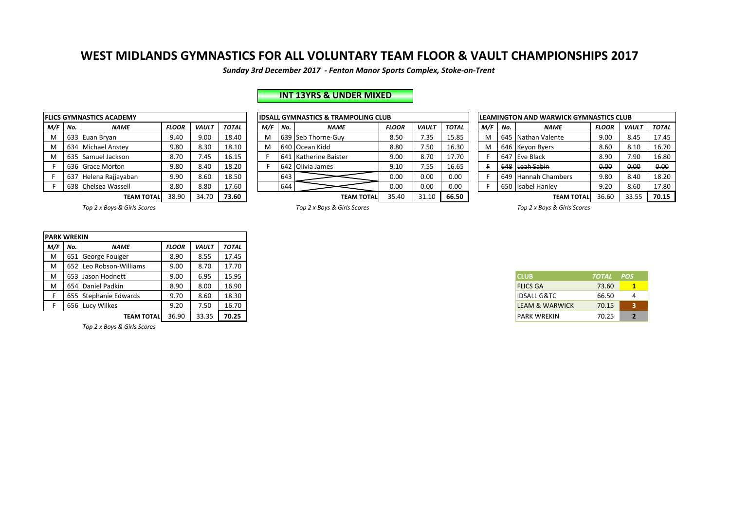# WEST MIDLANDS GYMNASTICS FOR ALL VOLUNTARY TEAM FLOOR & VAULT CHAMPIONSHIPS 2017

***Sunday 3rd December 2017 - Fenton Manor Sports Complex, Stoke-on-Trent***

## INT 13YRS & UNDER MIXED

| FLICS GYMNASTICS ACADEMY | | | | | |
|---|---|---|---|---|---|
| ***M/F*** | ***No.*** | ***NAME*** | ***FLOOR*** | ***VAULT*** | ***TOTAL*** |
| M | 633 | Euan Bryan | 9.40 | 9.00 | 18.40 |
| M | 634 | Michael Anstey | 9.80 | 8.30 | 18.10 |
| M | 635 | Samuel Jackson | 8.70 | 7.45 | 16.15 |
| F | 636 | Grace Morton | 9.80 | 8.40 | 18.20 |
| F | 637 | Helena Rajjayaban | 9.90 | 8.60 | 18.50 |
| F | 638 | Chelsea Wassell | 8.80 | 8.80 | 17.60 |
| | | **TEAM TOTAL** | 38.90 | 34.70 | **73.60** |

*Top 2 x Boys & Girls Scores*

| IDSALL GYMNASTICS & TRAMPOLING CLUB | | | | | |
|---|---|---|---|---|---|
| ***M/F*** | ***No.*** | ***NAME*** | ***FLOOR*** | ***VAULT*** | ***TOTAL*** |
| M | 639 | Seb Thorne-Guy | 8.50 | 7.35 | 15.85 |
| M | 640 | Ocean Kidd | 8.80 | 7.50 | 16.30 |
| F | 641 | Katherine Baister | 9.00 | 8.70 | 17.70 |
| F | 642 | Olivia James | 9.10 | 7.55 | 16.65 |
| | 643 | | 0.00 | 0.00 | 0.00 |
| | 644 | | 0.00 | 0.00 | 0.00 |
| | | **TEAM TOTAL** | 35.40 | 31.10 | **66.50** |

*Top 2 x Boys & Girls Scores*

| LEAMINGTON AND WARWICK GYMNASTICS CLUB | | | | | |
|---|---|---|---|---|---|
| ***M/F*** | ***No.*** | ***NAME*** | ***FLOOR*** | ***VAULT*** | ***TOTAL*** |
| M | 645 | Nathan Valente | 9.00 | 8.45 | 17.45 |
| M | 646 | Keyon Byers | 8.60 | 8.10 | 16.70 |
| F | 647 | Eve Black | 8.90 | 7.90 | 16.80 |
| ~~F~~ | ~~648~~ | ~~Leah Sabin~~ | ~~0.00~~ | ~~0.00~~ | ~~0.00~~ |
| F | 649 | Hannah Chambers | 9.80 | 8.40 | 18.20 |
| F | 650 | Isabel Hanley | 9.20 | 8.60 | 17.80 |
| | | **TEAM TOTAL** | 36.60 | 33.55 | **70.15** |

*Top 2 x Boys & Girls Scores*

| PARK WREKIN | | | | | |
|---|---|---|---|---|---|
| ***M/F*** | ***No.*** | ***NAME*** | ***FLOOR*** | ***VAULT*** | ***TOTAL*** |
| M | 651 | George Foulger | 8.90 | 8.55 | 17.45 |
| M | 652 | Leo Robson-Williams | 9.00 | 8.70 | 17.70 |
| M | 653 | Jason Hodnett | 9.00 | 6.95 | 15.95 |
| M | 654 | Daniel Padkin | 8.90 | 8.00 | 16.90 |
| F | 655 | Stephanie Edwards | 9.70 | 8.60 | 18.30 |
| F | 656 | Lucy Wilkes | 9.20 | 7.50 | 16.70 |
| | | **TEAM TOTAL** | 36.90 | 33.35 | **70.25** |

*Top 2 x Boys & Girls Scores*

| CLUB | TOTAL | POS |
|---|---|---|
| FLICS GA | 73.60 | 1 |
| IDSALL G&TC | 66.50 | 4 |
| LEAM & WARWICK | 70.15 | 3 |
| PARK WREKIN | 70.25 | 2 |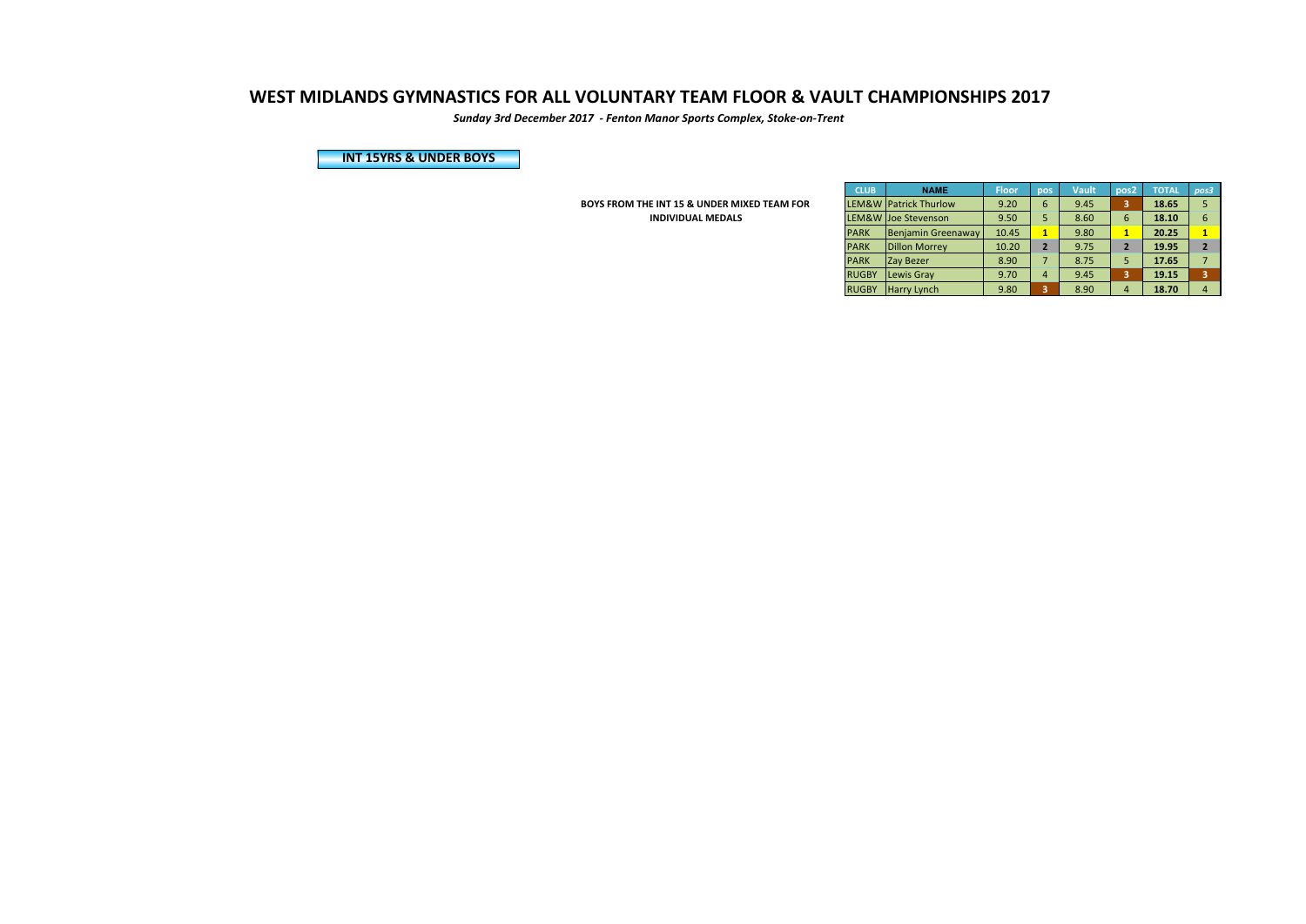# WEST MIDLANDS GYMNASTICS FOR ALL VOLUNTARY TEAM FLOOR & VAULT CHAMPIONSHIPS 2017

***Sunday 3rd December 2017 - Fenton Manor Sports Complex, Stoke-on-Trent***

## INT 15YRS & UNDER BOYS

**BOYS FROM THE INT 15 & UNDER MIXED TEAM FOR INDIVIDUAL MEDALS**

| CLUB | NAME | Floor | pos | Vault | pos2 | TOTAL | *pos3* |
|---|---|---|---|---|---|---|---|
| LEM&W | Patrick Thurlow | 9.20 | 6 | 9.45 | 3 | **18.65** | 5 |
| LEM&W | Joe Stevenson | 9.50 | 5 | 8.60 | 6 | **18.10** | 6 |
| PARK | Benjamin Greenaway | 10.45 | 1 | 9.80 | 1 | **20.25** | 1 |
| PARK | Dillon Morrey | 10.20 | 2 | 9.75 | 2 | **19.95** | 2 |
| PARK | Zay Bezer | 8.90 | 7 | 8.75 | 5 | **17.65** | 7 |
| RUGBY | Lewis Gray | 9.70 | 4 | 9.45 | 3 | **19.15** | 3 |
| RUGBY | Harry Lynch | 9.80 | 3 | 8.90 | 4 | **18.70** | 4 |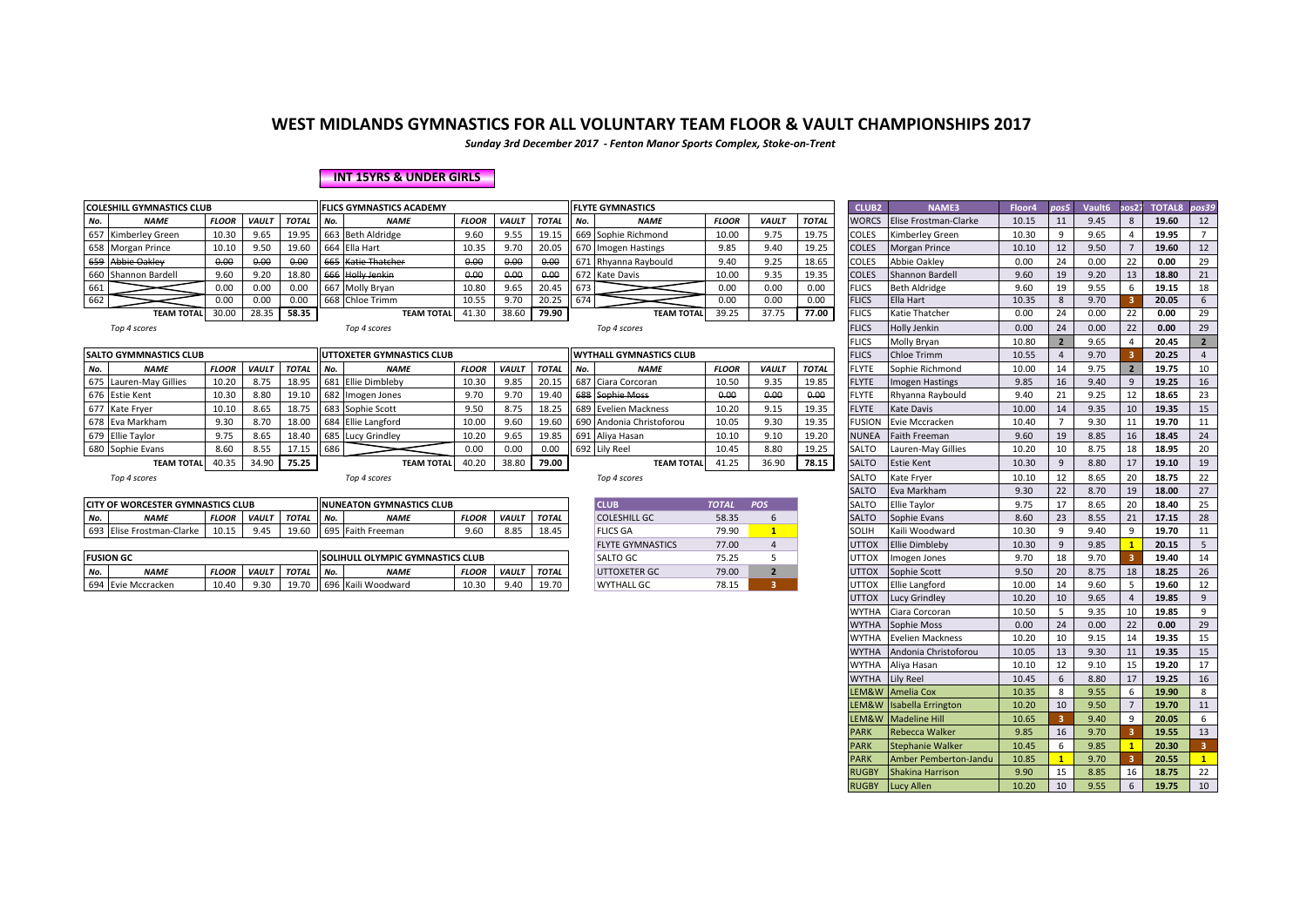# WEST MIDLANDS GYMNASTICS FOR ALL VOLUNTARY TEAM FLOOR & VAULT CHAMPIONSHIPS 2017

*Sunday 3rd December 2017 - Fenton Manor Sports Complex, Stoke-on-Trent*

## INT 15YRS & UNDER GIRLS

**COLESHILL GYMNASTICS CLUB**

| No. | NAME | FLOOR | VAULT | TOTAL |
|---|---|---|---|---|
| 657 | Kimberley Green | 10.30 | 9.65 | 19.95 |
| 658 | Morgan Prince | 10.10 | 9.50 | 19.60 |
| 659 | ~~Abbie Oakley~~ | ~~0.00~~ | ~~0.00~~ | ~~0.00~~ |
| 660 | Shannon Bardell | 9.60 | 9.20 | 18.80 |
| 661 | | 0.00 | 0.00 | 0.00 |
| 662 | | 0.00 | 0.00 | 0.00 |
| | TEAM TOTAL | 30.00 | 28.35 | 58.35 |

*Top 4 scores*

**FLICS GYMNASTICS ACADEMY**

| No. | NAME | FLOOR | VAULT | TOTAL |
|---|---|---|---|---|
| 663 | Beth Aldridge | 9.60 | 9.55 | 19.15 |
| 664 | Ella Hart | 10.35 | 9.70 | 20.05 |
| 665 | ~~Katie Thatcher~~ | ~~0.00~~ | ~~0.00~~ | ~~0.00~~ |
| 666 | ~~Holly Jenkin~~ | ~~0.00~~ | ~~0.00~~ | ~~0.00~~ |
| 667 | Molly Bryan | 10.80 | 9.65 | 20.45 |
| 668 | Chloe Trimm | 10.55 | 9.70 | 20.25 |
| | TEAM TOTAL | 41.30 | 38.60 | 79.90 |

*Top 4 scores*

**FLYTE GYMNASTICS**

| No. | NAME | FLOOR | VAULT | TOTAL |
|---|---|---|---|---|
| 669 | Sophie Richmond | 10.00 | 9.75 | 19.75 |
| 670 | Imogen Hastings | 9.85 | 9.40 | 19.25 |
| 671 | Rhyanna Raybould | 9.40 | 9.25 | 18.65 |
| 672 | Kate Davis | 10.00 | 9.35 | 19.35 |
| 673 | | 0.00 | 0.00 | 0.00 |
| 674 | | 0.00 | 0.00 | 0.00 |
| | TEAM TOTAL | 39.25 | 37.75 | 77.00 |

*Top 4 scores*

**SALTO GYMMNASTICS CLUB**

| No. | NAME | FLOOR | VAULT | TOTAL |
|---|---|---|---|---|
| 675 | Lauren-May Gillies | 10.20 | 8.75 | 18.95 |
| 676 | Estie Kent | 10.30 | 8.80 | 19.10 |
| 677 | Kate Fryer | 10.10 | 8.65 | 18.75 |
| 678 | Eva Markham | 9.30 | 8.70 | 18.00 |
| 679 | Ellie Taylor | 9.75 | 8.65 | 18.40 |
| 680 | Sophie Evans | 8.60 | 8.55 | 17.15 |
| | TEAM TOTAL | 40.35 | 34.90 | 75.25 |

*Top 4 scores*

**UTTOXETER GYMNASTICS CLUB**

| No. | NAME | FLOOR | VAULT | TOTAL |
|---|---|---|---|---|
| 681 | Ellie Dimbleby | 10.30 | 9.85 | 20.15 |
| 682 | Imogen Jones | 9.70 | 9.70 | 19.40 |
| 683 | Sophie Scott | 9.50 | 8.75 | 18.25 |
| 684 | Ellie Langford | 10.00 | 9.60 | 19.60 |
| 685 | Lucy Grindley | 10.20 | 9.65 | 19.85 |
| 686 | | 0.00 | 0.00 | 0.00 |
| | TEAM TOTAL | 40.20 | 38.80 | 79.00 |

*Top 4 scores*

**WYTHALL GYMNASTICS CLUB**

| No. | NAME | FLOOR | VAULT | TOTAL |
|---|---|---|---|---|
| 687 | Ciara Corcoran | 10.50 | 9.35 | 19.85 |
| 688 | ~~Sophie Moss~~ | ~~0.00~~ | ~~0.00~~ | ~~0.00~~ |
| 689 | Evelien Mackness | 10.20 | 9.15 | 19.35 |
| 690 | Andonia Christoforou | 10.05 | 9.30 | 19.35 |
| 691 | Aliya Hasan | 10.10 | 9.10 | 19.20 |
| 692 | Lily Reel | 10.45 | 8.80 | 19.25 |
| | TEAM TOTAL | 41.25 | 36.90 | 78.15 |

*Top 4 scores*

**CITY OF WORCESTER GYMNASTICS CLUB**

| No. | NAME | FLOOR | VAULT | TOTAL |
|---|---|---|---|---|
| 693 | Elise Frostman-Clarke | 10.15 | 9.45 | 19.60 |

**NUNEATON GYMNASTICS CLUB**

| No. | NAME | FLOOR | VAULT | TOTAL |
|---|---|---|---|---|
| 695 | Faith Freeman | 9.60 | 8.85 | 18.45 |

**FUSION GC**

| No. | NAME | FLOOR | VAULT | TOTAL |
|---|---|---|---|---|
| 694 | Evie Mccracken | 10.40 | 9.30 | 19.70 |

**SOLIHULL OLYMPIC GYMNASTICS CLUB**

| No. | NAME | FLOOR | VAULT | TOTAL |
|---|---|---|---|---|
| 696 | Kaili Woodward | 10.30 | 9.40 | 19.70 |

| CLUB | TOTAL | POS |
|---|---|---|
| COLESHILL GC | 58.35 | 6 |
| FLICS GA | 79.90 | 1 |
| FLYTE GYMNASTICS | 77.00 | 4 |
| SALTO GC | 75.25 | 5 |
| UTTOXETER GC | 79.00 | 2 |
| WYTHALL GC | 78.15 | 3 |

| CLUB2 | NAME3 | Floor4 | pos5 | Vault6 | pos27 | TOTAL8 | pos39 |
|---|---|---|---|---|---|---|---|
| WORCS | Elise Frostman-Clarke | 10.15 | 11 | 9.45 | 8 | 19.60 | 12 |
| COLES | Kimberley Green | 10.30 | 9 | 9.65 | 4 | 19.95 | 7 |
| COLES | Morgan Prince | 10.10 | 12 | 9.50 | 7 | 19.60 | 12 |
| COLES | Abbie Oakley | 0.00 | 24 | 0.00 | 22 | 0.00 | 29 |
| COLES | Shannon Bardell | 9.60 | 19 | 9.20 | 13 | 18.80 | 21 |
| FLICS | Beth Aldridge | 9.60 | 19 | 9.55 | 6 | 19.15 | 18 |
| FLICS | Ella Hart | 10.35 | 8 | 9.70 | 3 | 20.05 | 6 |
| FLICS | Katie Thatcher | 0.00 | 24 | 0.00 | 22 | 0.00 | 29 |
| FLICS | Holly Jenkin | 0.00 | 24 | 0.00 | 22 | 0.00 | 29 |
| FLICS | Molly Bryan | 10.80 | 2 | 9.65 | 4 | 20.45 | 2 |
| FLICS | Chloe Trimm | 10.55 | 4 | 9.70 | 3 | 20.25 | 4 |
| FLYTE | Sophie Richmond | 10.00 | 14 | 9.75 | 2 | 19.75 | 10 |
| FLYTE | Imogen Hastings | 9.85 | 16 | 9.40 | 9 | 19.25 | 16 |
| FLYTE | Rhyanna Raybould | 9.40 | 21 | 9.25 | 12 | 18.65 | 23 |
| FLYTE | Kate Davis | 10.00 | 14 | 9.35 | 10 | 19.35 | 15 |
| FUSION | Evie Mccracken | 10.40 | 7 | 9.30 | 11 | 19.70 | 11 |
| NUNEA | Faith Freeman | 9.60 | 19 | 8.85 | 16 | 18.45 | 24 |
| SALTO | Lauren-May Gillies | 10.20 | 10 | 8.75 | 18 | 18.95 | 20 |
| SALTO | Estie Kent | 10.30 | 9 | 8.80 | 17 | 19.10 | 19 |
| SALTO | Kate Fryer | 10.10 | 12 | 8.65 | 20 | 18.75 | 22 |
| SALTO | Eva Markham | 9.30 | 22 | 8.70 | 19 | 18.00 | 27 |
| SALTO | Ellie Taylor | 9.75 | 17 | 8.65 | 20 | 18.40 | 25 |
| SALTO | Sophie Evans | 8.60 | 23 | 8.55 | 21 | 17.15 | 28 |
| SOLIH | Kaili Woodward | 10.30 | 9 | 9.40 | 9 | 19.70 | 11 |
| UTTOX | Ellie Dimbleby | 10.30 | 9 | 9.85 | 1 | 20.15 | 5 |
| UTTOX | Imogen Jones | 9.70 | 18 | 9.70 | 3 | 19.40 | 14 |
| UTTOX | Sophie Scott | 9.50 | 20 | 8.75 | 18 | 18.25 | 26 |
| UTTOX | Ellie Langford | 10.00 | 14 | 9.60 | 5 | 19.60 | 12 |
| UTTOX | Lucy Grindley | 10.20 | 10 | 9.65 | 4 | 19.85 | 9 |
| WYTHA | Ciara Corcoran | 10.50 | 5 | 9.35 | 10 | 19.85 | 9 |
| WYTHA | Sophie Moss | 0.00 | 24 | 0.00 | 22 | 0.00 | 29 |
| WYTHA | Evelien Mackness | 10.20 | 10 | 9.15 | 14 | 19.35 | 15 |
| WYTHA | Andonia Christoforou | 10.05 | 13 | 9.30 | 11 | 19.35 | 15 |
| WYTHA | Aliya Hasan | 10.10 | 12 | 9.10 | 15 | 19.20 | 17 |
| WYTHA | Lily Reel | 10.45 | 6 | 8.80 | 17 | 19.25 | 16 |
| LEM&W | Amelia Cox | 10.35 | 8 | 9.55 | 6 | 19.90 | 8 |
| LEM&W | Isabella Errington | 10.20 | 10 | 9.50 | 7 | 19.70 | 11 |
| LEM&W | Madeline Hill | 10.65 | 3 | 9.40 | 9 | 20.05 | 6 |
| PARK | Rebecca Walker | 9.85 | 16 | 9.70 | 3 | 19.55 | 13 |
| PARK | Stephanie Walker | 10.45 | 6 | 9.85 | 1 | 20.30 | 3 |
| PARK | Amber Pemberton-Jandu | 10.85 | 1 | 9.70 | 3 | 20.55 | 1 |
| RUGBY | Shakina Harrison | 9.90 | 15 | 8.85 | 16 | 18.75 | 22 |
| RUGBY | Lucy Allen | 10.20 | 10 | 9.55 | 6 | 19.75 | 10 |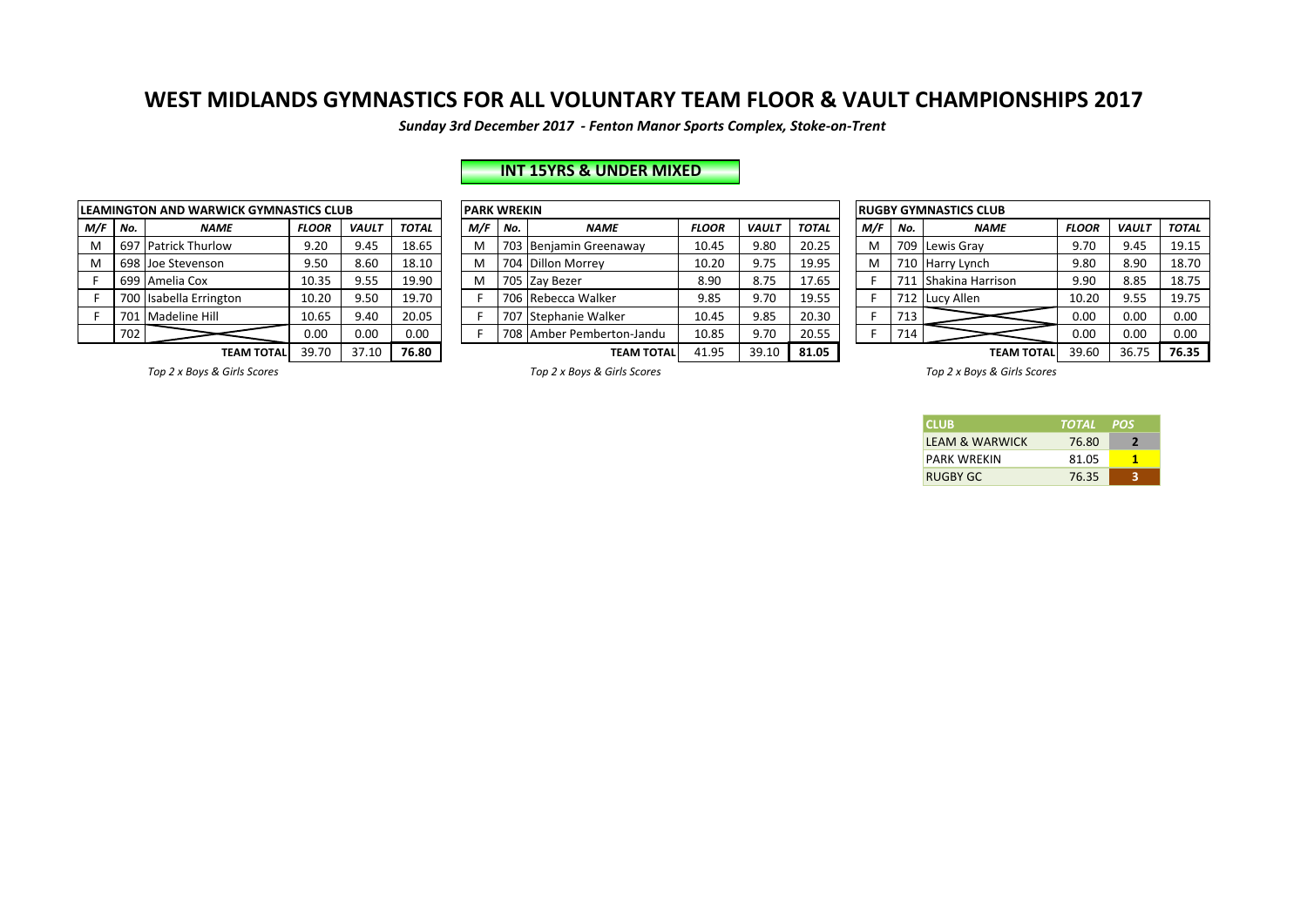# WEST MIDLANDS GYMNASTICS FOR ALL VOLUNTARY TEAM FLOOR & VAULT CHAMPIONSHIPS 2017

*Sunday 3rd December 2017 - Fenton Manor Sports Complex, Stoke-on-Trent*

## INT 15YRS & UNDER MIXED

**LEAMINGTON AND WARWICK GYMNASTICS CLUB**

| M/F | No. | NAME | FLOOR | VAULT | TOTAL |
|---|---|---|---|---|---|
| M | 697 | Patrick Thurlow | 9.20 | 9.45 | 18.65 |
| M | 698 | Joe Stevenson | 9.50 | 8.60 | 18.10 |
| F | 699 | Amelia Cox | 10.35 | 9.55 | 19.90 |
| F | 700 | Isabella Errington | 10.20 | 9.50 | 19.70 |
| F | 701 | Madeline Hill | 10.65 | 9.40 | 20.05 |
| | 702 | | 0.00 | 0.00 | 0.00 |
| | | **TEAM TOTAL** | 39.70 | 37.10 | **76.80** |

*Top 2 x Boys & Girls Scores*

**PARK WREKIN**

| M/F | No. | NAME | FLOOR | VAULT | TOTAL |
|---|---|---|---|---|---|
| M | 703 | Benjamin Greenaway | 10.45 | 9.80 | 20.25 |
| M | 704 | Dillon Morrey | 10.20 | 9.75 | 19.95 |
| M | 705 | Zay Bezer | 8.90 | 8.75 | 17.65 |
| F | 706 | Rebecca Walker | 9.85 | 9.70 | 19.55 |
| F | 707 | Stephanie Walker | 10.45 | 9.85 | 20.30 |
| F | 708 | Amber Pemberton-Jandu | 10.85 | 9.70 | 20.55 |
| | | **TEAM TOTAL** | 41.95 | 39.10 | **81.05** |

*Top 2 x Boys & Girls Scores*

**RUGBY GYMNASTICS CLUB**

| M/F | No. | NAME | FLOOR | VAULT | TOTAL |
|---|---|---|---|---|---|
| M | 709 | Lewis Gray | 9.70 | 9.45 | 19.15 |
| M | 710 | Harry Lynch | 9.80 | 8.90 | 18.70 |
| F | 711 | Shakina Harrison | 9.90 | 8.85 | 18.75 |
| F | 712 | Lucy Allen | 10.20 | 9.55 | 19.75 |
| F | 713 | | 0.00 | 0.00 | 0.00 |
| F | 714 | | 0.00 | 0.00 | 0.00 |
| | | **TEAM TOTAL** | 39.60 | 36.75 | **76.35** |

*Top 2 x Boys & Girls Scores*

| CLUB | TOTAL | POS |
|---|---|---|
| LEAM & WARWICK | 76.80 | 2 |
| PARK WREKIN | 81.05 | 1 |
| RUGBY GC | 76.35 | 3 |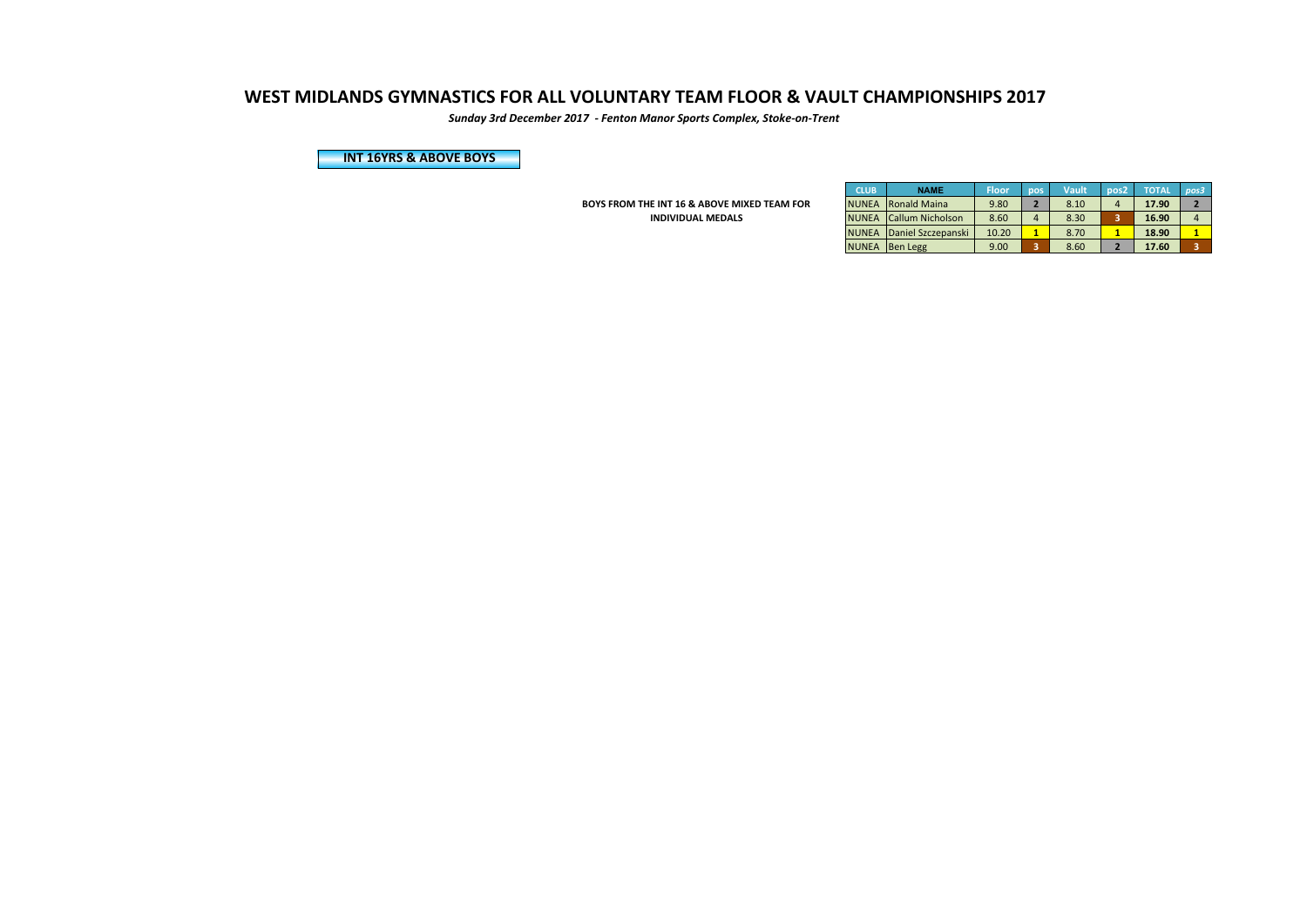# WEST MIDLANDS GYMNASTICS FOR ALL VOLUNTARY TEAM FLOOR & VAULT CHAMPIONSHIPS 2017

***Sunday 3rd December 2017 - Fenton Manor Sports Complex, Stoke-on-Trent***

## INT 16YRS & ABOVE BOYS

**BOYS FROM THE INT 16 & ABOVE MIXED TEAM FOR INDIVIDUAL MEDALS**

| CLUB | NAME | Floor | pos | Vault | pos2 | TOTAL | *pos3* |
|---|---|---|---|---|---|---|---|
| NUNEA | Ronald Maina | 9.80 | **2** | 8.10 | 4 | **17.90** | **2** |
| NUNEA | Callum Nicholson | 8.60 | 4 | 8.30 | **3** | **16.90** | 4 |
| NUNEA | Daniel Szczepanski | 10.20 | **1** | 8.70 | **1** | **18.90** | **1** |
| NUNEA | Ben Legg | 9.00 | **3** | 8.60 | **2** | **17.60** | **3** |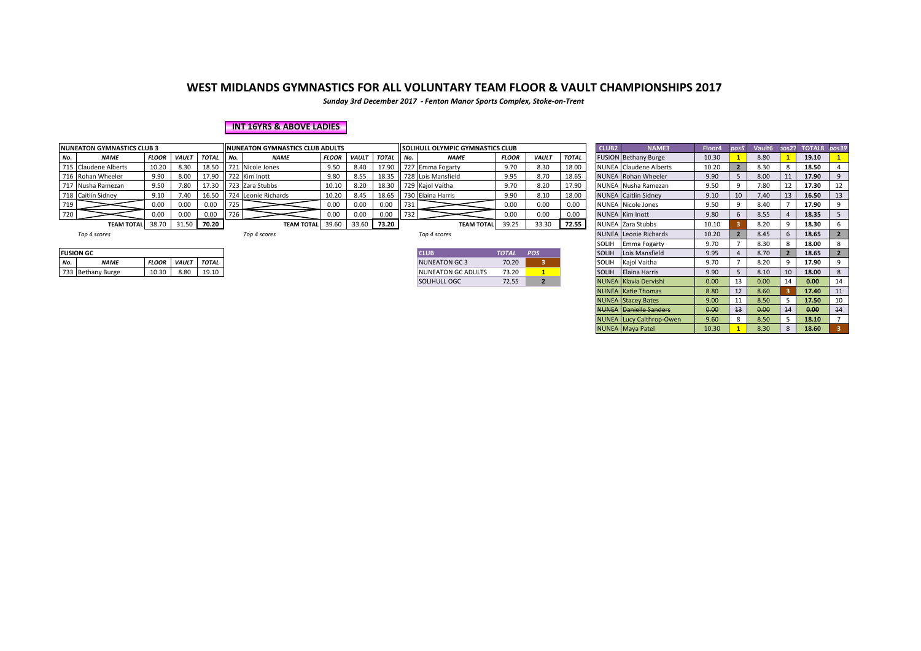# WEST MIDLANDS GYMNASTICS FOR ALL VOLUNTARY TEAM FLOOR & VAULT CHAMPIONSHIPS 2017

*Sunday 3rd December 2017 - Fenton Manor Sports Complex, Stoke-on-Trent*

## INT 16YRS & ABOVE LADIES

**NUNEATON GYMNASTICS CLUB 3**

| No. | NAME | FLOOR | VAULT | TOTAL |
|---|---|---|---|---|
| 715 | Claudene Alberts | 10.20 | 8.30 | 18.50 |
| 716 | Rohan Wheeler | 9.90 | 8.00 | 17.90 |
| 717 | Nusha Ramezan | 9.50 | 7.80 | 17.30 |
| 718 | Caitlin Sidney | 9.10 | 7.40 | 16.50 |
| 719 | | 0.00 | 0.00 | 0.00 |
| 720 | | 0.00 | 0.00 | 0.00 |
| | TEAM TOTAL | 38.70 | 31.50 | 70.20 |

*Top 4 scores*

**NUNEATON GYMNASTICS CLUB ADULTS**

| No. | NAME | FLOOR | VAULT | TOTAL |
|---|---|---|---|---|
| 721 | Nicole Jones | 9.50 | 8.40 | 17.90 |
| 722 | Kim Inott | 9.80 | 8.55 | 18.35 |
| 723 | Zara Stubbs | 10.10 | 8.20 | 18.30 |
| 724 | Leonie Richards | 10.20 | 8.45 | 18.65 |
| 725 | | 0.00 | 0.00 | 0.00 |
| 726 | | 0.00 | 0.00 | 0.00 |
| | TEAM TOTAL | 39.60 | 33.60 | 73.20 |

*Top 4 scores*

**SOLIHULL OLYMPIC GYMNASTICS CLUB**

| No. | NAME | FLOOR | VAULT | TOTAL |
|---|---|---|---|---|
| 727 | Emma Fogarty | 9.70 | 8.30 | 18.00 |
| 728 | Lois Mansfield | 9.95 | 8.70 | 18.65 |
| 729 | Kajol Vaitha | 9.70 | 8.20 | 17.90 |
| 730 | Elaina Harris | 9.90 | 8.10 | 18.00 |
| 731 | | 0.00 | 0.00 | 0.00 |
| 732 | | 0.00 | 0.00 | 0.00 |
| | TEAM TOTAL | 39.25 | 33.30 | 72.55 |

*Top 4 scores*

**FUSION GC**

| No. | NAME | FLOOR | VAULT | TOTAL |
|---|---|---|---|---|
| 733 | Bethany Burge | 10.30 | 8.80 | 19.10 |

| CLUB | TOTAL | POS |
|---|---|---|
| NUNEATON GC 3 | 70.20 | 3 |
| NUNEATON GC ADULTS | 73.20 | 1 |
| SOLIHULL OGC | 72.55 | 2 |

| CLUB2 | NAME3 | Floor4 | pos5 | Vault6 | pos27 | TOTAL8 | pos39 |
|---|---|---|---|---|---|---|---|
| FUSION | Bethany Burge | 10.30 | 1 | 8.80 | 1 | 19.10 | 1 |
| NUNEA | Claudene Alberts | 10.20 | 2 | 8.30 | 8 | 18.50 | 4 |
| NUNEA | Rohan Wheeler | 9.90 | 5 | 8.00 | 11 | 17.90 | 9 |
| NUNEA | Nusha Ramezan | 9.50 | 9 | 7.80 | 12 | 17.30 | 12 |
| NUNEA | Caitlin Sidney | 9.10 | 10 | 7.40 | 13 | 16.50 | 13 |
| NUNEA | Nicole Jones | 9.50 | 9 | 8.40 | 7 | 17.90 | 9 |
| NUNEA | Kim Inott | 9.80 | 6 | 8.55 | 4 | 18.35 | 5 |
| NUNEA | Zara Stubbs | 10.10 | 3 | 8.20 | 9 | 18.30 | 6 |
| NUNEA | Leonie Richards | 10.20 | 2 | 8.45 | 6 | 18.65 | 2 |
| SOLIH | Emma Fogarty | 9.70 | 7 | 8.30 | 8 | 18.00 | 8 |
| SOLIH | Lois Mansfield | 9.95 | 4 | 8.70 | 2 | 18.65 | 2 |
| SOLIH | Kajol Vaitha | 9.70 | 7 | 8.20 | 9 | 17.90 | 9 |
| SOLIH | Elaina Harris | 9.90 | 5 | 8.10 | 10 | 18.00 | 8 |
| NUNEA | Klavia Dervishi | 0.00 | 13 | 0.00 | 14 | 0.00 | 14 |
| NUNEA | Katie Thomas | 8.80 | 12 | 8.60 | 3 | 17.40 | 11 |
| NUNEA | Stacey Bates | 9.00 | 11 | 8.50 | 5 | 17.50 | 10 |
| ~~NUNEA~~ | ~~Danielle Sanders~~ | ~~0.00~~ | ~~13~~ | ~~0.00~~ | ~~14~~ | ~~0.00~~ | ~~14~~ |
| NUNEA | Lucy Calthrop-Owen | 9.60 | 8 | 8.50 | 5 | 18.10 | 7 |
| NUNEA | Maya Patel | 10.30 | 1 | 8.30 | 8 | 18.60 | 3 |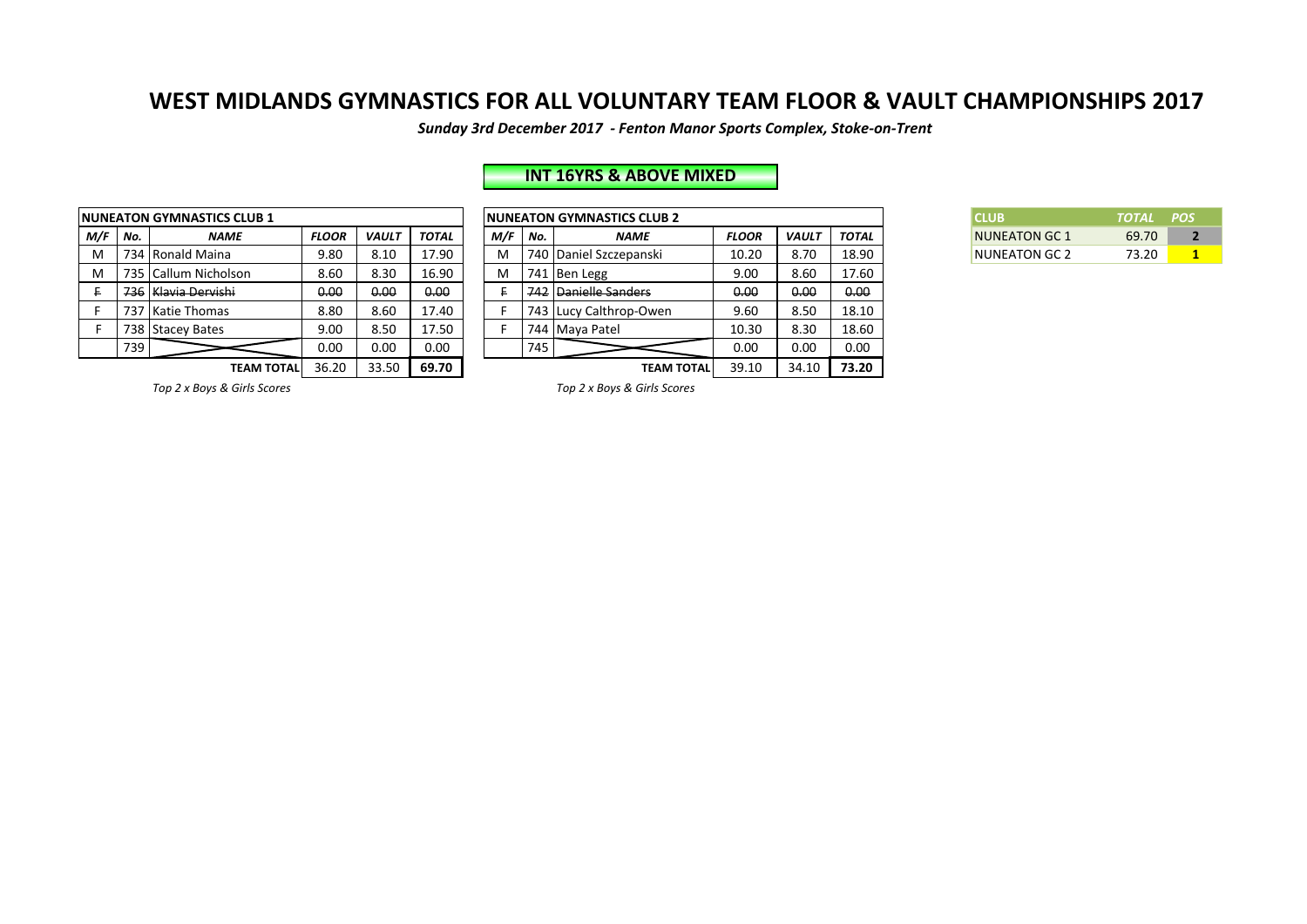# WEST MIDLANDS GYMNASTICS FOR ALL VOLUNTARY TEAM FLOOR & VAULT CHAMPIONSHIPS 2017

***Sunday 3rd December 2017 - Fenton Manor Sports Complex, Stoke-on-Trent***

## INT 16YRS & ABOVE MIXED

| NUNEATON GYMNASTICS CLUB 1 | | | | | |
|---|---|---|---|---|---|
| ***M/F*** | ***No.*** | ***NAME*** | ***FLOOR*** | ***VAULT*** | ***TOTAL*** |
| M | 734 | Ronald Maina | 9.80 | 8.10 | 17.90 |
| M | 735 | Callum Nicholson | 8.60 | 8.30 | 16.90 |
| ~~F~~ | ~~736~~ | ~~Klavia Dervishi~~ | ~~0.00~~ | ~~0.00~~ | ~~0.00~~ |
| F | 737 | Katie Thomas | 8.80 | 8.60 | 17.40 |
| F | 738 | Stacey Bates | 9.00 | 8.50 | 17.50 |
| | 739 | | 0.00 | 0.00 | 0.00 |
| | | **TEAM TOTAL** | 36.20 | 33.50 | **69.70** |

*Top 2 x Boys & Girls Scores*

| NUNEATON GYMNASTICS CLUB 2 | | | | | |
|---|---|---|---|---|---|
| ***M/F*** | ***No.*** | ***NAME*** | ***FLOOR*** | ***VAULT*** | ***TOTAL*** |
| M | 740 | Daniel Szczepanski | 10.20 | 8.70 | 18.90 |
| M | 741 | Ben Legg | 9.00 | 8.60 | 17.60 |
| ~~F~~ | ~~742~~ | ~~Danielle Sanders~~ | ~~0.00~~ | ~~0.00~~ | ~~0.00~~ |
| F | 743 | Lucy Calthrop-Owen | 9.60 | 8.50 | 18.10 |
| F | 744 | Maya Patel | 10.30 | 8.30 | 18.60 |
| | 745 | | 0.00 | 0.00 | 0.00 |
| | | **TEAM TOTAL** | 39.10 | 34.10 | **73.20** |

*Top 2 x Boys & Girls Scores*

| CLUB | *TOTAL* | *POS* |
|---|---|---|
| NUNEATON GC 1 | 69.70 | **2** |
| NUNEATON GC 2 | 73.20 | **1** |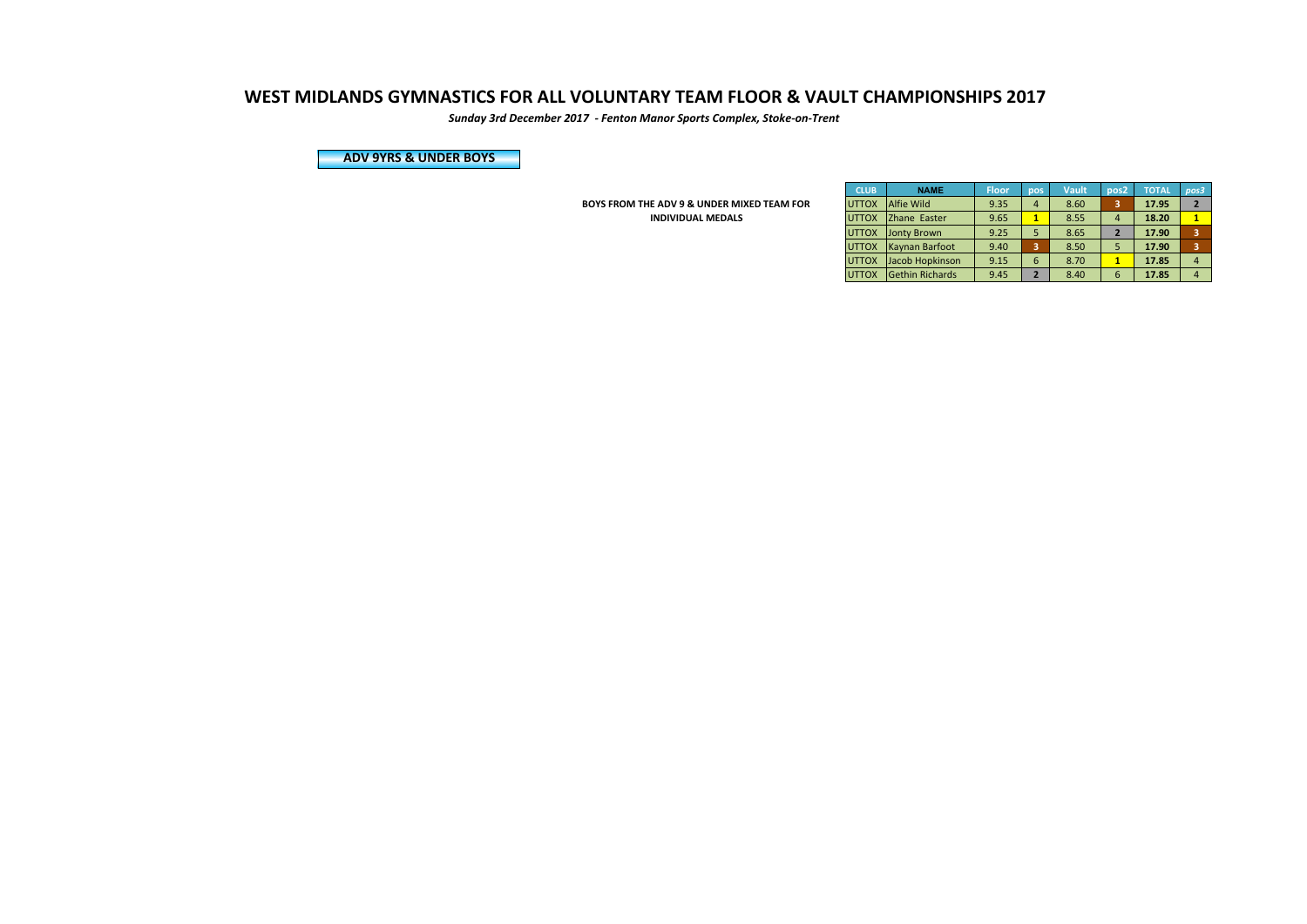# WEST MIDLANDS GYMNASTICS FOR ALL VOLUNTARY TEAM FLOOR & VAULT CHAMPIONSHIPS 2017

***Sunday 3rd December 2017 - Fenton Manor Sports Complex, Stoke-on-Trent***

## ADV 9YRS & UNDER BOYS

**BOYS FROM THE ADV 9 & UNDER MIXED TEAM FOR INDIVIDUAL MEDALS**

| CLUB | NAME | Floor | pos | Vault | pos2 | TOTAL | pos3 |
|---|---|---|---|---|---|---|---|
| UTTOX | Alfie Wild | 9.35 | 4 | 8.60 | 3 | **17.95** | 2 |
| UTTOX | Zhane Easter | 9.65 | 1 | 8.55 | 4 | **18.20** | 1 |
| UTTOX | Jonty Brown | 9.25 | 5 | 8.65 | 2 | **17.90** | 3 |
| UTTOX | Kaynan Barfoot | 9.40 | 3 | 8.50 | 5 | **17.90** | 3 |
| UTTOX | Jacob Hopkinson | 9.15 | 6 | 8.70 | 1 | **17.85** | 4 |
| UTTOX | Gethin Richards | 9.45 | 2 | 8.40 | 6 | **17.85** | 4 |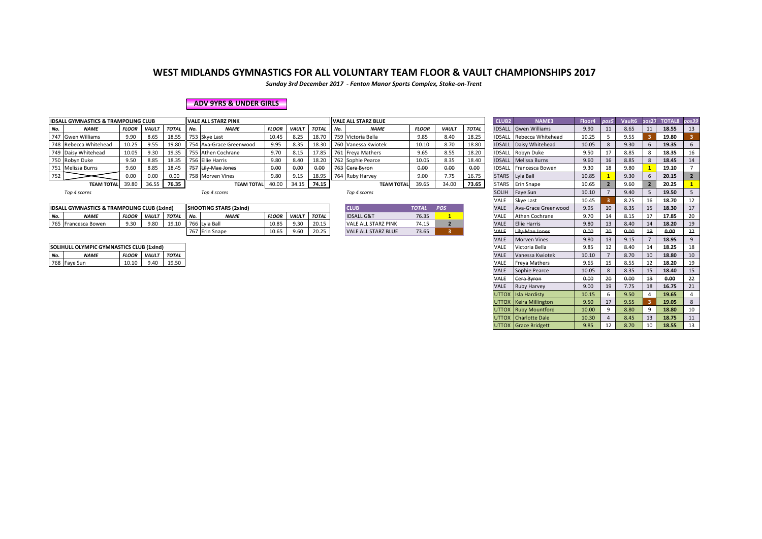# WEST MIDLANDS GYMNASTICS FOR ALL VOLUNTARY TEAM FLOOR & VAULT CHAMPIONSHIPS 2017

*Sunday 3rd December 2017 - Fenton Manor Sports Complex, Stoke-on-Trent*

**ADV 9YRS & UNDER GIRLS**

| IDSALL GYMNASTICS & TRAMPOLINING CLUB | | | | |
|---|---|---|---|---|
| No. | NAME | FLOOR | VAULT | TOTAL |
| 747 | Gwen Williams | 9.90 | 8.65 | 18.55 |
| 748 | Rebecca Whitehead | 10.25 | 9.55 | 19.80 |
| 749 | Daisy Whitehead | 10.05 | 9.30 | 19.35 |
| 750 | Robyn Duke | 9.50 | 8.85 | 18.35 |
| 751 | Melissa Burns | 9.60 | 8.85 | 18.45 |
| 752 | | 0.00 | 0.00 | 0.00 |
| | TEAM TOTAL | 39.80 | 36.55 | 76.35 |

*Top 4 scores*

| VALE ALL STARZ PINK | | | | |
|---|---|---|---|---|
| No. | NAME | FLOOR | VAULT | TOTAL |
| 753 | Skye Last | 10.45 | 8.25 | 18.70 |
| 754 | Ava-Grace Greenwood | 9.95 | 8.35 | 18.30 |
| 755 | Athen Cochrane | 9.70 | 8.15 | 17.85 |
| 756 | Ellie Harris | 9.80 | 8.40 | 18.20 |
| ~~757~~ | ~~Lily-Mae Jones~~ | ~~0.00~~ | ~~0.00~~ | ~~0.00~~ |
| 758 | Morven Vines | 9.80 | 9.15 | 18.95 |
| | TEAM TOTAL | 40.00 | 34.15 | 74.15 |

*Top 4 scores*

| VALE ALL STARZ BLUE | | | | |
|---|---|---|---|---|
| No. | NAME | FLOOR | VAULT | TOTAL |
| 759 | Victoria Bella | 9.85 | 8.40 | 18.25 |
| 760 | Vanessa Kwiotek | 10.10 | 8.70 | 18.80 |
| 761 | Freya Mathers | 9.65 | 8.55 | 18.20 |
| 762 | Sophie Pearce | 10.05 | 8.35 | 18.40 |
| ~~763~~ | ~~Cera Byron~~ | ~~0.00~~ | ~~0.00~~ | ~~0.00~~ |
| 764 | Ruby Harvey | 9.00 | 7.75 | 16.75 |
| | TEAM TOTAL | 39.65 | 34.00 | 73.65 |

*Top 4 scores*

| IDSALL GYMNASTICS & TRAMPOLINING CLUB (1xInd) | | | | |
|---|---|---|---|---|
| No. | NAME | FLOOR | VAULT | TOTAL |
| 765 | Francesca Bowen | 9.30 | 9.80 | 19.10 |

| SHOOTING STARS (2xInd) | | | | |
|---|---|---|---|---|
| No. | NAME | FLOOR | VAULT | TOTAL |
| 766 | Lyla Ball | 10.85 | 9.30 | 20.15 |
| 767 | Erin Snape | 10.65 | 9.60 | 20.25 |

| CLUB | TOTAL | POS |
|---|---|---|
| IDSALL G&T | 76.35 | 1 |
| VALE ALL STARZ PINK | 74.15 | 2 |
| VALE ALL STARZ BLUE | 73.65 | 3 |

| SOLIHULL OLYMPIC GYMNASTICS CLUB (1xInd) | | | | |
|---|---|---|---|---|
| No. | NAME | FLOOR | VAULT | TOTAL |
| 768 | Faye Sun | 10.10 | 9.40 | 19.50 |

| CLUB2 | NAME3 | Floor4 | pos5 | Vault6 | pos27 | TOTAL8 | pos39 |
|---|---|---|---|---|---|---|---|
| IDSALL | Gwen Williams | 9.90 | 11 | 8.65 | 11 | 18.55 | 13 |
| IDSALL | Rebecca Whitehead | 10.25 | 5 | 9.55 | 3 | 19.80 | 3 |
| IDSALL | Daisy Whitehead | 10.05 | 8 | 9.30 | 6 | 19.35 | 6 |
| IDSALL | Robyn Duke | 9.50 | 17 | 8.85 | 8 | 18.35 | 16 |
| IDSALL | Melissa Burns | 9.60 | 16 | 8.85 | 8 | 18.45 | 14 |
| IDSALL | Francesca Bowen | 9.30 | 18 | 9.80 | 1 | 19.10 | 7 |
| STARS | Lyla Ball | 10.85 | 1 | 9.30 | 6 | 20.15 | 2 |
| STARS | Erin Snape | 10.65 | 2 | 9.60 | 2 | 20.25 | 1 |
| SOLIH | Faye Sun | 10.10 | 7 | 9.40 | 5 | 19.50 | 5 |
| VALE | Skye Last | 10.45 | 3 | 8.25 | 16 | 18.70 | 12 |
| VALE | Ava-Grace Greenwood | 9.95 | 10 | 8.35 | 15 | 18.30 | 17 |
| VALE | Athen Cochrane | 9.70 | 14 | 8.15 | 17 | 17.85 | 20 |
| VALE | Ellie Harris | 9.80 | 13 | 8.40 | 14 | 18.20 | 19 |
| ~~VALE~~ | ~~Lily-Mae Jones~~ | ~~0.00~~ | ~~20~~ | ~~0.00~~ | ~~19~~ | ~~0.00~~ | ~~22~~ |
| VALE | Morven Vines | 9.80 | 13 | 9.15 | 7 | 18.95 | 9 |
| VALE | Victoria Bella | 9.85 | 12 | 8.40 | 14 | 18.25 | 18 |
| VALE | Vanessa Kwiotek | 10.10 | 7 | 8.70 | 10 | 18.80 | 10 |
| VALE | Freya Mathers | 9.65 | 15 | 8.55 | 12 | 18.20 | 19 |
| VALE | Sophie Pearce | 10.05 | 8 | 8.35 | 15 | 18.40 | 15 |
| ~~VALE~~ | ~~Cera Byron~~ | ~~0.00~~ | ~~20~~ | ~~0.00~~ | ~~19~~ | ~~0.00~~ | ~~22~~ |
| VALE | Ruby Harvey | 9.00 | 19 | 7.75 | 18 | 16.75 | 21 |
| UTTOX | Isla Hardisty | 10.15 | 6 | 9.50 | 4 | 19.65 | 4 |
| UTTOX | Keira Millington | 9.50 | 17 | 9.55 | 3 | 19.05 | 8 |
| UTTOX | Ruby Mountford | 10.00 | 9 | 8.80 | 9 | 18.80 | 10 |
| UTTOX | Charlotte Dale | 10.30 | 4 | 8.45 | 13 | 18.75 | 11 |
| UTTOX | Grace Bridgett | 9.85 | 12 | 8.70 | 10 | 18.55 | 13 |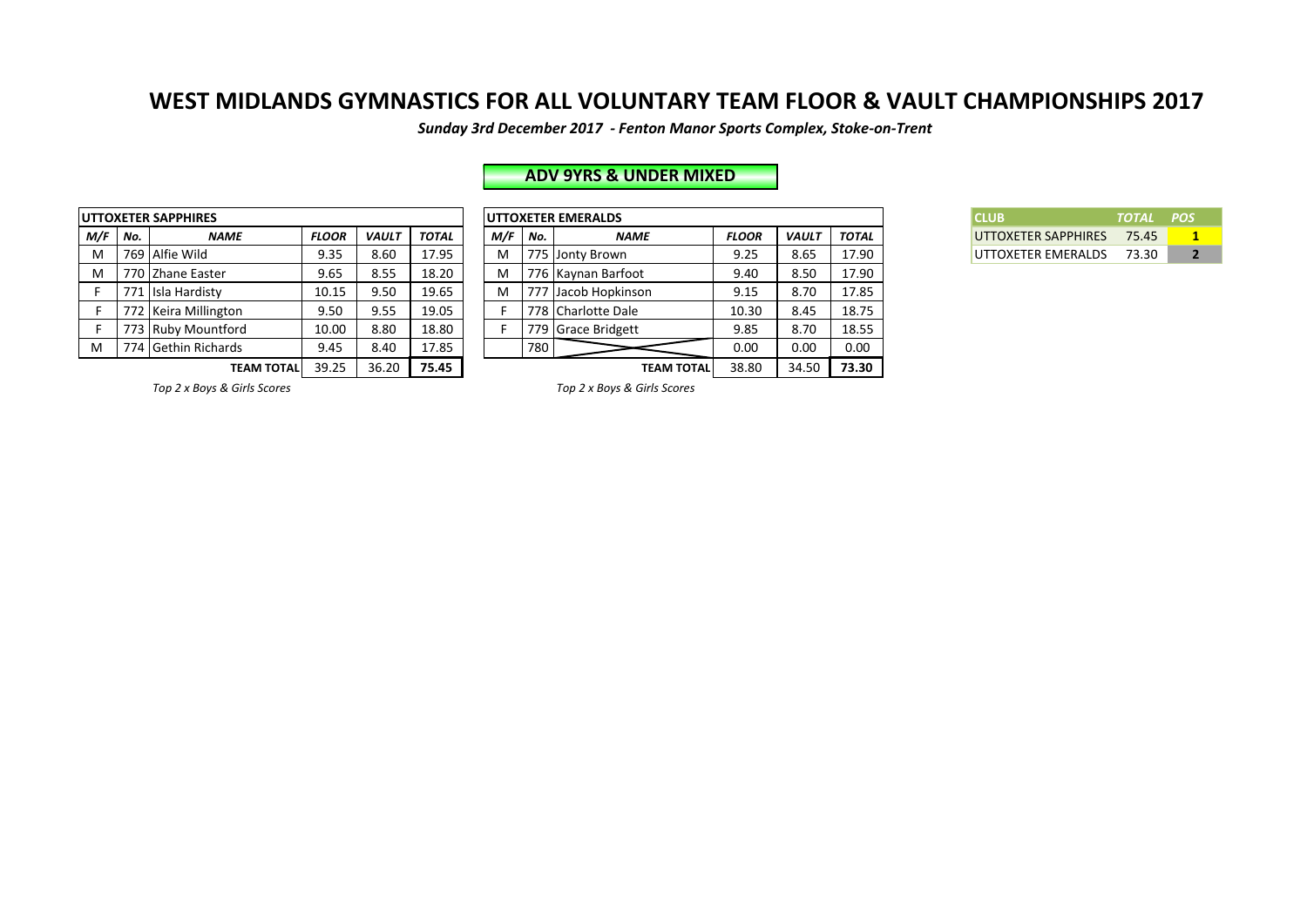# WEST MIDLANDS GYMNASTICS FOR ALL VOLUNTARY TEAM FLOOR & VAULT CHAMPIONSHIPS 2017

***Sunday 3rd December 2017 - Fenton Manor Sports Complex, Stoke-on-Trent***

## ADV 9YRS & UNDER MIXED

**UTTOXETER SAPPHIRES**

| M/F | No. | NAME | FLOOR | VAULT | TOTAL |
|---|---|---|---|---|---|
| M | 769 | Alfie Wild | 9.35 | 8.60 | 17.95 |
| M | 770 | Zhane Easter | 9.65 | 8.55 | 18.20 |
| F | 771 | Isla Hardisty | 10.15 | 9.50 | 19.65 |
| F | 772 | Keira Millington | 9.50 | 9.55 | 19.05 |
| F | 773 | Ruby Mountford | 10.00 | 8.80 | 18.80 |
| M | 774 | Gethin Richards | 9.45 | 8.40 | 17.85 |
| | | **TEAM TOTAL** | 39.25 | 36.20 | **75.45** |

*Top 2 x Boys & Girls Scores*

**UTTOXETER EMERALDS**

| M/F | No. | NAME | FLOOR | VAULT | TOTAL |
|---|---|---|---|---|---|
| M | 775 | Jonty Brown | 9.25 | 8.65 | 17.90 |
| M | 776 | Kaynan Barfoot | 9.40 | 8.50 | 17.90 |
| M | 777 | Jacob Hopkinson | 9.15 | 8.70 | 17.85 |
| F | 778 | Charlotte Dale | 10.30 | 8.45 | 18.75 |
| F | 779 | Grace Bridgett | 9.85 | 8.70 | 18.55 |
| | 780 | | 0.00 | 0.00 | 0.00 |
| | | **TEAM TOTAL** | 38.80 | 34.50 | **73.30** |

*Top 2 x Boys & Girls Scores*

| CLUB | TOTAL | POS |
|---|---|---|
| UTTOXETER SAPPHIRES | 75.45 | 1 |
| UTTOXETER EMERALDS | 73.30 | 2 |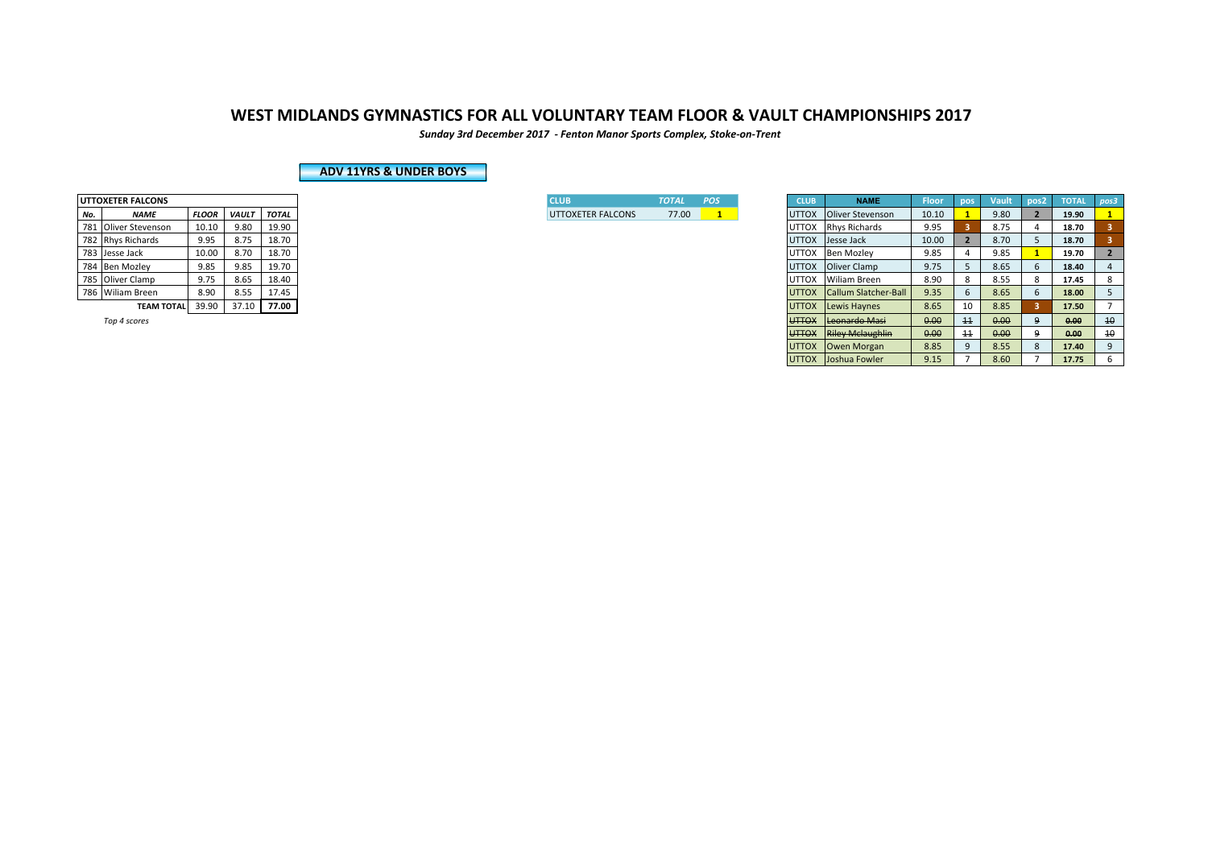# WEST MIDLANDS GYMNASTICS FOR ALL VOLUNTARY TEAM FLOOR & VAULT CHAMPIONSHIPS 2017

*Sunday 3rd December 2017 - Fenton Manor Sports Complex, Stoke-on-Trent*

## ADV 11YRS & UNDER BOYS

| UTTOXETER FALCONS | | | | |
|---|---|---|---|---|
| *No.* | *NAME* | *FLOOR* | *VAULT* | *TOTAL* |
| 781 | Oliver Stevenson | 10.10 | 9.80 | 19.90 |
| 782 | Rhys Richards | 9.95 | 8.75 | 18.70 |
| 783 | Jesse Jack | 10.00 | 8.70 | 18.70 |
| 784 | Ben Mozley | 9.85 | 9.85 | 19.70 |
| 785 | Oliver Clamp | 9.75 | 8.65 | 18.40 |
| 786 | Wiliam Breen | 8.90 | 8.55 | 17.45 |
| | **TEAM TOTAL** | 39.90 | 37.10 | **77.00** |

*Top 4 scores*

| CLUB | TOTAL | POS |
|---|---|---|
| UTTOXETER FALCONS | 77.00 | 1 |

| CLUB | NAME | Floor | pos | Vault | pos2 | TOTAL | pos3 |
|---|---|---|---|---|---|---|---|
| UTTOX | Oliver Stevenson | 10.10 | 1 | 9.80 | 2 | 19.90 | 1 |
| UTTOX | Rhys Richards | 9.95 | 3 | 8.75 | 4 | 18.70 | 3 |
| UTTOX | Jesse Jack | 10.00 | 2 | 8.70 | 5 | 18.70 | 3 |
| UTTOX | Ben Mozley | 9.85 | 4 | 9.85 | 1 | 19.70 | 2 |
| UTTOX | Oliver Clamp | 9.75 | 5 | 8.65 | 6 | 18.40 | 4 |
| UTTOX | Wiliam Breen | 8.90 | 8 | 8.55 | 8 | 17.45 | 8 |
| UTTOX | Callum Slatcher-Ball | 9.35 | 6 | 8.65 | 6 | 18.00 | 5 |
| UTTOX | Lewis Haynes | 8.65 | 10 | 8.85 | 3 | 17.50 | 7 |
| ~~UTTOX~~ | ~~Leonardo Masi~~ | ~~0.00~~ | ~~11~~ | ~~0.00~~ | ~~9~~ | ~~0.00~~ | ~~10~~ |
| ~~UTTOX~~ | ~~Riley Mclaughlin~~ | ~~0.00~~ | ~~11~~ | ~~0.00~~ | ~~9~~ | ~~0.00~~ | ~~10~~ |
| UTTOX | Owen Morgan | 8.85 | 9 | 8.55 | 8 | 17.40 | 9 |
| UTTOX | Joshua Fowler | 9.15 | 7 | 8.60 | 7 | 17.75 | 6 |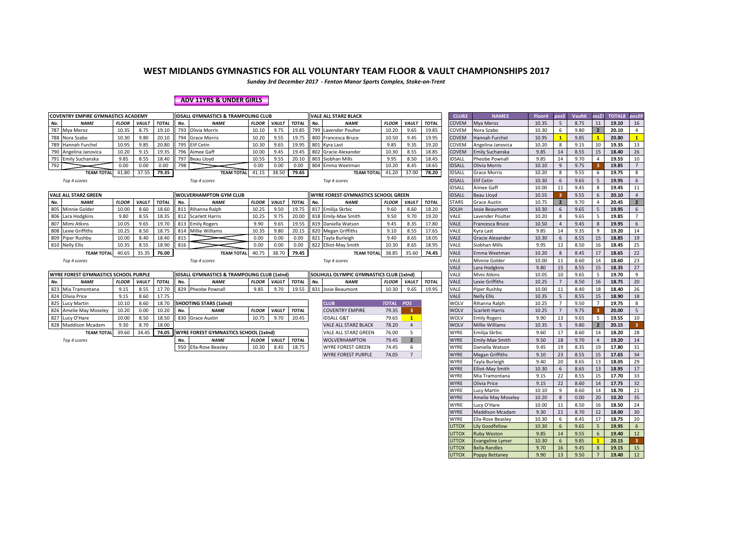# WEST MIDLANDS GYMNASTICS FOR ALL VOLUNTARY TEAM FLOOR & VAULT CHAMPIONSHIPS 2017

*Sunday 3rd December 2017 - Fenton Manor Sports Complex, Stoke-on-Trent*

**ADV 11YRS & UNDER GIRLS**

### COVENTRY EMPIRE GYMNASTICS ACADEMY

| No. | NAME | FLOOR | VAULT | TOTAL |
|---|---|---|---|---|
| 787 | Mya Meroz | 10.35 | 8.75 | 19.10 |
| 788 | Nora Szabo | 10.30 | 9.80 | 20.10 |
| 789 | Hannah Furchel | 10.95 | 9.85 | 20.80 |
| 790 | Angelina Janovica | 10.20 | 9.15 | 19.35 |
| 791 | Emily Suchanska | 9.85 | 8.55 | 18.40 |
| 792 | | 0.00 | 0.00 | 0.00 |
| | TEAM TOTAL | 41.80 | 37.55 | 79.35 |

*Top 4 scores*

### IDSALL GYMNASTICS & TRAMPOLING CLUB

| No. | NAME | FLOOR | VAULT | TOTAL |
|---|---|---|---|---|
| 793 | Olivia Morris | 10.10 | 9.75 | 19.85 |
| 794 | Grace Morris | 10.20 | 9.55 | 19.75 |
| 795 | Elif Cetin | 10.30 | 9.65 | 19.95 |
| 796 | Aimee Gaff | 10.00 | 9.45 | 19.45 |
| 797 | Beau Lloyd | 10.55 | 9.55 | 20.10 |
| 798 | | 0.00 | 0.00 | 0.00 |
| | TEAM TOTAL | 41.15 | 38.50 | 79.65 |

*Top 4 scores*

### VALE ALL STARZ BLACK

| No. | NAME | FLOOR | VAULT | TOTAL |
|---|---|---|---|---|
| 799 | Lavender Poulter | 10.20 | 9.65 | 19.85 |
| 800 | Francesca Bruce | 10.50 | 9.45 | 19.95 |
| 801 | Kyra Last | 9.85 | 9.35 | 19.20 |
| 802 | Gracie Alexander | 10.30 | 8.55 | 18.85 |
| 803 | Siobhan Mills | 9.95 | 8.50 | 18.45 |
| 804 | Emma Weetman | 10.20 | 8.45 | 18.65 |
| | TEAM TOTAL | 41.20 | 37.00 | 78.20 |

*Top 4 scores*

### VALE ALL STARZ GREEN

| No. | NAME | FLOOR | VAULT | TOTAL |
|---|---|---|---|---|
| 805 | Minnie Golder | 10.00 | 8.60 | 18.60 |
| 806 | Lara Hodgkins | 9.80 | 8.55 | 18.35 |
| 807 | Mimi Atkins | 10.05 | 9.65 | 19.70 |
| 808 | Lexie Griffiths | 10.25 | 8.50 | 18.75 |
| 809 | Piper Rushby | 10.00 | 8.40 | 18.40 |
| 810 | Nelly Ellis | 10.35 | 8.55 | 18.90 |
| | TEAM TOTAL | 40.65 | 35.35 | 76.00 |

*Top 4 scores*

### WOLVERHAMPTON GYM CLUB

| No. | NAME | FLOOR | VAULT | TOTAL |
|---|---|---|---|---|
| 811 | Rihanna Ralph | 10.25 | 9.50 | 19.75 |
| 812 | Scarlett Harris | 10.25 | 9.75 | 20.00 |
| 813 | Emily Rogers | 9.90 | 9.65 | 19.55 |
| 814 | Millie Williams | 10.35 | 9.80 | 20.15 |
| 815 | | 0.00 | 0.00 | 0.00 |
| 816 | | 0.00 | 0.00 | 0.00 |
| | TEAM TOTAL | 40.75 | 38.70 | 79.45 |

*Top 4 scores*

### WYRE FOREST GYMNASTICS SCHOOL GREEN

| No. | NAME | FLOOR | VAULT | TOTAL |
|---|---|---|---|---|
| 817 | Emilija Skrbic | 9.60 | 8.60 | 18.20 |
| 818 | Emily-Mae Smith | 9.50 | 9.70 | 19.20 |
| 819 | Daniella Watson | 9.45 | 8.35 | 17.80 |
| 820 | Megan Griffiths | 9.10 | 8.55 | 17.65 |
| 821 | Tayla Burleigh | 9.40 | 8.65 | 18.05 |
| 822 | Elliot-May Smith | 10.30 | 8.65 | 18.95 |
| | TEAM TOTAL | 38.85 | 35.60 | 74.45 |

*Top 4 scores*

### WYRE FOREST GYMNASTICS SCHOOL PURPLE

| No. | NAME | FLOOR | VAULT | TOTAL |
|---|---|---|---|---|
| 823 | Mia Tramontana | 9.15 | 8.55 | 17.70 |
| 824 | Olivia Price | 9.15 | 8.60 | 17.75 |
| 825 | Lucy Martin | 10.10 | 8.60 | 18.70 |
| 826 | Amelie May Moseley | 10.20 | 0.00 | 10.20 |
| 827 | Lucy O'Hare | 10.00 | 8.50 | 18.50 |
| 828 | Maddison Mcadam | 9.30 | 8.70 | 18.00 |
| | TEAM TOTAL | 39.60 | 34.45 | 74.05 |

*Top 4 scores*

### IDSALL GYMNASTICS & TRAMPOLING CLUB (1xInd)

| No. | NAME | FLOOR | VAULT | TOTAL |
|---|---|---|---|---|
| 829 | Pheobe Pownall | 9.85 | 9.70 | 19.55 |

### SHOOTING STARS (1xInd)

| No. | NAME | FLOOR | VAULT | TOTAL |
|---|---|---|---|---|
| 830 | Grace Austin | 10.75 | 9.70 | 20.45 |

### WYRE FOREST GYMNASTICS SCHOOL (1xInd)

| No. | NAME | FLOOR | VAULT | TOTAL |
|---|---|---|---|---|
| 950 | Ella-Rose Beasley | 10.30 | 8.45 | 18.75 |

### SOLIHULL OLYMPIC GYMNASTICS CLUB (1xInd)

| No. | NAME | FLOOR | VAULT | TOTAL |
|---|---|---|---|---|
| 831 | Josie Beaumont | 10.30 | 9.65 | 19.95 |

### Team Results

| CLUB | TOTAL | POS |
|---|---|---|
| COVENTRY EMPIRE | 79.35 | 3 |
| IDSALL G&T | 79.65 | 1 |
| VALE ALL STARZ BLACK | 78.20 | 4 |
| VALE ALL STARZ GREEN | 76.00 | 5 |
| WOLVERHAMPTON | 79.45 | 2 |
| WYRE FOREST GREEN | 74.45 | 6 |
| WYRE FOREST PURPLE | 74.05 | 7 |

### Individual Results

| CLUB2 | NAME3 | Floor4 | pos5 | Vault6 | pos27 | TOTAL8 | pos39 |
|---|---|---|---|---|---|---|---|
| COVEM | Mya Meroz | 10.35 | 5 | 8.75 | 11 | 19.10 | 16 |
| COVEM | Nora Szabo | 10.30 | 6 | 9.80 | 2 | 20.10 | 4 |
| COVEM | Hannah Furchel | 10.95 | 1 | 9.85 | 1 | 20.80 | 1 |
| COVEM | Angelina Janovica | 10.20 | 8 | 9.15 | 10 | 19.35 | 13 |
| COVEM | Emily Suchanska | 9.85 | 14 | 8.55 | 15 | 18.40 | 26 |
| IDSALL | Pheobe Pownall | 9.85 | 14 | 9.70 | 4 | 19.55 | 10 |
| IDSALL | Olivia Morris | 10.10 | 9 | 9.75 | 3 | 19.85 | 7 |
| IDSALL | Grace Morris | 10.20 | 8 | 9.55 | 6 | 19.75 | 8 |
| IDSALL | Elif Cetin | 10.30 | 6 | 9.65 | 5 | 19.95 | 6 |
| IDSALL | Aimee Gaff | 10.00 | 11 | 9.45 | 8 | 19.45 | 11 |
| IDSALL | Beau Lloyd | 10.55 | 3 | 9.55 | 6 | 20.10 | 4 |
| STARS | Grace Austin | 10.75 | 2 | 9.70 | 4 | 20.45 | 2 |
| SOLIH | Josie Beaumont | 10.30 | 6 | 9.65 | 5 | 19.95 | 6 |
| VALE | Lavender Poulter | 10.20 | 8 | 9.65 | 5 | 19.85 | 7 |
| VALE | Francesca Bruce | 10.50 | 4 | 9.45 | 8 | 19.95 | 6 |
| VALE | Kyra Last | 9.85 | 14 | 9.35 | 9 | 19.20 | 14 |
| VALE | Gracie Alexander | 10.30 | 6 | 8.55 | 15 | 18.85 | 19 |
| VALE | Siobhan Mills | 9.95 | 12 | 8.50 | 16 | 18.45 | 25 |
| VALE | Emma Weetman | 10.20 | 8 | 8.45 | 17 | 18.65 | 22 |
| VALE | Minnie Golder | 10.00 | 11 | 8.60 | 14 | 18.60 | 23 |
| VALE | Lara Hodgkins | 9.80 | 15 | 8.55 | 15 | 18.35 | 27 |
| VALE | Mimi Atkins | 10.05 | 10 | 9.65 | 5 | 19.70 | 9 |
| VALE | Lexie Griffiths | 10.25 | 7 | 8.50 | 16 | 18.75 | 20 |
| VALE | Piper Rushby | 10.00 | 11 | 8.40 | 18 | 18.40 | 26 |
| VALE | Nelly Ellis | 10.35 | 5 | 8.55 | 15 | 18.90 | 18 |
| WOLV | Rihanna Ralph | 10.25 | 7 | 9.50 | 7 | 19.75 | 8 |
| WOLV | Scarlett Harris | 10.25 | 7 | 9.75 | 3 | 20.00 | 5 |
| WOLV | Emily Rogers | 9.90 | 13 | 9.65 | 5 | 19.55 | 10 |
| WOLV | Millie Williams | 10.35 | 5 | 9.80 | 2 | 20.15 | 3 |
| WYRE | Emilija Skrbic | 9.60 | 17 | 8.60 | 14 | 18.20 | 28 |
| WYRE | Emily-Mae Smith | 9.50 | 18 | 9.70 | 4 | 19.20 | 14 |
| WYRE | Daniella Watson | 9.45 | 19 | 8.35 | 19 | 17.80 | 31 |
| WYRE | Megan Griffiths | 9.10 | 23 | 8.55 | 15 | 17.65 | 34 |
| WYRE | Tayla Burleigh | 9.40 | 20 | 8.65 | 13 | 18.05 | 29 |
| WYRE | Elliot-May Smith | 10.30 | 6 | 8.65 | 13 | 18.95 | 17 |
| WYRE | Mia Tramontana | 9.15 | 22 | 8.55 | 15 | 17.70 | 33 |
| WYRE | Olivia Price | 9.15 | 22 | 8.60 | 14 | 17.75 | 32 |
| WYRE | Lucy Martin | 10.10 | 9 | 8.60 | 14 | 18.70 | 21 |
| WYRE | Amelie May Moseley | 10.20 | 8 | 0.00 | 20 | 10.20 | 35 |
| WYRE | Lucy O'Hare | 10.00 | 11 | 8.50 | 16 | 18.50 | 24 |
| WYRE | Maddison Mcadam | 9.30 | 21 | 8.70 | 12 | 18.00 | 30 |
| WYRE | Ella-Rose Beasley | 10.30 | 6 | 8.45 | 17 | 18.75 | 20 |
| UTTOX | Lily Goodfellow | 10.30 | 6 | 9.65 | 5 | 19.95 | 6 |
| UTTOX | Ruby Weston | 9.85 | 14 | 9.55 | 6 | 19.40 | 12 |
| UTTOX | Evangeline Lymer | 10.30 | 6 | 9.85 | 1 | 20.15 | 3 |
| UTTOX | Bella Randles | 9.70 | 16 | 9.45 | 8 | 19.15 | 15 |
| UTTOX | Poppy Bettaney | 9.90 | 13 | 9.50 | 7 | 19.40 | 12 |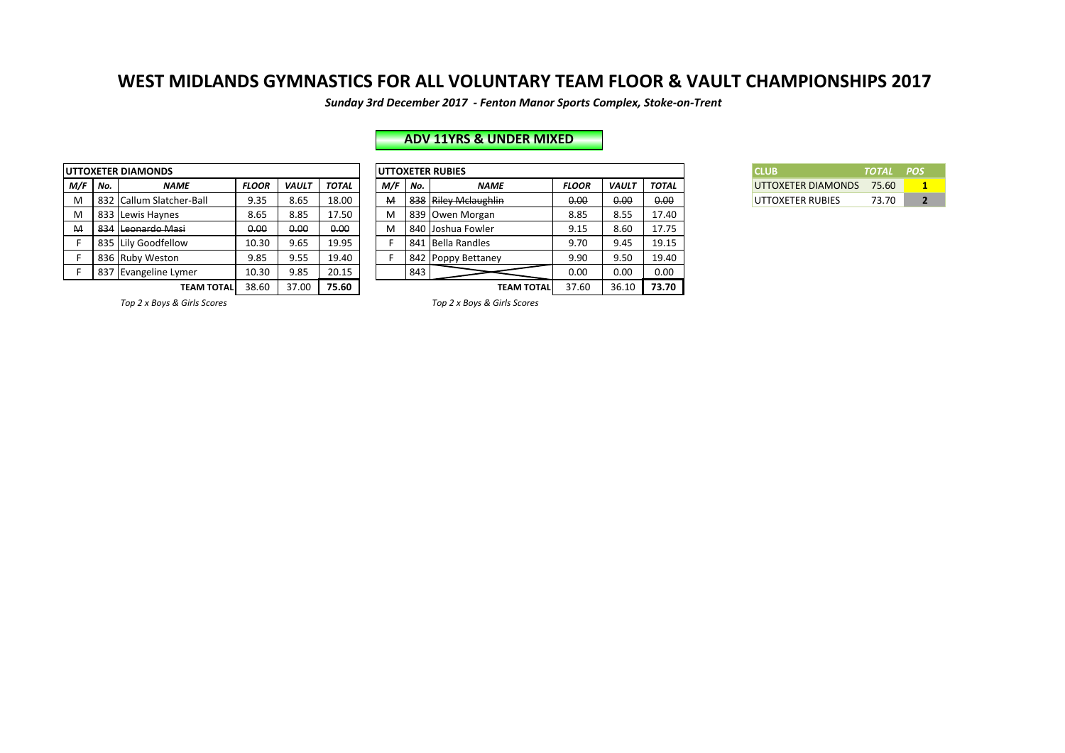# WEST MIDLANDS GYMNASTICS FOR ALL VOLUNTARY TEAM FLOOR & VAULT CHAMPIONSHIPS 2017

***Sunday 3rd December 2017 - Fenton Manor Sports Complex, Stoke-on-Trent***

## ADV 11YRS & UNDER MIXED

| UTTOXETER DIAMONDS | | | | | |
|---|---|---|---|---|---|
| ***M/F*** | ***No.*** | ***NAME*** | ***FLOOR*** | ***VAULT*** | ***TOTAL*** |
| M | 832 | Callum Slatcher-Ball | 9.35 | 8.65 | 18.00 |
| M | 833 | Lewis Haynes | 8.65 | 8.85 | 17.50 |
| ~~M~~ | ~~834~~ | ~~Leonardo Masi~~ | ~~0.00~~ | ~~0.00~~ | ~~0.00~~ |
| F | 835 | Lily Goodfellow | 10.30 | 9.65 | 19.95 |
| F | 836 | Ruby Weston | 9.85 | 9.55 | 19.40 |
| F | 837 | Evangeline Lymer | 10.30 | 9.85 | 20.15 |
| | | **TEAM TOTAL** | 38.60 | 37.00 | **75.60** |

*Top 2 x Boys & Girls Scores*

| UTTOXETER RUBIES | | | | | |
|---|---|---|---|---|---|
| ***M/F*** | ***No.*** | ***NAME*** | ***FLOOR*** | ***VAULT*** | ***TOTAL*** |
| ~~M~~ | ~~838~~ | ~~Riley Mclaughlin~~ | ~~0.00~~ | ~~0.00~~ | ~~0.00~~ |
| M | 839 | Owen Morgan | 8.85 | 8.55 | 17.40 |
| M | 840 | Joshua Fowler | 9.15 | 8.60 | 17.75 |
| F | 841 | Bella Randles | 9.70 | 9.45 | 19.15 |
| F | 842 | Poppy Bettaney | 9.90 | 9.50 | 19.40 |
| | 843 | | 0.00 | 0.00 | 0.00 |
| | | **TEAM TOTAL** | 37.60 | 36.10 | **73.70** |

*Top 2 x Boys & Girls Scores*

| CLUB | *TOTAL* | *POS* |
|---|---|---|
| UTTOXETER DIAMONDS | 75.60 | **1** |
| UTTOXETER RUBIES | 73.70 | **2** |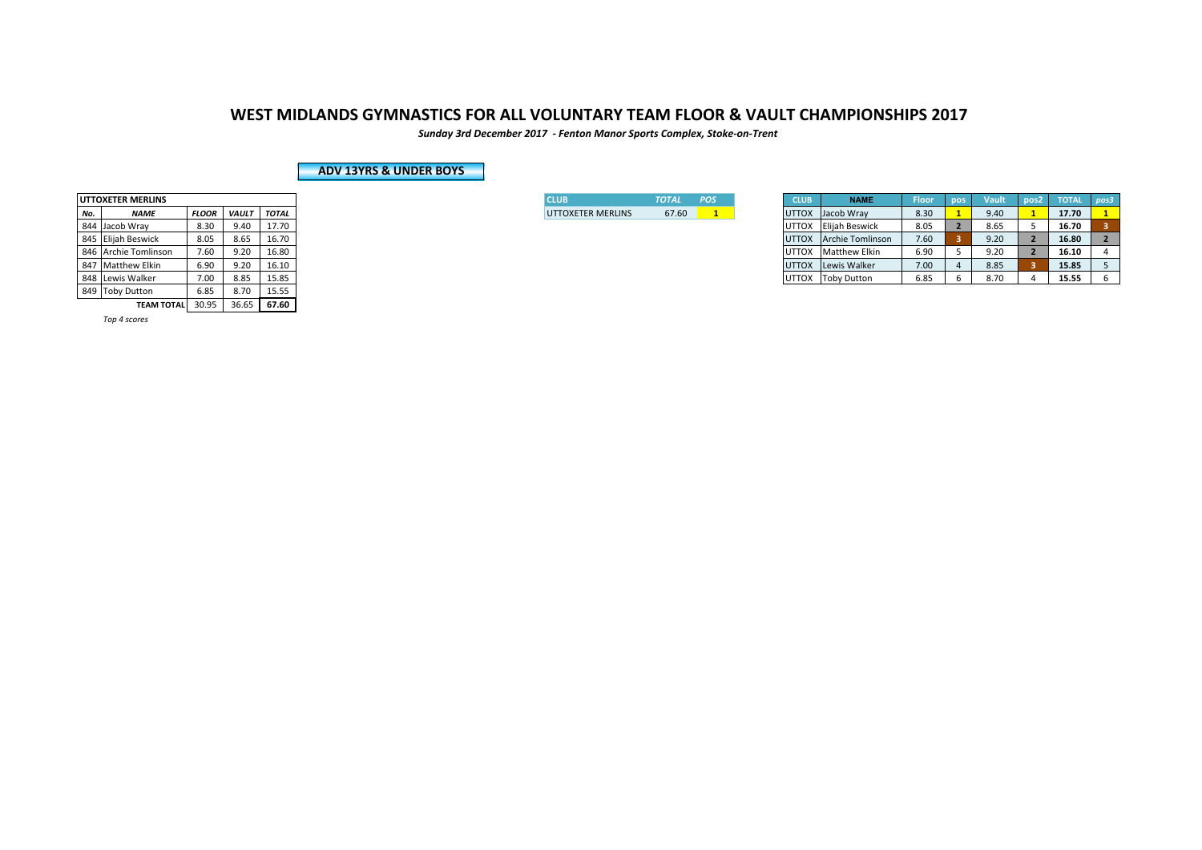# WEST MIDLANDS GYMNASTICS FOR ALL VOLUNTARY TEAM FLOOR & VAULT CHAMPIONSHIPS 2017

***Sunday 3rd December 2017 - Fenton Manor Sports Complex, Stoke-on-Trent***

## ADV 13YRS & UNDER BOYS

| UTTOXETER MERLINS | | | | |
|---|---|---|---|---|
| ***No.*** | ***NAME*** | ***FLOOR*** | ***VAULT*** | ***TOTAL*** |
| 844 | Jacob Wray | 8.30 | 9.40 | 17.70 |
| 845 | Elijah Beswick | 8.05 | 8.65 | 16.70 |
| 846 | Archie Tomlinson | 7.60 | 9.20 | 16.80 |
| 847 | Matthew Elkin | 6.90 | 9.20 | 16.10 |
| 848 | Lewis Walker | 7.00 | 8.85 | 15.85 |
| 849 | Toby Dutton | 6.85 | 8.70 | 15.55 |
| | **TEAM TOTAL** | 30.95 | 36.65 | **67.60** |

*Top 4 scores*

| CLUB | *TOTAL* | *POS* |
|---|---|---|
| UTTOXETER MERLINS | 67.60 | 1 |

| CLUB | NAME | Floor | pos | Vault | pos2 | TOTAL | pos3 |
|---|---|---|---|---|---|---|---|
| UTTOX | Jacob Wray | 8.30 | 1 | 9.40 | 1 | **17.70** | 1 |
| UTTOX | Elijah Beswick | 8.05 | 2 | 8.65 | 5 | **16.70** | 3 |
| UTTOX | Archie Tomlinson | 7.60 | 3 | 9.20 | 2 | **16.80** | 2 |
| UTTOX | Matthew Elkin | 6.90 | 5 | 9.20 | 2 | **16.10** | 4 |
| UTTOX | Lewis Walker | 7.00 | 4 | 8.85 | 3 | **15.85** | 5 |
| UTTOX | Toby Dutton | 6.85 | 6 | 8.70 | 4 | **15.55** | 6 |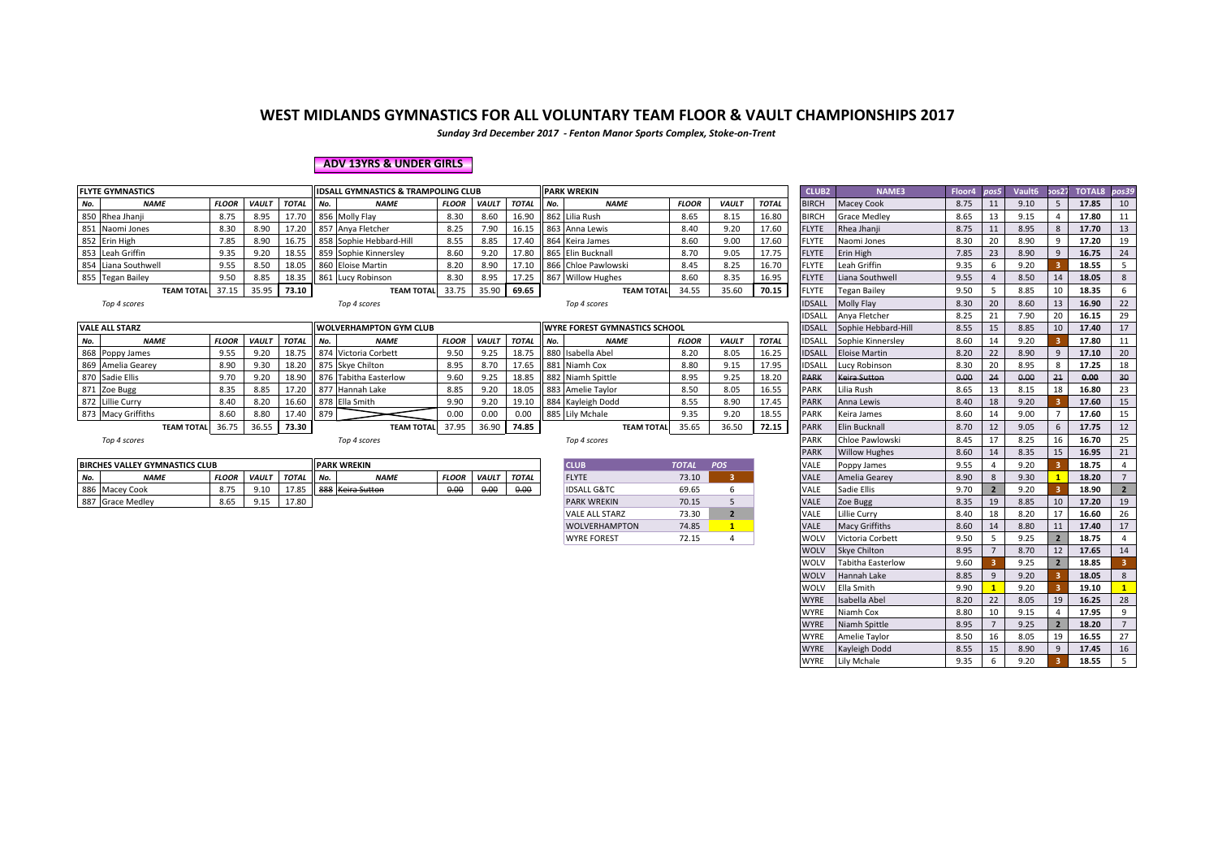# WEST MIDLANDS GYMNASTICS FOR ALL VOLUNTARY TEAM FLOOR & VAULT CHAMPIONSHIPS 2017

*Sunday 3rd December 2017 - Fenton Manor Sports Complex, Stoke-on-Trent*

**ADV 13YRS & UNDER GIRLS**

**FLYTE GYMNASTICS**

| No. | NAME | FLOOR | VAULT | TOTAL |
|---|---|---|---|---|
| 850 | Rhea Jhanji | 8.75 | 8.95 | 17.70 |
| 851 | Naomi Jones | 8.30 | 8.90 | 17.20 |
| 852 | Erin High | 7.85 | 8.90 | 16.75 |
| 853 | Leah Griffin | 9.35 | 9.20 | 18.55 |
| 854 | Liana Southwell | 9.55 | 8.50 | 18.05 |
| 855 | Tegan Bailey | 9.50 | 8.85 | 18.35 |
| | TEAM TOTAL | 37.15 | 35.95 | 73.10 |

*Top 4 scores*

**IDSALL GYMNASTICS & TRAMPOLING CLUB**

| No. | NAME | FLOOR | VAULT | TOTAL |
|---|---|---|---|---|
| 856 | Molly Flay | 8.30 | 8.60 | 16.90 |
| 857 | Anya Fletcher | 8.25 | 7.90 | 16.15 |
| 858 | Sophie Hebbard-Hill | 8.55 | 8.85 | 17.40 |
| 859 | Sophie Kinnersley | 8.60 | 9.20 | 17.80 |
| 860 | Eloise Martin | 8.20 | 8.90 | 17.10 |
| 861 | Lucy Robinson | 8.30 | 8.95 | 17.25 |
| | TEAM TOTAL | 33.75 | 35.90 | 69.65 |

*Top 4 scores*

**PARK WREKIN**

| No. | NAME | FLOOR | VAULT | TOTAL |
|---|---|---|---|---|
| 862 | Lilia Rush | 8.65 | 8.15 | 16.80 |
| 863 | Anna Lewis | 8.40 | 9.20 | 17.60 |
| 864 | Keira James | 8.60 | 9.00 | 17.60 |
| 865 | Elin Bucknall | 8.70 | 9.05 | 17.75 |
| 866 | Chloe Pawlowski | 8.45 | 8.25 | 16.70 |
| 867 | Willow Hughes | 8.60 | 8.35 | 16.95 |
| | TEAM TOTAL | 34.55 | 35.60 | 70.15 |

*Top 4 scores*

**VALE ALL STARZ**

| No. | NAME | FLOOR | VAULT | TOTAL |
|---|---|---|---|---|
| 868 | Poppy James | 9.55 | 9.20 | 18.75 |
| 869 | Amelia Gearey | 8.90 | 9.30 | 18.20 |
| 870 | Sadie Ellis | 9.70 | 9.20 | 18.90 |
| 871 | Zoe Bugg | 8.35 | 8.85 | 17.20 |
| 872 | Lillie Curry | 8.40 | 8.20 | 16.60 |
| 873 | Macy Griffiths | 8.60 | 8.80 | 17.40 |
| | TEAM TOTAL | 36.75 | 36.55 | 73.30 |

*Top 4 scores*

**WOLVERHAMPTON GYM CLUB**

| No. | NAME | FLOOR | VAULT | TOTAL |
|---|---|---|---|---|
| 874 | Victoria Corbett | 9.50 | 9.25 | 18.75 |
| 875 | Skye Chilton | 8.95 | 8.70 | 17.65 |
| 876 | Tabitha Easterlow | 9.60 | 9.25 | 18.85 |
| 877 | Hannah Lake | 8.85 | 9.20 | 18.05 |
| 878 | Ella Smith | 9.90 | 9.20 | 19.10 |
| 879 | | 0.00 | 0.00 | 0.00 |
| | TEAM TOTAL | 37.95 | 36.90 | 74.85 |

*Top 4 scores*

**WYRE FOREST GYMNASTICS SCHOOL**

| No. | NAME | FLOOR | VAULT | TOTAL |
|---|---|---|---|---|
| 880 | Isabella Abel | 8.20 | 8.05 | 16.25 |
| 881 | Niamh Cox | 8.80 | 9.15 | 17.95 |
| 882 | Niamh Spittle | 8.95 | 9.25 | 18.20 |
| 883 | Amelie Taylor | 8.50 | 8.05 | 16.55 |
| 884 | Kayleigh Dodd | 8.55 | 8.90 | 17.45 |
| 885 | Lily Mchale | 9.35 | 9.20 | 18.55 |
| | TEAM TOTAL | 35.65 | 36.50 | 72.15 |

*Top 4 scores*

**BIRCHES VALLEY GYMNASTICS CLUB**

| No. | NAME | FLOOR | VAULT | TOTAL |
|---|---|---|---|---|
| 886 | Macey Cook | 8.75 | 9.10 | 17.85 |
| 887 | Grace Medley | 8.65 | 9.15 | 17.80 |

**PARK WREKIN**

| No. | NAME | FLOOR | VAULT | TOTAL |
|---|---|---|---|---|
| ~~888~~ | ~~Keira Sutton~~ | ~~0.00~~ | ~~0.00~~ | ~~0.00~~ |

| CLUB | TOTAL | POS |
|---|---|---|
| FLYTE | 73.10 | 3 |
| IDSALL G&TC | 69.65 | 6 |
| PARK WREKIN | 70.15 | 5 |
| VALE ALL STARZ | 73.30 | 2 |
| WOLVERHAMPTON | 74.85 | 1 |
| WYRE FOREST | 72.15 | 4 |

| CLUB2 | NAME3 | Floor4 | pos5 | Vault6 | pos27 | TOTAL8 | pos39 |
|---|---|---|---|---|---|---|---|
| BIRCH | Macey Cook | 8.75 | 11 | 9.10 | 5 | 17.85 | 10 |
| BIRCH | Grace Medley | 8.65 | 13 | 9.15 | 4 | 17.80 | 11 |
| FLYTE | Rhea Jhanji | 8.75 | 11 | 8.95 | 8 | 17.70 | 13 |
| FLYTE | Naomi Jones | 8.30 | 20 | 8.90 | 9 | 17.20 | 19 |
| FLYTE | Erin High | 7.85 | 23 | 8.90 | 9 | 16.75 | 24 |
| FLYTE | Leah Griffin | 9.35 | 6 | 9.20 | 3 | 18.55 | 5 |
| FLYTE | Liana Southwell | 9.55 | 4 | 8.50 | 14 | 18.05 | 8 |
| FLYTE | Tegan Bailey | 9.50 | 5 | 8.85 | 10 | 18.35 | 6 |
| IDSALL | Molly Flay | 8.30 | 20 | 8.60 | 13 | 16.90 | 22 |
| IDSALL | Anya Fletcher | 8.25 | 21 | 7.90 | 20 | 16.15 | 29 |
| IDSALL | Sophie Hebbard-Hill | 8.55 | 15 | 8.85 | 10 | 17.40 | 17 |
| IDSALL | Sophie Kinnersley | 8.60 | 14 | 9.20 | 3 | 17.80 | 11 |
| IDSALL | Eloise Martin | 8.20 | 22 | 8.90 | 9 | 17.10 | 20 |
| IDSALL | Lucy Robinson | 8.30 | 20 | 8.95 | 8 | 17.25 | 18 |
| ~~PARK~~ | ~~Keira Sutton~~ | ~~0.00~~ | ~~24~~ | ~~0.00~~ | ~~21~~ | ~~0.00~~ | ~~30~~ |
| PARK | Lilia Rush | 8.65 | 13 | 8.15 | 18 | 16.80 | 23 |
| PARK | Anna Lewis | 8.40 | 18 | 9.20 | 3 | 17.60 | 15 |
| PARK | Keira James | 8.60 | 14 | 9.00 | 7 | 17.60 | 15 |
| PARK | Elin Bucknall | 8.70 | 12 | 9.05 | 6 | 17.75 | 12 |
| PARK | Chloe Pawlowski | 8.45 | 17 | 8.25 | 16 | 16.70 | 25 |
| PARK | Willow Hughes | 8.60 | 14 | 8.35 | 15 | 16.95 | 21 |
| VALE | Poppy James | 9.55 | 4 | 9.20 | 3 | 18.75 | 4 |
| VALE | Amelia Gearey | 8.90 | 8 | 9.30 | 1 | 18.20 | 7 |
| VALE | Sadie Ellis | 9.70 | 2 | 9.20 | 3 | 18.90 | 2 |
| VALE | Zoe Bugg | 8.35 | 19 | 8.85 | 10 | 17.20 | 19 |
| VALE | Lillie Curry | 8.40 | 18 | 8.20 | 17 | 16.60 | 26 |
| VALE | Macy Griffiths | 8.60 | 14 | 8.80 | 11 | 17.40 | 17 |
| WOLV | Victoria Corbett | 9.50 | 5 | 9.25 | 2 | 18.75 | 4 |
| WOLV | Skye Chilton | 8.95 | 7 | 8.70 | 12 | 17.65 | 14 |
| WOLV | Tabitha Easterlow | 9.60 | 3 | 9.25 | 2 | 18.85 | 3 |
| WOLV | Hannah Lake | 8.85 | 9 | 9.20 | 3 | 18.05 | 8 |
| WOLV | Ella Smith | 9.90 | 1 | 9.20 | 3 | 19.10 | 1 |
| WYRE | Isabella Abel | 8.20 | 22 | 8.05 | 19 | 16.25 | 28 |
| WYRE | Niamh Cox | 8.80 | 10 | 9.15 | 4 | 17.95 | 9 |
| WYRE | Niamh Spittle | 8.95 | 7 | 9.25 | 2 | 18.20 | 7 |
| WYRE | Amelie Taylor | 8.50 | 16 | 8.05 | 19 | 16.55 | 27 |
| WYRE | Kayleigh Dodd | 8.55 | 15 | 8.90 | 9 | 17.45 | 16 |
| WYRE | Lily Mchale | 9.35 | 6 | 9.20 | 3 | 18.55 | 5 |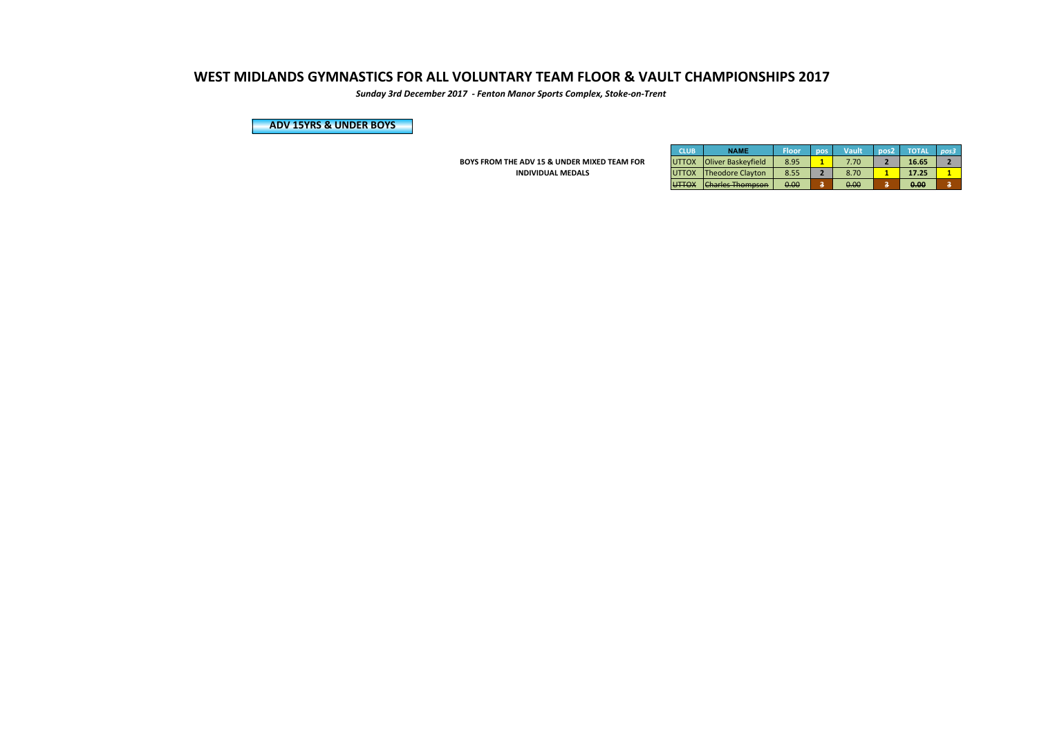# WEST MIDLANDS GYMNASTICS FOR ALL VOLUNTARY TEAM FLOOR & VAULT CHAMPIONSHIPS 2017

***Sunday 3rd December 2017 - Fenton Manor Sports Complex, Stoke-on-Trent***

**ADV 15YRS & UNDER BOYS**

**BOYS FROM THE ADV 15 & UNDER MIXED TEAM FOR INDIVIDUAL MEDALS**

| CLUB | NAME | Floor | pos | Vault | pos2 | TOTAL | *pos3* |
|---|---|---|---|---|---|---|---|
| UTTOX | Oliver Baskeyfield | 8.95 | 1 | 7.70 | 2 | **16.65** | 2 |
| UTTOX | Theodore Clayton | 8.55 | 2 | 8.70 | 1 | **17.25** | 1 |
| ~~UTTOX~~ | ~~Charles Thompson~~ | ~~0.00~~ | ~~3~~ | ~~0.00~~ | ~~3~~ | ~~**0.00**~~ | ~~3~~ |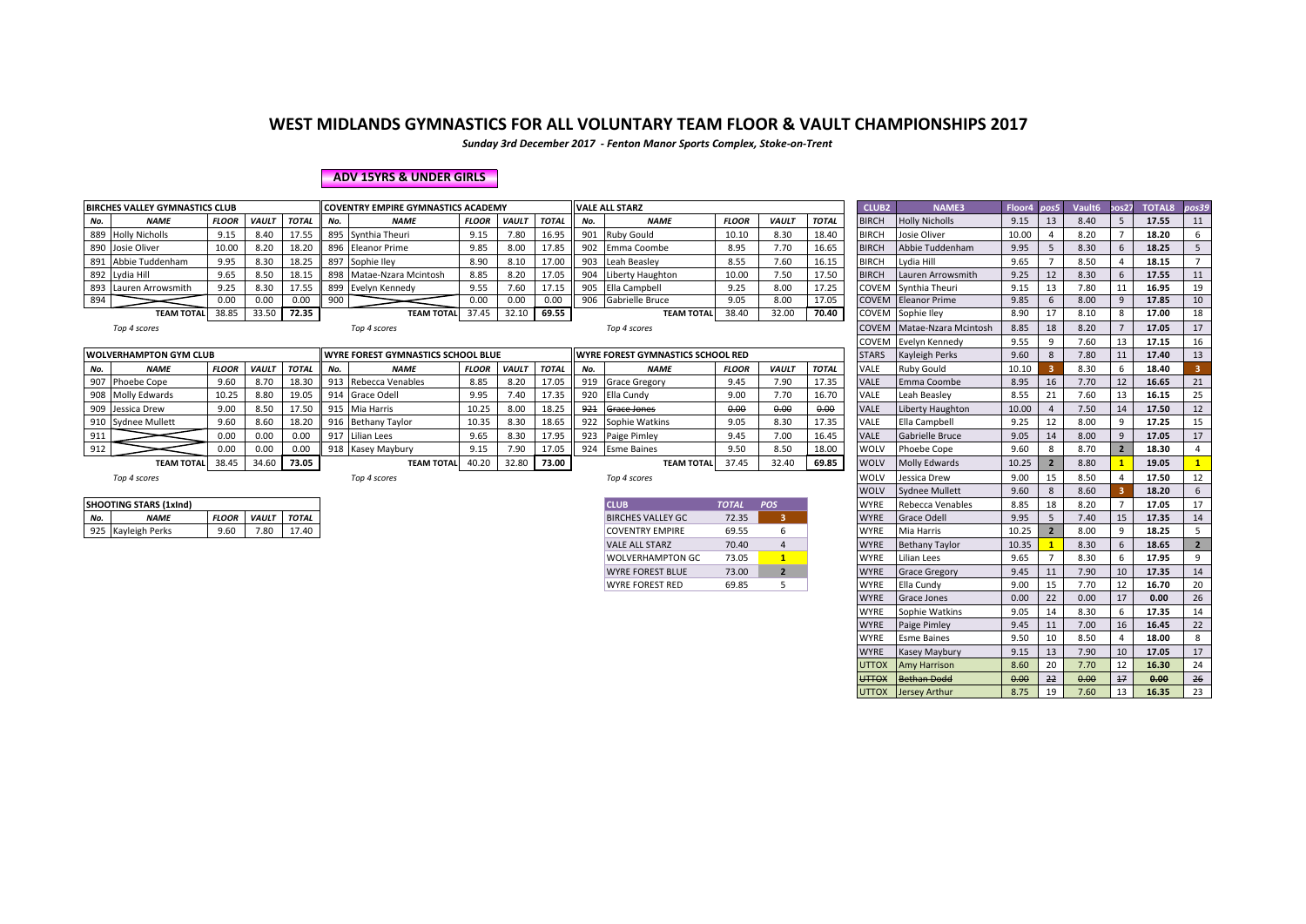# WEST MIDLANDS GYMNASTICS FOR ALL VOLUNTARY TEAM FLOOR & VAULT CHAMPIONSHIPS 2017

*Sunday 3rd December 2017 - Fenton Manor Sports Complex, Stoke-on-Trent*

**ADV 15YRS & UNDER GIRLS**

| BIRCHES VALLEY GYMNASTICS CLUB | | | | |
|---|---|---|---|---|
| No. | NAME | FLOOR | VAULT | TOTAL |
| 889 | Holly Nicholls | 9.15 | 8.40 | 17.55 |
| 890 | Josie Oliver | 10.00 | 8.20 | 18.20 |
| 891 | Abbie Tuddenham | 9.95 | 8.30 | 18.25 |
| 892 | Lydia Hill | 9.65 | 8.50 | 18.15 |
| 893 | Lauren Arrowsmith | 9.25 | 8.30 | 17.55 |
| 894 | | 0.00 | 0.00 | 0.00 |
| | TEAM TOTAL | 38.85 | 33.50 | **72.35** |

*Top 4 scores*

| COVENTRY EMPIRE GYMNASTICS ACADEMY | | | | |
|---|---|---|---|---|
| No. | NAME | FLOOR | VAULT | TOTAL |
| 895 | Synthia Theuri | 9.15 | 7.80 | 16.95 |
| 896 | Eleanor Prime | 9.85 | 8.00 | 17.85 |
| 897 | Sophie Iley | 8.90 | 8.10 | 17.00 |
| 898 | Matae-Nzara Mcintosh | 8.85 | 8.20 | 17.05 |
| 899 | Evelyn Kennedy | 9.55 | 7.60 | 17.15 |
| 900 | | 0.00 | 0.00 | 0.00 |
| | TEAM TOTAL | 37.45 | 32.10 | **69.55** |

*Top 4 scores*

| VALE ALL STARZ | | | | |
|---|---|---|---|---|
| No. | NAME | FLOOR | VAULT | TOTAL |
| 901 | Ruby Gould | 10.10 | 8.30 | 18.40 |
| 902 | Emma Coombe | 8.95 | 7.70 | 16.65 |
| 903 | Leah Beasley | 8.55 | 7.60 | 16.15 |
| 904 | Liberty Haughton | 10.00 | 7.50 | 17.50 |
| 905 | Ella Campbell | 9.25 | 8.00 | 17.25 |
| 906 | Gabrielle Bruce | 9.05 | 8.00 | 17.05 |
| | TEAM TOTAL | 38.40 | 32.00 | **70.40** |

*Top 4 scores*

| WOLVERHAMPTON GYM CLUB | | | | |
|---|---|---|---|---|
| No. | NAME | FLOOR | VAULT | TOTAL |
| 907 | Phoebe Cope | 9.60 | 8.70 | 18.30 |
| 908 | Molly Edwards | 10.25 | 8.80 | 19.05 |
| 909 | Jessica Drew | 9.00 | 8.50 | 17.50 |
| 910 | Sydnee Mullett | 9.60 | 8.60 | 18.20 |
| 911 | | 0.00 | 0.00 | 0.00 |
| 912 | | 0.00 | 0.00 | 0.00 |
| | TEAM TOTAL | 38.45 | 34.60 | **73.05** |

*Top 4 scores*

| WYRE FOREST GYMNASTICS SCHOOL BLUE | | | | |
|---|---|---|---|---|
| No. | NAME | FLOOR | VAULT | TOTAL |
| 913 | Rebecca Venables | 8.85 | 8.20 | 17.05 |
| 914 | Grace Odell | 9.95 | 7.40 | 17.35 |
| 915 | Mia Harris | 10.25 | 8.00 | 18.25 |
| 916 | Bethany Taylor | 10.35 | 8.30 | 18.65 |
| 917 | Lilian Lees | 9.65 | 8.30 | 17.95 |
| 918 | Kasey Maybury | 9.15 | 7.90 | 17.05 |
| | TEAM TOTAL | 40.20 | 32.80 | **73.00** |

*Top 4 scores*

| WYRE FOREST GYMNASTICS SCHOOL RED | | | | |
|---|---|---|---|---|
| No. | NAME | FLOOR | VAULT | TOTAL |
| 919 | Grace Gregory | 9.45 | 7.90 | 17.35 |
| 920 | Ella Cundy | 9.00 | 7.70 | 16.70 |
| ~~921~~ | ~~Grace Jones~~ | ~~0.00~~ | ~~0.00~~ | ~~0.00~~ |
| 922 | Sophie Watkins | 9.05 | 8.30 | 17.35 |
| 923 | Paige Pimley | 9.45 | 7.00 | 16.45 |
| 924 | Esme Baines | 9.50 | 8.50 | 18.00 |
| | TEAM TOTAL | 37.45 | 32.40 | **69.85** |

*Top 4 scores*

| SHOOTING STARS (1xInd) | | | | |
|---|---|---|---|---|
| No. | NAME | FLOOR | VAULT | TOTAL |
| 925 | Kayleigh Perks | 9.60 | 7.80 | 17.40 |

| CLUB | TOTAL | POS |
|---|---|---|
| BIRCHES VALLEY GC | 72.35 | 3 |
| COVENTRY EMPIRE | 69.55 | 6 |
| VALE ALL STARZ | 70.40 | 4 |
| WOLVERHAMPTON GC | 73.05 | 1 |
| WYRE FOREST BLUE | 73.00 | 2 |
| WYRE FOREST RED | 69.85 | 5 |

| CLUB2 | NAME3 | Floor4 | pos5 | Vault6 | pos27 | TOTAL8 | pos39 |
|---|---|---|---|---|---|---|---|
| BIRCH | Holly Nicholls | 9.15 | 13 | 8.40 | 5 | 17.55 | 11 |
| BIRCH | Josie Oliver | 10.00 | 4 | 8.20 | 7 | 18.20 | 6 |
| BIRCH | Abbie Tuddenham | 9.95 | 5 | 8.30 | 6 | 18.25 | 5 |
| BIRCH | Lydia Hill | 9.65 | 7 | 8.50 | 4 | 18.15 | 7 |
| BIRCH | Lauren Arrowsmith | 9.25 | 12 | 8.30 | 6 | 17.55 | 11 |
| COVEM | Synthia Theuri | 9.15 | 13 | 7.80 | 11 | 16.95 | 19 |
| COVEM | Eleanor Prime | 9.85 | 6 | 8.00 | 9 | 17.85 | 10 |
| COVEM | Sophie Iley | 8.90 | 17 | 8.10 | 8 | 17.00 | 18 |
| COVEM | Matae-Nzara Mcintosh | 8.85 | 18 | 8.20 | 7 | 17.05 | 17 |
| COVEM | Evelyn Kennedy | 9.55 | 9 | 7.60 | 13 | 17.15 | 16 |
| STARS | Kayleigh Perks | 9.60 | 8 | 7.80 | 11 | 17.40 | 13 |
| VALE | Ruby Gould | 10.10 | 3 | 8.30 | 6 | 18.40 | 3 |
| VALE | Emma Coombe | 8.95 | 16 | 7.70 | 12 | 16.65 | 21 |
| VALE | Leah Beasley | 8.55 | 21 | 7.60 | 13 | 16.15 | 25 |
| VALE | Liberty Haughton | 10.00 | 4 | 7.50 | 14 | 17.50 | 12 |
| VALE | Ella Campbell | 9.25 | 12 | 8.00 | 9 | 17.25 | 15 |
| VALE | Gabrielle Bruce | 9.05 | 14 | 8.00 | 9 | 17.05 | 17 |
| WOLV | Phoebe Cope | 9.60 | 8 | 8.70 | 2 | 18.30 | 4 |
| WOLV | Molly Edwards | 10.25 | 2 | 8.80 | 1 | 19.05 | 1 |
| WOLV | Jessica Drew | 9.00 | 15 | 8.50 | 4 | 17.50 | 12 |
| WOLV | Sydnee Mullett | 9.60 | 8 | 8.60 | 3 | 18.20 | 6 |
| WYRE | Rebecca Venables | 8.85 | 18 | 8.20 | 7 | 17.05 | 17 |
| WYRE | Grace Odell | 9.95 | 5 | 7.40 | 15 | 17.35 | 14 |
| WYRE | Mia Harris | 10.25 | 2 | 8.00 | 9 | 18.25 | 5 |
| WYRE | Bethany Taylor | 10.35 | 1 | 8.30 | 6 | 18.65 | 2 |
| WYRE | Lilian Lees | 9.65 | 7 | 8.30 | 6 | 17.95 | 9 |
| WYRE | Grace Gregory | 9.45 | 11 | 7.90 | 10 | 17.35 | 14 |
| WYRE | Ella Cundy | 9.00 | 15 | 7.70 | 12 | 16.70 | 20 |
| WYRE | Grace Jones | 0.00 | 22 | 0.00 | 17 | 0.00 | 26 |
| WYRE | Sophie Watkins | 9.05 | 14 | 8.30 | 6 | 17.35 | 14 |
| WYRE | Paige Pimley | 9.45 | 11 | 7.00 | 16 | 16.45 | 22 |
| WYRE | Esme Baines | 9.50 | 10 | 8.50 | 4 | 18.00 | 8 |
| WYRE | Kasey Maybury | 9.15 | 13 | 7.90 | 10 | 17.05 | 17 |
| UTTOX | Amy Harrison | 8.60 | 20 | 7.70 | 12 | 16.30 | 24 |
| ~~UTTOX~~ | ~~Bethan Dodd~~ | ~~0.00~~ | ~~22~~ | ~~0.00~~ | ~~17~~ | ~~0.00~~ | ~~26~~ |
| UTTOX | Jersey Arthur | 8.75 | 19 | 7.60 | 13 | 16.35 | 23 |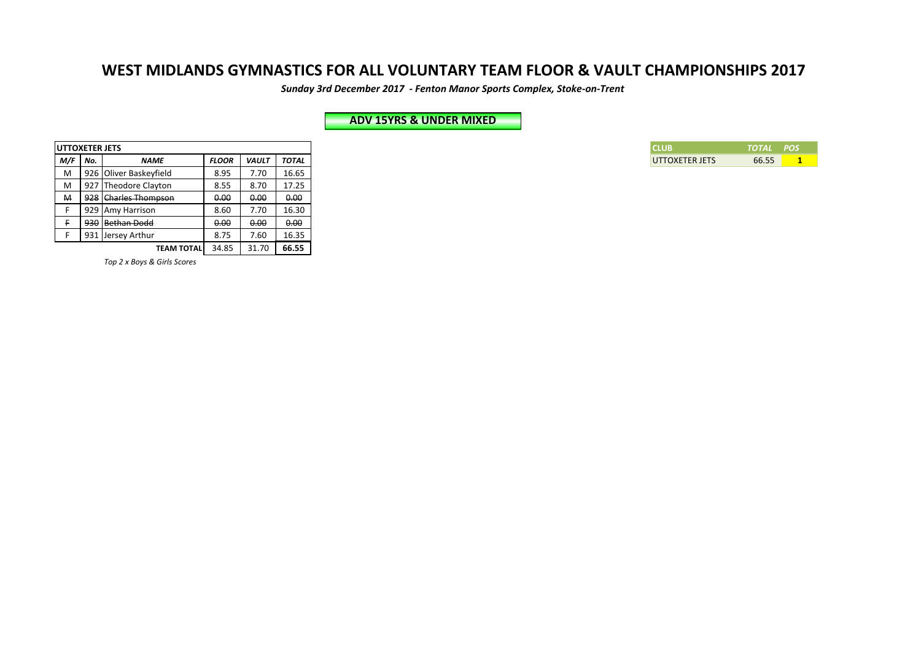# WEST MIDLANDS GYMNASTICS FOR ALL VOLUNTARY TEAM FLOOR & VAULT CHAMPIONSHIPS 2017

***Sunday 3rd December 2017 - Fenton Manor Sports Complex, Stoke-on-Trent***

## ADV 15YRS & UNDER MIXED

| UTTOXETER JETS | | | | | |
|---|---|---|---|---|---|
| ***M/F*** | ***No.*** | ***NAME*** | ***FLOOR*** | ***VAULT*** | ***TOTAL*** |
| M | 926 | Oliver Baskeyfield | 8.95 | 7.70 | 16.65 |
| M | 927 | Theodore Clayton | 8.55 | 8.70 | 17.25 |
| ~~M~~ | ~~928~~ | ~~Charles Thompson~~ | ~~0.00~~ | ~~0.00~~ | ~~0.00~~ |
| F | 929 | Amy Harrison | 8.60 | 7.70 | 16.30 |
| ~~F~~ | ~~930~~ | ~~Bethan Dodd~~ | ~~0.00~~ | ~~0.00~~ | ~~0.00~~ |
| F | 931 | Jersey Arthur | 8.75 | 7.60 | 16.35 |
| | | **TEAM TOTAL** | 34.85 | 31.70 | **66.55** |

*Top 2 x Boys & Girls Scores*

| CLUB | *TOTAL* | *POS* |
|---|---|---|
| UTTOXETER JETS | 66.55 | **1** |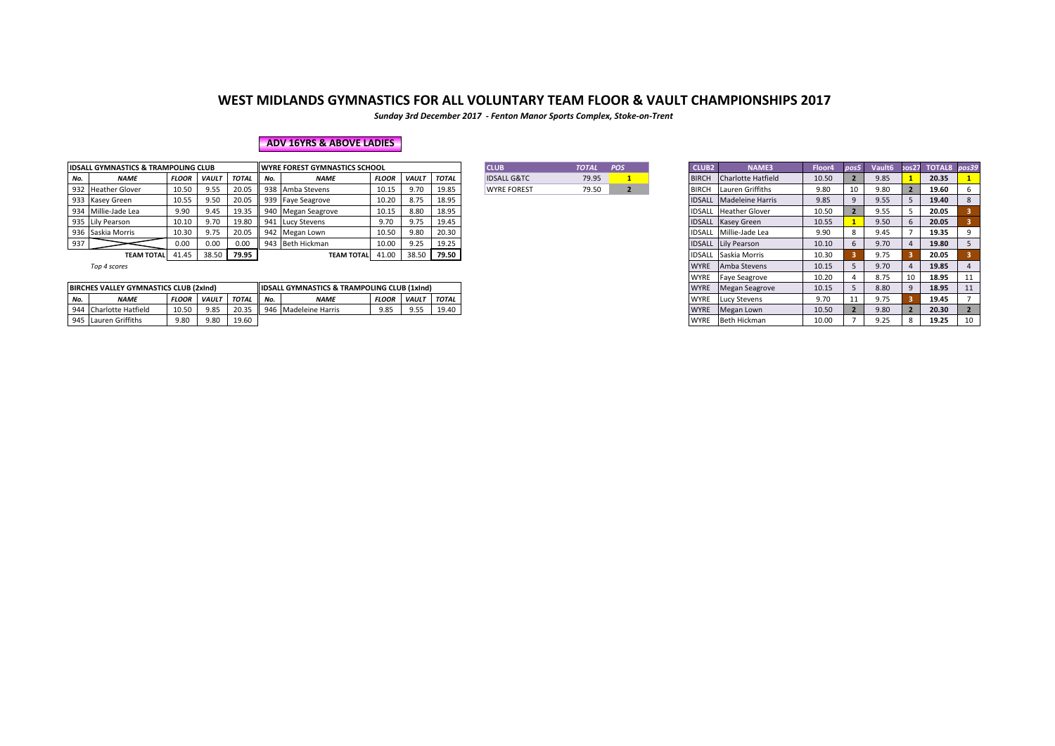# WEST MIDLANDS GYMNASTICS FOR ALL VOLUNTARY TEAM FLOOR & VAULT CHAMPIONSHIPS 2017

*Sunday 3rd December 2017 - Fenton Manor Sports Complex, Stoke-on-Trent*

## ADV 16YRS & ABOVE LADIES

| IDSALL GYMNASTICS & TRAMPOLING CLUB | | | | |
|---|---|---|---|---|
| No. | NAME | FLOOR | VAULT | TOTAL |
| 932 | Heather Glover | 10.50 | 9.55 | 20.05 |
| 933 | Kasey Green | 10.55 | 9.50 | 20.05 |
| 934 | Millie-Jade Lea | 9.90 | 9.45 | 19.35 |
| 935 | Lily Pearson | 10.10 | 9.70 | 19.80 |
| 936 | Saskia Morris | 10.30 | 9.75 | 20.05 |
| 937 | | 0.00 | 0.00 | 0.00 |
| | TEAM TOTAL | 41.45 | 38.50 | 79.95 |

*Top 4 scores*

| WYRE FOREST GYMNASTICS SCHOOL | | | | |
|---|---|---|---|---|
| No. | NAME | FLOOR | VAULT | TOTAL |
| 938 | Amba Stevens | 10.15 | 9.70 | 19.85 |
| 939 | Faye Seagrove | 10.20 | 8.75 | 18.95 |
| 940 | Megan Seagrove | 10.15 | 8.80 | 18.95 |
| 941 | Lucy Stevens | 9.70 | 9.75 | 19.45 |
| 942 | Megan Lown | 10.50 | 9.80 | 20.30 |
| 943 | Beth Hickman | 10.00 | 9.25 | 19.25 |
| | TEAM TOTAL | 41.00 | 38.50 | 79.50 |

| BIRCHES VALLEY GYMNASTICS CLUB (2xInd) | | | | |
|---|---|---|---|---|
| No. | NAME | FLOOR | VAULT | TOTAL |
| 944 | Charlotte Hatfield | 10.50 | 9.85 | 20.35 |
| 945 | Lauren Griffiths | 9.80 | 9.80 | 19.60 |

| IDSALL GYMNASTICS & TRAMPOLING CLUB (1xInd) | | | | |
|---|---|---|---|---|
| No. | NAME | FLOOR | VAULT | TOTAL |
| 946 | Madeleine Harris | 9.85 | 9.55 | 19.40 |

| CLUB | TOTAL | POS |
|---|---|---|
| IDSALL G&TC | 79.95 | 1 |
| WYRE FOREST | 79.50 | 2 |

| CLUB2 | NAME3 | Floor4 | pos5 | Vault6 | pos27 | TOTAL8 | pos39 |
|---|---|---|---|---|---|---|---|
| BIRCH | Charlotte Hatfield | 10.50 | 2 | 9.85 | 1 | 20.35 | 1 |
| BIRCH | Lauren Griffiths | 9.80 | 10 | 9.80 | 2 | 19.60 | 6 |
| IDSALL | Madeleine Harris | 9.85 | 9 | 9.55 | 5 | 19.40 | 8 |
| IDSALL | Heather Glover | 10.50 | 2 | 9.55 | 5 | 20.05 | 3 |
| IDSALL | Kasey Green | 10.55 | 1 | 9.50 | 6 | 20.05 | 3 |
| IDSALL | Millie-Jade Lea | 9.90 | 8 | 9.45 | 7 | 19.35 | 9 |
| IDSALL | Lily Pearson | 10.10 | 6 | 9.70 | 4 | 19.80 | 5 |
| IDSALL | Saskia Morris | 10.30 | 3 | 9.75 | 3 | 20.05 | 3 |
| WYRE | Amba Stevens | 10.15 | 5 | 9.70 | 4 | 19.85 | 4 |
| WYRE | Faye Seagrove | 10.20 | 4 | 8.75 | 10 | 18.95 | 11 |
| WYRE | Megan Seagrove | 10.15 | 5 | 8.80 | 9 | 18.95 | 11 |
| WYRE | Lucy Stevens | 9.70 | 11 | 9.75 | 3 | 19.45 | 7 |
| WYRE | Megan Lown | 10.50 | 2 | 9.80 | 2 | 20.30 | 2 |
| WYRE | Beth Hickman | 10.00 | 7 | 9.25 | 8 | 19.25 | 10 |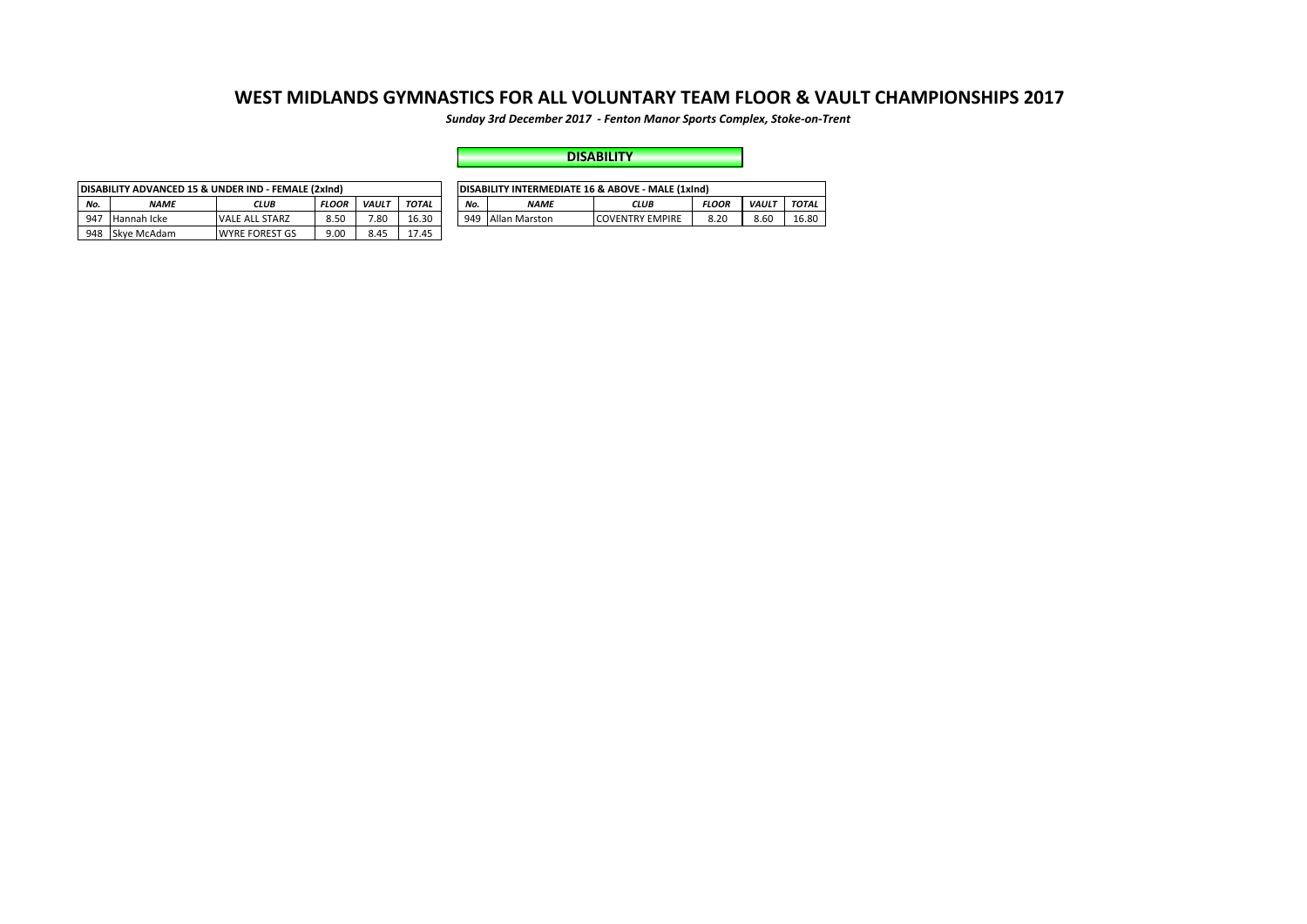# WEST MIDLANDS GYMNASTICS FOR ALL VOLUNTARY TEAM FLOOR & VAULT CHAMPIONSHIPS 2017

***Sunday 3rd December 2017 - Fenton Manor Sports Complex, Stoke-on-Trent***

## DISABILITY

**DISABILITY ADVANCED 15 & UNDER IND - FEMALE (2xInd)**

| No. | NAME | CLUB | FLOOR | VAULT | TOTAL |
|---|---|---|---|---|---|
| 947 | Hannah Icke | VALE ALL STARZ | 8.50 | 7.80 | 16.30 |
| 948 | Skye McAdam | WYRE FOREST GS | 9.00 | 8.45 | 17.45 |

**DISABILITY INTERMEDIATE 16 & ABOVE - MALE (1xInd)**

| No. | NAME | CLUB | FLOOR | VAULT | TOTAL |
|---|---|---|---|---|---|
| 949 | Allan Marston | COVENTRY EMPIRE | 8.20 | 8.60 | 16.80 |